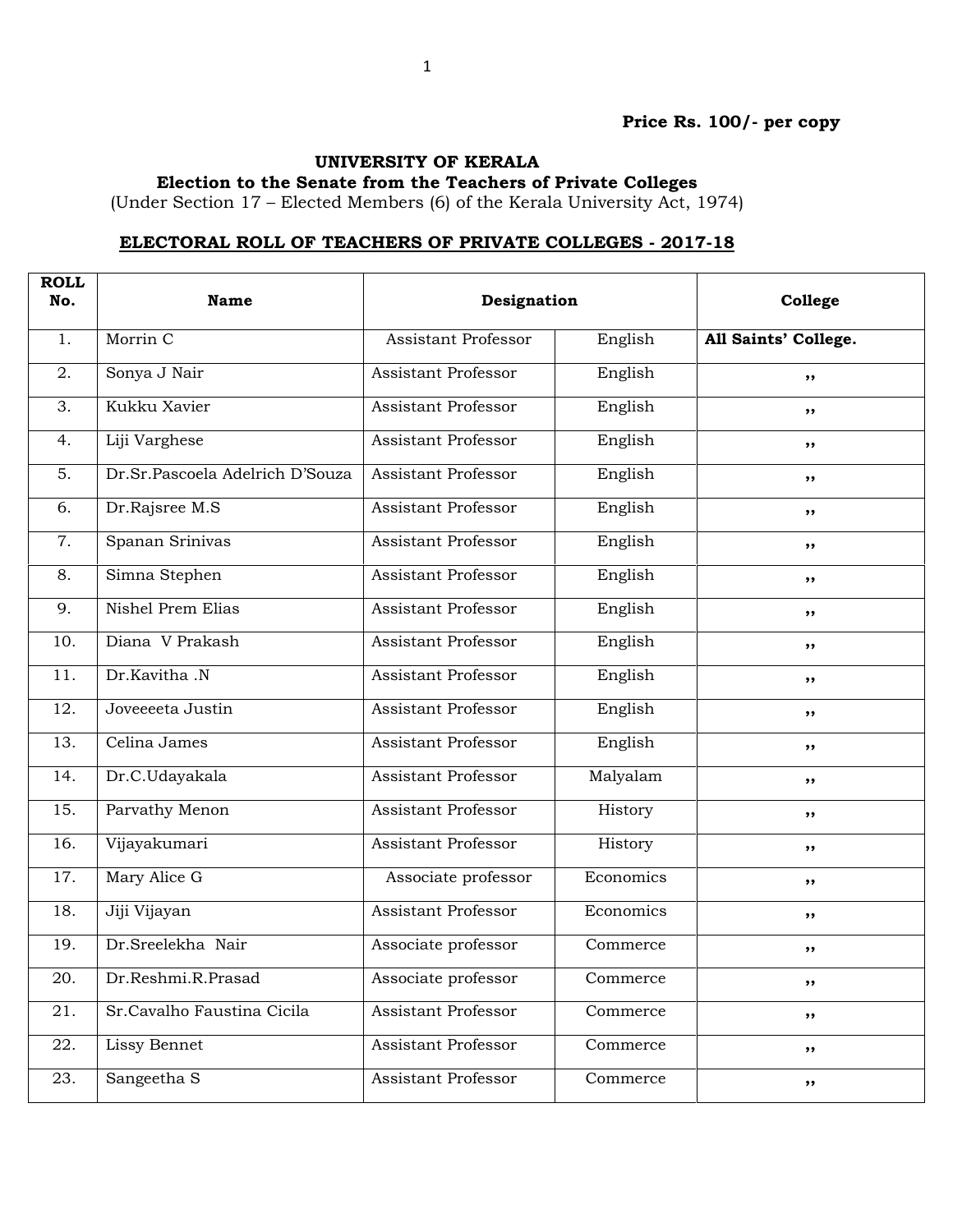**Price Rs. 100/- per copy**

## UNIVERSITY OF KERALA

### Election to the Senate from the Teachers of Private Colleges

(Under Section 17 – Elected Members (6) of the Kerala University Act, 1974)

### ELECTORAL ROLL OF TEACHERS OF PRIVATE COLLEGES - 2017-18

| ROLL No. | Name | Designation | | College |
|---|---|---|---|---|
| 1. | Morrin C | Assistant Professor | English | **All Saints' College.** |
| 2. | Sonya J Nair | Assistant Professor | English | ,, |
| 3. | Kukku Xavier | Assistant Professor | English | ,, |
| 4. | Liji Varghese | Assistant Professor | English | ,, |
| 5. | Dr.Sr.Pascoela Adelrich D'Souza | Assistant Professor | English | ,, |
| 6. | Dr.Rajsree M.S | Assistant Professor | English | ,, |
| 7. | Spanan Srinivas | Assistant Professor | English | ,, |
| 8. | Simna Stephen | Assistant Professor | English | ,, |
| 9. | Nishel Prem Elias | Assistant Professor | English | ,, |
| 10. | Diana V Prakash | Assistant Professor | English | ,, |
| 11. | Dr.Kavitha .N | Assistant Professor | English | ,, |
| 12. | Joveeeeta Justin | Assistant Professor | English | ,, |
| 13. | Celina James | Assistant Professor | English | ,, |
| 14. | Dr.C.Udayakala | Assistant Professor | Malyalam | ,, |
| 15. | Parvathy Menon | Assistant Professor | History | ,, |
| 16. | Vijayakumari | Assistant Professor | History | ,, |
| 17. | Mary Alice G | Associate professor | Economics | ,, |
| 18. | Jiji Vijayan | Assistant Professor | Economics | ,, |
| 19. | Dr.Sreelekha Nair | Associate professor | Commerce | ,, |
| 20. | Dr.Reshmi.R.Prasad | Associate professor | Commerce | ,, |
| 21. | Sr.Cavalho Faustina Cicila | Assistant Professor | Commerce | ,, |
| 22. | Lissy Bennet | Assistant Professor | Commerce | ,, |
| 23. | Sangeetha S | Assistant Professor | Commerce | ,, |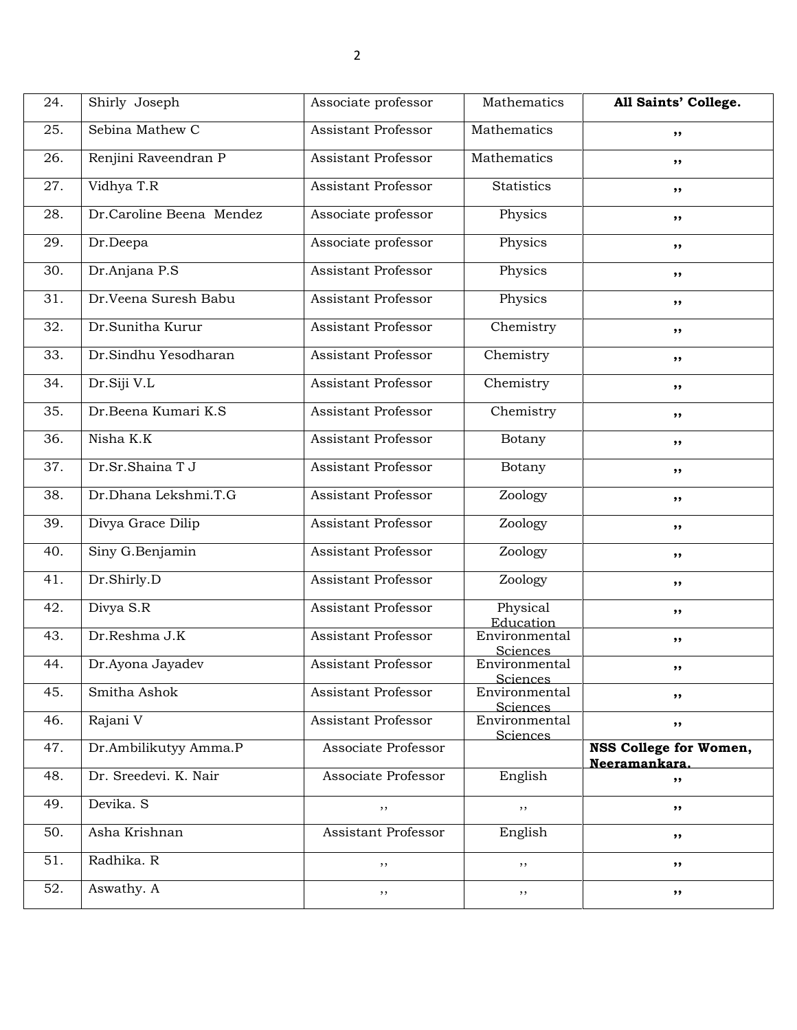| 24. | Shirly Joseph | Associate professor | Mathematics | **All Saints' College.** |
|---|---|---|---|---|
| 25. | Sebina Mathew C | Assistant Professor | Mathematics | ,, |
| 26. | Renjini Raveendran P | Assistant Professor | Mathematics | ,, |
| 27. | Vidhya T.R | Assistant Professor | Statistics | ,, |
| 28. | Dr.Caroline Beena Mendez | Associate professor | Physics | ,, |
| 29. | Dr.Deepa | Associate professor | Physics | ,, |
| 30. | Dr.Anjana P.S | Assistant Professor | Physics | ,, |
| 31. | Dr.Veena Suresh Babu | Assistant Professor | Physics | ,, |
| 32. | Dr.Sunitha Kurur | Assistant Professor | Chemistry | ,, |
| 33. | Dr.Sindhu Yesodharan | Assistant Professor | Chemistry | ,, |
| 34. | Dr.Siji V.L | Assistant Professor | Chemistry | ,, |
| 35. | Dr.Beena Kumari K.S | Assistant Professor | Chemistry | ,, |
| 36. | Nisha K.K | Assistant Professor | Botany | ,, |
| 37. | Dr.Sr.Shaina T J | Assistant Professor | Botany | ,, |
| 38. | Dr.Dhana Lekshmi.T.G | Assistant Professor | Zoology | ,, |
| 39. | Divya Grace Dilip | Assistant Professor | Zoology | ,, |
| 40. | Siny G.Benjamin | Assistant Professor | Zoology | ,, |
| 41. | Dr.Shirly.D | Assistant Professor | Zoology | ,, |
| 42. | Divya S.R | Assistant Professor | Physical Education | ,, |
| 43. | Dr.Reshma J.K | Assistant Professor | Environmental Sciences | ,, |
| 44. | Dr.Ayona Jayadev | Assistant Professor | Environmental Sciences | ,, |
| 45. | Smitha Ashok | Assistant Professor | Environmental Sciences | ,, |
| 46. | Rajani V | Assistant Professor | Environmental Sciences | ,, |
| 47. | Dr.Ambilikutyy Amma.P | Associate Professor | | **NSS College for Women, Neeramankara.** |
| 48. | Dr. Sreedevi. K. Nair | Associate Professor | English | ,, |
| 49. | Devika. S | ,, | ,, | ,, |
| 50. | Asha Krishnan | Assistant Professor | English | ,, |
| 51. | Radhika. R | ,, | ,, | ,, |
| 52. | Aswathy. A | ,, | ,, | ,, |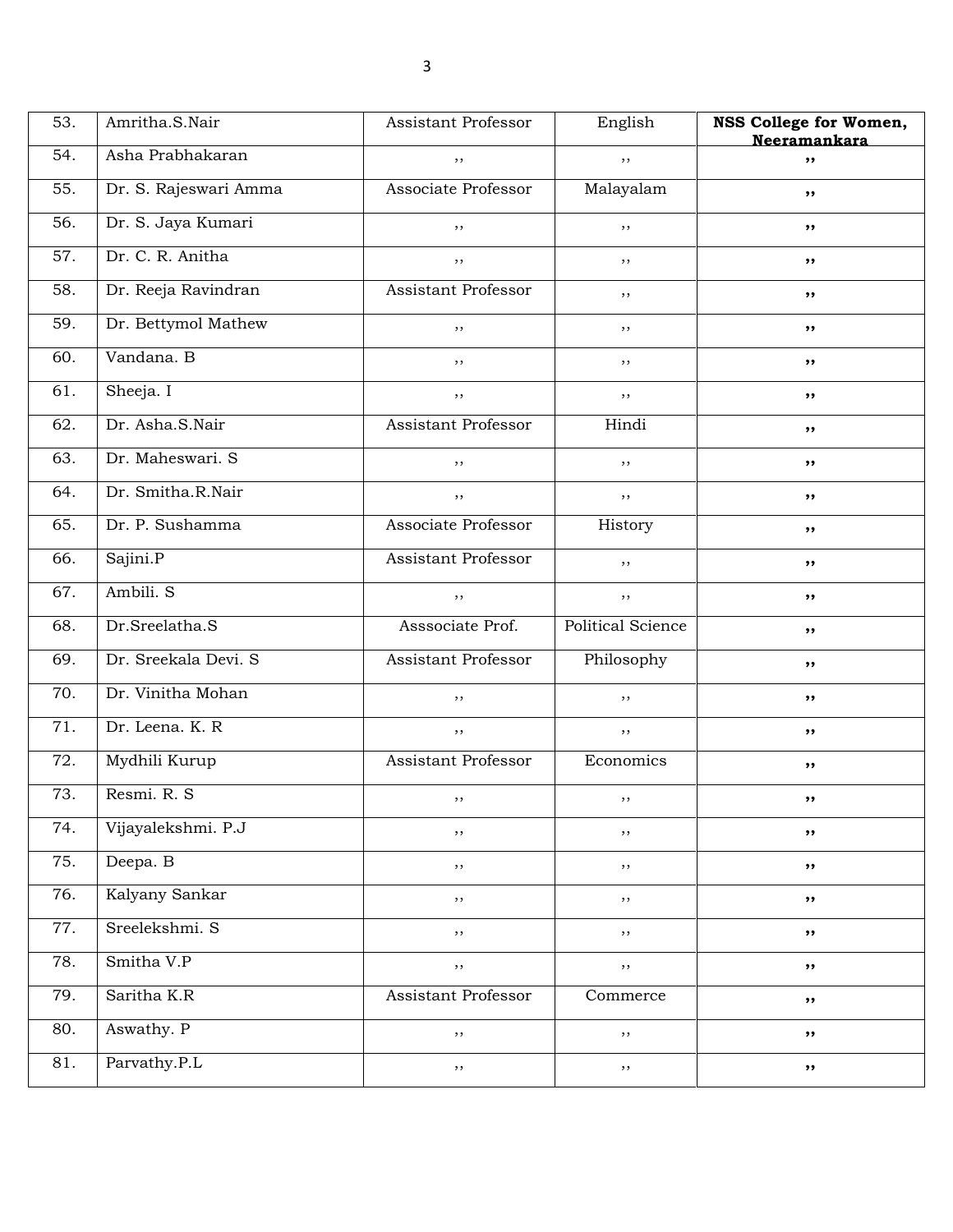| 53. | Amritha.S.Nair | Assistant Professor | English | **NSS College for Women, Neeramankara** |
|---|---|---|---|---|
| 54. | Asha Prabhakaran | ,, | ,, | **,,** |
| 55. | Dr. S. Rajeswari Amma | Associate Professor | Malayalam | **,,** |
| 56. | Dr. S. Jaya Kumari | ,, | ,, | **,,** |
| 57. | Dr. C. R. Anitha | ,, | ,, | **,,** |
| 58. | Dr. Reeja Ravindran | Assistant Professor | ,, | **,,** |
| 59. | Dr. Bettymol Mathew | ,, | ,, | **,,** |
| 60. | Vandana. B | ,, | ,, | **,,** |
| 61. | Sheeja. I | ,, | ,, | **,,** |
| 62. | Dr. Asha.S.Nair | Assistant Professor | Hindi | **,,** |
| 63. | Dr. Maheswari. S | ,, | ,, | **,,** |
| 64. | Dr. Smitha.R.Nair | ,, | ,, | **,,** |
| 65. | Dr. P. Sushamma | Associate Professor | History | **,,** |
| 66. | Sajini.P | Assistant Professor | ,, | **,,** |
| 67. | Ambili. S | ,, | ,, | **,,** |
| 68. | Dr.Sreelatha.S | Asssociate Prof. | Political Science | **,,** |
| 69. | Dr. Sreekala Devi. S | Assistant Professor | Philosophy | **,,** |
| 70. | Dr. Vinitha Mohan | ,, | ,, | **,,** |
| 71. | Dr. Leena. K. R | ,, | ,, | **,,** |
| 72. | Mydhili Kurup | Assistant Professor | Economics | **,,** |
| 73. | Resmi. R. S | ,, | ,, | **,,** |
| 74. | Vijayalekshmi. P.J | ,, | ,, | **,,** |
| 75. | Deepa. B | ,, | ,, | **,,** |
| 76. | Kalyany Sankar | ,, | ,, | **,,** |
| 77. | Sreelekshmi. S | ,, | ,, | **,,** |
| 78. | Smitha V.P | ,, | ,, | **,,** |
| 79. | Saritha K.R | Assistant Professor | Commerce | **,,** |
| 80. | Aswathy. P | ,, | ,, | **,,** |
| 81. | Parvathy.P.L | ,, | ,, | **,,** |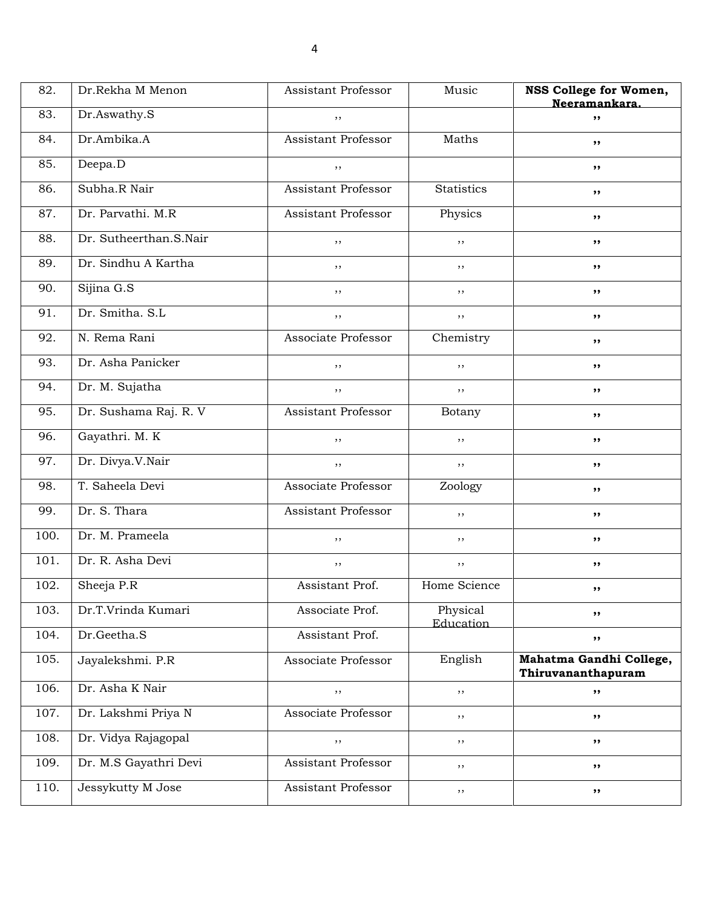| 82. | Dr.Rekha M Menon | Assistant Professor | Music | **NSS College for Women, Neeramankara.** |
|---|---|---|---|---|
| 83. | Dr.Aswathy.S | ,, | | **,,** |
| 84. | Dr.Ambika.A | Assistant Professor | Maths | **,,** |
| 85. | Deepa.D | ,, | | **,,** |
| 86. | Subha.R Nair | Assistant Professor | Statistics | **,,** |
| 87. | Dr. Parvathi. M.R | Assistant Professor | Physics | **,,** |
| 88. | Dr. Sutheerthan.S.Nair | ,, | ,, | **,,** |
| 89. | Dr. Sindhu A Kartha | ,, | ,, | **,,** |
| 90. | Sijina G.S | ,, | ,, | **,,** |
| 91. | Dr. Smitha. S.L | ,, | ,, | **,,** |
| 92. | N. Rema Rani | Associate Professor | Chemistry | **,,** |
| 93. | Dr. Asha Panicker | ,, | ,, | **,,** |
| 94. | Dr. M. Sujatha | ,, | ,, | **,,** |
| 95. | Dr. Sushama Raj. R. V | Assistant Professor | Botany | **,,** |
| 96. | Gayathri. M. K | ,, | ,, | **,,** |
| 97. | Dr. Divya.V.Nair | ,, | ,, | **,,** |
| 98. | T. Saheela Devi | Associate Professor | Zoology | **,,** |
| 99. | Dr. S. Thara | Assistant Professor | ,, | **,,** |
| 100. | Dr. M. Prameela | ,, | ,, | **,,** |
| 101. | Dr. R. Asha Devi | ,, | ,, | **,,** |
| 102. | Sheeja P.R | Assistant Prof. | Home Science | **,,** |
| 103. | Dr.T.Vrinda Kumari | Associate Prof. | Physical Education | **,,** |
| 104. | Dr.Geetha.S | Assistant Prof. | | **,,** |
| 105. | Jayalekshmi. P.R | Associate Professor | English | **Mahatma Gandhi College, Thiruvananthapuram** |
| 106. | Dr. Asha K Nair | ,, | ,, | **,,** |
| 107. | Dr. Lakshmi Priya N | Associate Professor | ,, | **,,** |
| 108. | Dr. Vidya Rajagopal | ,, | ,, | **,,** |
| 109. | Dr. M.S Gayathri Devi | Assistant Professor | ,, | **,,** |
| 110. | Jessykutty M Jose | Assistant Professor | ,, | **,,** |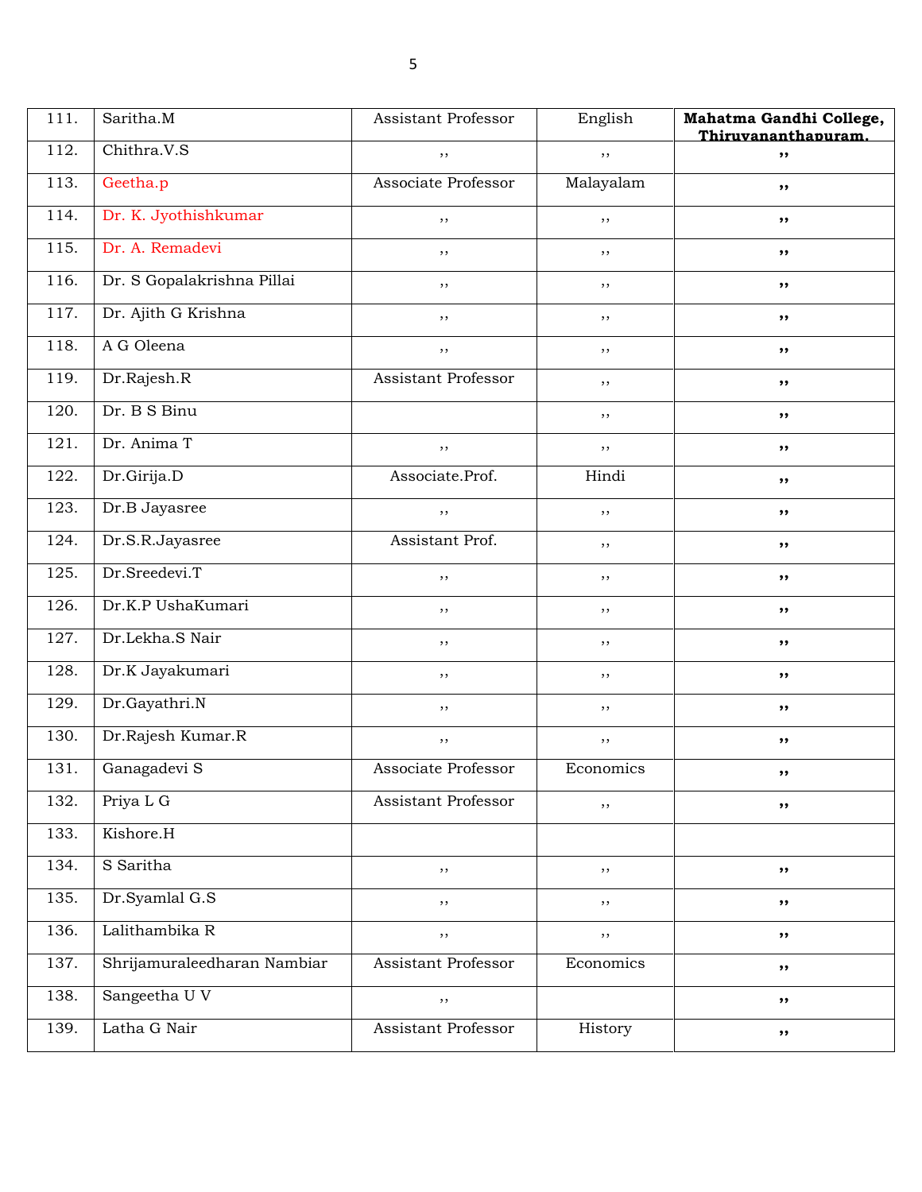| 111. | Saritha.M | Assistant Professor | English | **Mahatma Gandhi College, Thiruvananthapuram.** |
|---|---|---|---|---|
| 112. | Chithra.V.S | ,, | ,, | ,, |
| 113. | Geetha.p | Associate Professor | Malayalam | ,, |
| 114. | Dr. K. Jyothishkumar | ,, | ,, | ,, |
| 115. | Dr. A. Remadevi | ,, | ,, | ,, |
| 116. | Dr. S Gopalakrishna Pillai | ,, | ,, | ,, |
| 117. | Dr. Ajith G Krishna | ,, | ,, | ,, |
| 118. | A G Oleena | ,, | ,, | ,, |
| 119. | Dr.Rajesh.R | Assistant Professor | ,, | ,, |
| 120. | Dr. B S Binu | | ,, | ,, |
| 121. | Dr. Anima T | ,, | ,, | ,, |
| 122. | Dr.Girija.D | Associate.Prof. | Hindi | ,, |
| 123. | Dr.B Jayasree | ,, | ,, | ,, |
| 124. | Dr.S.R.Jayasree | Assistant Prof. | ,, | ,, |
| 125. | Dr.Sreedevi.T | ,, | ,, | ,, |
| 126. | Dr.K.P UshaKumari | ,, | ,, | ,, |
| 127. | Dr.Lekha.S Nair | ,, | ,, | ,, |
| 128. | Dr.K Jayakumari | ,, | ,, | ,, |
| 129. | Dr.Gayathri.N | ,, | ,, | ,, |
| 130. | Dr.Rajesh Kumar.R | ,, | ,, | ,, |
| 131. | Ganagadevi S | Associate Professor | Economics | ,, |
| 132. | Priya L G | Assistant Professor | ,, | ,, |
| 133. | Kishore.H | | | |
| 134. | S Saritha | ,, | ,, | ,, |
| 135. | Dr.Syamlal G.S | ,, | ,, | ,, |
| 136. | Lalithambika R | ,, | ,, | ,, |
| 137. | Shrijamuraleedharan Nambiar | Assistant Professor | Economics | ,, |
| 138. | Sangeetha U V | ,, | | ,, |
| 139. | Latha G Nair | Assistant Professor | History | ,, |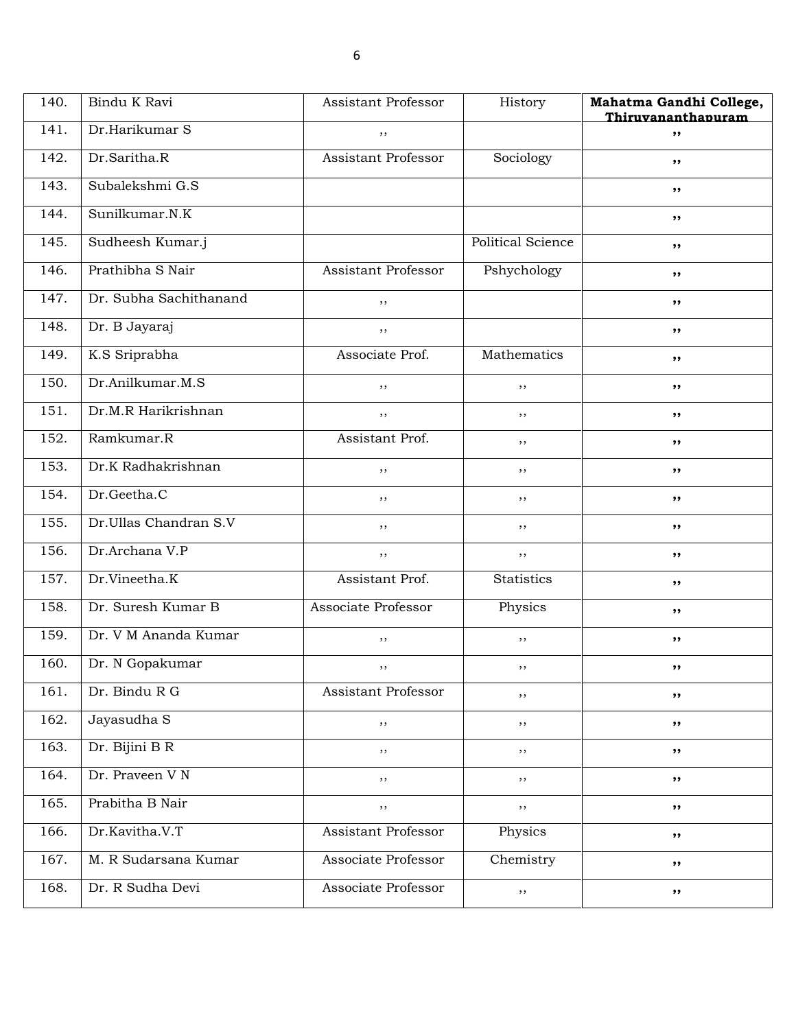| 140. | Bindu K Ravi | Assistant Professor | History | **Mahatma Gandhi College, Thiruvananthapuram** |
|---|---|---|---|---|
| 141. | Dr.Harikumar S | ,, | | ,, |
| 142. | Dr.Saritha.R | Assistant Professor | Sociology | ,, |
| 143. | Subalekshmi G.S | | | ,, |
| 144. | Sunilkumar.N.K | | | ,, |
| 145. | Sudheesh Kumar.j | | Political Science | ,, |
| 146. | Prathibha S Nair | Assistant Professor | Pshychology | ,, |
| 147. | Dr. Subha Sachithanand | ,, | | ,, |
| 148. | Dr. B Jayaraj | ,, | | ,, |
| 149. | K.S Sriprabha | Associate Prof. | Mathematics | ,, |
| 150. | Dr.Anilkumar.M.S | ,, | ,, | ,, |
| 151. | Dr.M.R Harikrishnan | ,, | ,, | ,, |
| 152. | Ramkumar.R | Assistant Prof. | ,, | ,, |
| 153. | Dr.K Radhakrishnan | ,, | ,, | ,, |
| 154. | Dr.Geetha.C | ,, | ,, | ,, |
| 155. | Dr.Ullas Chandran S.V | ,, | ,, | ,, |
| 156. | Dr.Archana V.P | ,, | ,, | ,, |
| 157. | Dr.Vineetha.K | Assistant Prof. | Statistics | ,, |
| 158. | Dr. Suresh Kumar B | Associate Professor | Physics | ,, |
| 159. | Dr. V M Ananda Kumar | ,, | ,, | ,, |
| 160. | Dr. N Gopakumar | ,, | ,, | ,, |
| 161. | Dr. Bindu R G | Assistant Professor | ,, | ,, |
| 162. | Jayasudha S | ,, | ,, | ,, |
| 163. | Dr. Bijini B R | ,, | ,, | ,, |
| 164. | Dr. Praveen V N | ,, | ,, | ,, |
| 165. | Prabitha B Nair | ,, | ,, | ,, |
| 166. | Dr.Kavitha.V.T | Assistant Professor | Physics | ,, |
| 167. | M. R Sudarsana Kumar | Associate Professor | Chemistry | ,, |
| 168. | Dr. R Sudha Devi | Associate Professor | ,, | ,, |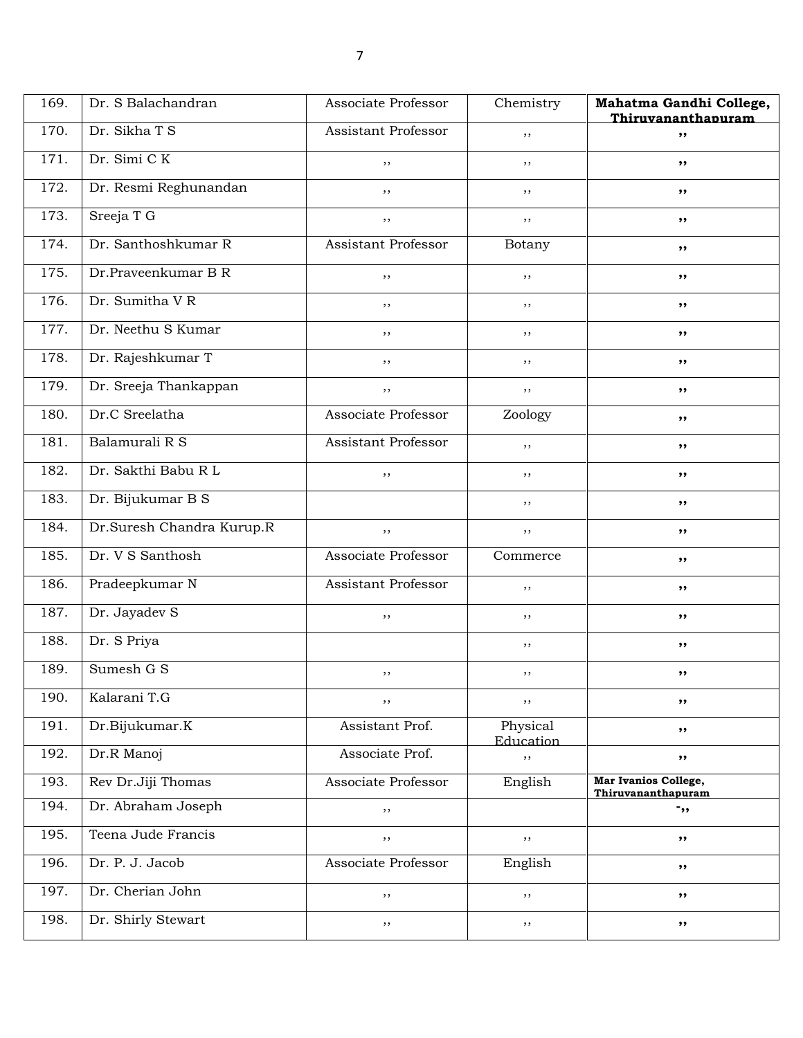| 169. | Dr. S Balachandran | Associate Professor | Chemistry | **Mahatma Gandhi College, Thiruvananthapuram** |
|---|---|---|---|---|
| 170. | Dr. Sikha T S | Assistant Professor | ,, | ,, |
| 171. | Dr. Simi C K | ,, | ,, | ,, |
| 172. | Dr. Resmi Reghunandan | ,, | ,, | ,, |
| 173. | Sreeja T G | ,, | ,, | ,, |
| 174. | Dr. Santhoshkumar R | Assistant Professor | Botany | ,, |
| 175. | Dr.Praveenkumar B R | ,, | ,, | ,, |
| 176. | Dr. Sumitha V R | ,, | ,, | ,, |
| 177. | Dr. Neethu S Kumar | ,, | ,, | ,, |
| 178. | Dr. Rajeshkumar T | ,, | ,, | ,, |
| 179. | Dr. Sreeja Thankappan | ,, | ,, | ,, |
| 180. | Dr.C Sreelatha | Associate Professor | Zoology | ,, |
| 181. | Balamurali R S | Assistant Professor | ,, | ,, |
| 182. | Dr. Sakthi Babu R L | ,, | ,, | ,, |
| 183. | Dr. Bijukumar B S | | ,, | ,, |
| 184. | Dr.Suresh Chandra Kurup.R | ,, | ,, | ,, |
| 185. | Dr. V S Santhosh | Associate Professor | Commerce | ,, |
| 186. | Pradeepkumar N | Assistant Professor | ,, | ,, |
| 187. | Dr. Jayadev S | ,, | ,, | ,, |
| 188. | Dr. S Priya | | ,, | ,, |
| 189. | Sumesh G S | ,, | ,, | ,, |
| 190. | Kalarani T.G | ,, | ,, | ,, |
| 191. | Dr.Bijukumar.K | Assistant Prof. | Physical Education | ,, |
| 192. | Dr.R Manoj | Associate Prof. | ,, | ,, |
| 193. | Rev Dr.Jiji Thomas | Associate Professor | English | **Mar Ivanios College, Thiruvananthapuram** |
| 194. | Dr. Abraham Joseph | ,, | | -,, |
| 195. | Teena Jude Francis | ,, | ,, | ,, |
| 196. | Dr. P. J. Jacob | Associate Professor | English | ,, |
| 197. | Dr. Cherian John | ,, | ,, | ,, |
| 198. | Dr. Shirly Stewart | ,, | ,, | ,, |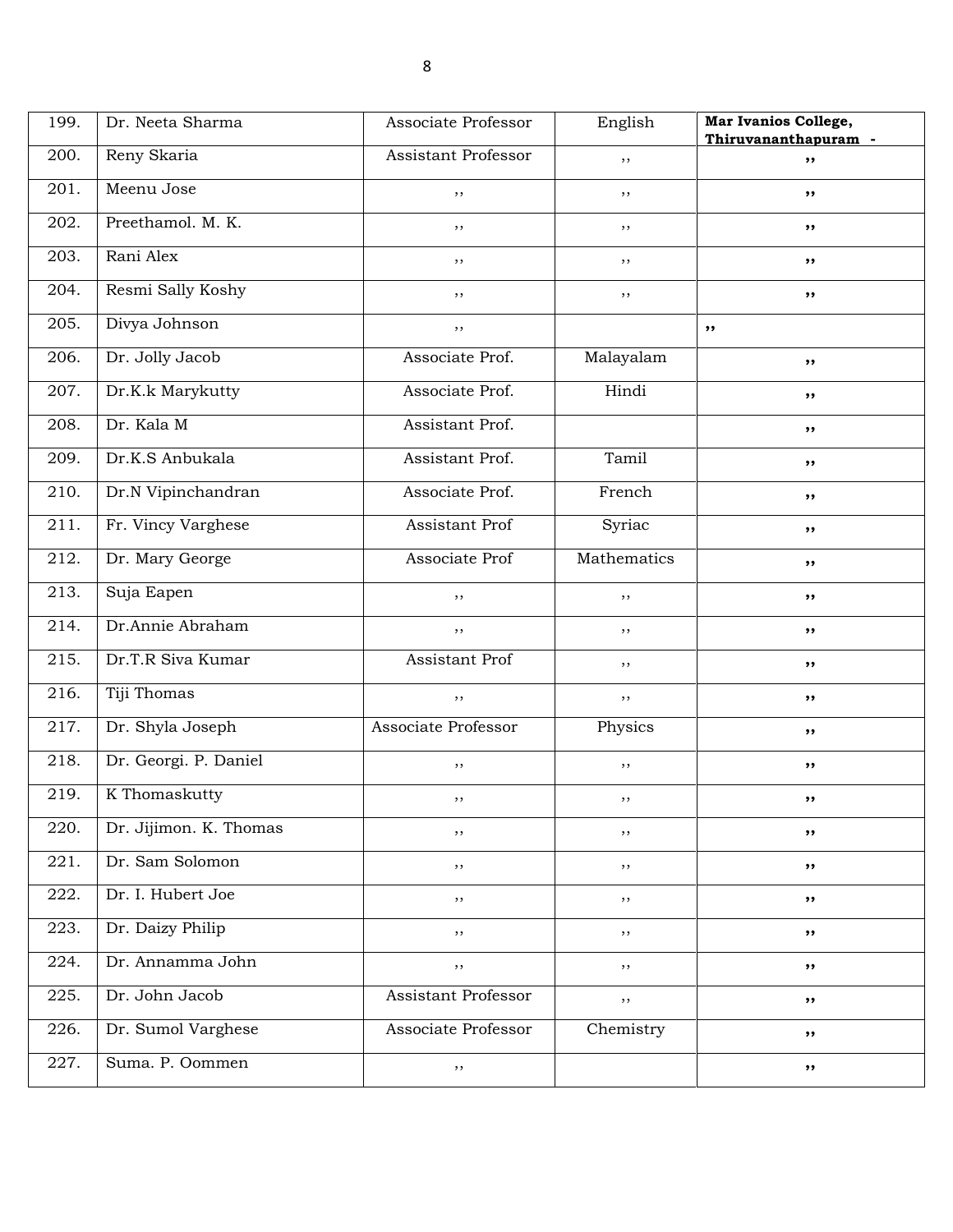| 199. | Dr. Neeta Sharma | Associate Professor | English | **Mar Ivanios College, Thiruvananthapuram -** |
|---|---|---|---|---|
| 200. | Reny Skaria | Assistant Professor | ,, | ,, |
| 201. | Meenu Jose | ,, | ,, | ,, |
| 202. | Preethamol. M. K. | ,, | ,, | ,, |
| 203. | Rani Alex | ,, | ,, | ,, |
| 204. | Resmi Sally Koshy | ,, | ,, | ,, |
| 205. | Divya Johnson | ,, | | ,, |
| 206. | Dr. Jolly Jacob | Associate Prof. | Malayalam | ,, |
| 207. | Dr.K.k Marykutty | Associate Prof. | Hindi | ,, |
| 208. | Dr. Kala M | Assistant Prof. | | ,, |
| 209. | Dr.K.S Anbukala | Assistant Prof. | Tamil | ,, |
| 210. | Dr.N Vipinchandran | Associate Prof. | French | ,, |
| 211. | Fr. Vincy Varghese | Assistant Prof | Syriac | ,, |
| 212. | Dr. Mary George | Associate Prof | Mathematics | ,, |
| 213. | Suja Eapen | ,, | ,, | ,, |
| 214. | Dr.Annie Abraham | ,, | ,, | ,, |
| 215. | Dr.T.R Siva Kumar | Assistant Prof | ,, | ,, |
| 216. | Tiji Thomas | ,, | ,, | ,, |
| 217. | Dr. Shyla Joseph | Associate Professor | Physics | ,, |
| 218. | Dr. Georgi. P. Daniel | ,, | ,, | ,, |
| 219. | K Thomaskutty | ,, | ,, | ,, |
| 220. | Dr. Jijimon. K. Thomas | ,, | ,, | ,, |
| 221. | Dr. Sam Solomon | ,, | ,, | ,, |
| 222. | Dr. I. Hubert Joe | ,, | ,, | ,, |
| 223. | Dr. Daizy Philip | ,, | ,, | ,, |
| 224. | Dr. Annamma John | ,, | ,, | ,, |
| 225. | Dr. John Jacob | Assistant Professor | ,, | ,, |
| 226. | Dr. Sumol Varghese | Associate Professor | Chemistry | ,, |
| 227. | Suma. P. Oommen | ,, | | ,, |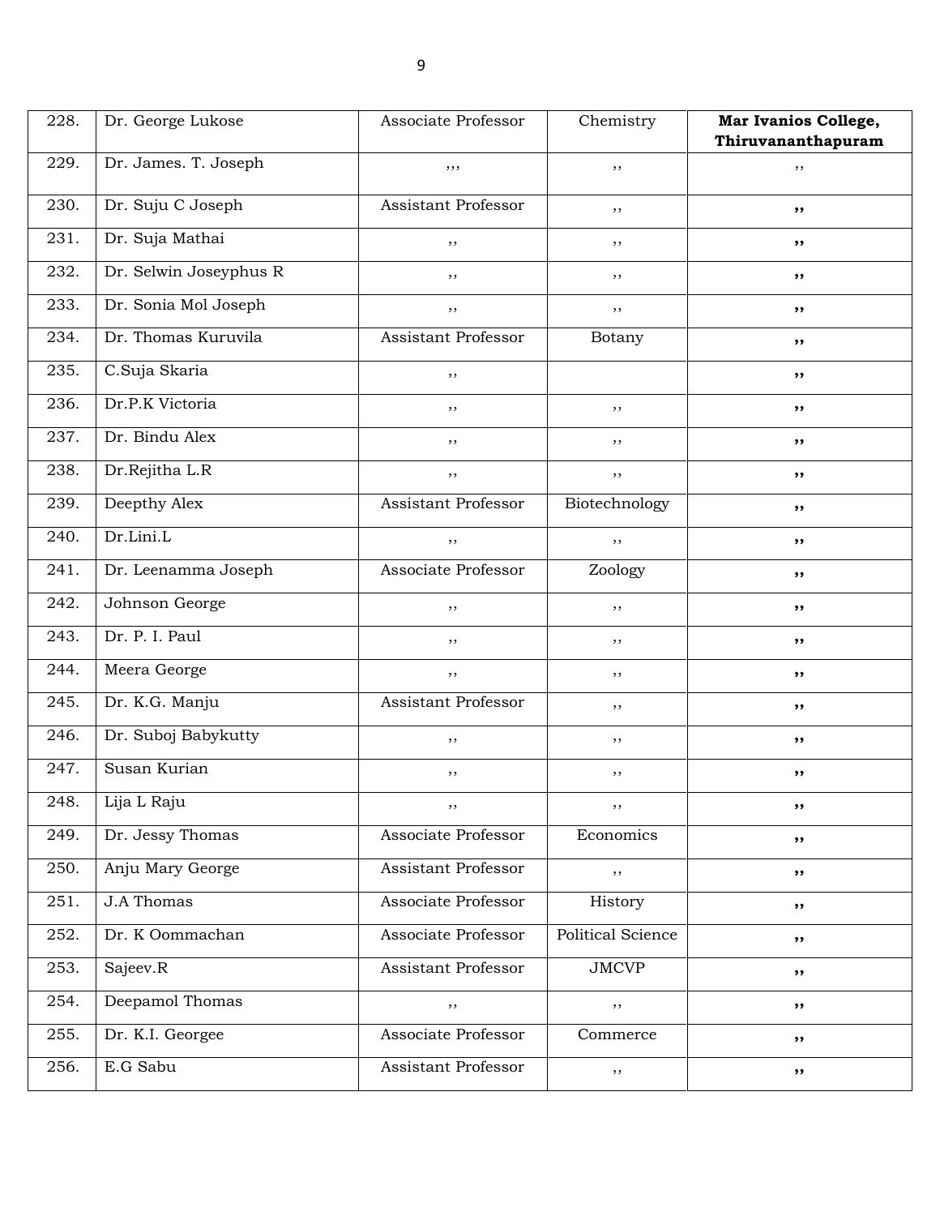| 228. | Dr. George Lukose | Associate Professor | Chemistry | **Mar Ivanios College, Thiruvananthapuram** |
|---|---|---|---|---|
| 229. | Dr. James. T. Joseph | ,,, | ,, | ,, |
| 230. | Dr. Suju C Joseph | Assistant Professor | ,, | ,, |
| 231. | Dr. Suja Mathai | ,, | ,, | ,, |
| 232. | Dr. Selwin Joseyphus R | ,, | ,, | ,, |
| 233. | Dr. Sonia Mol Joseph | ,, | ,, | ,, |
| 234. | Dr. Thomas Kuruvila | Assistant Professor | Botany | ,, |
| 235. | C.Suja Skaria | ,, | | ,, |
| 236. | Dr.P.K Victoria | ,, | ,, | ,, |
| 237. | Dr. Bindu Alex | ,, | ,, | ,, |
| 238. | Dr.Rejitha L.R | ,, | ,, | ,, |
| 239. | Deepthy Alex | Assistant Professor | Biotechnology | ,, |
| 240. | Dr.Lini.L | ,, | ,, | ,, |
| 241. | Dr. Leenamma Joseph | Associate Professor | Zoology | ,, |
| 242. | Johnson George | ,, | ,, | ,, |
| 243. | Dr. P. I. Paul | ,, | ,, | ,, |
| 244. | Meera George | ,, | ,, | ,, |
| 245. | Dr. K.G. Manju | Assistant Professor | ,, | ,, |
| 246. | Dr. Suboj Babykutty | ,, | ,, | ,, |
| 247. | Susan Kurian | ,, | ,, | ,, |
| 248. | Lija L Raju | ,, | ,, | ,, |
| 249. | Dr. Jessy Thomas | Associate Professor | Economics | ,, |
| 250. | Anju Mary George | Assistant Professor | ,, | ,, |
| 251. | J.A Thomas | Associate Professor | History | ,, |
| 252. | Dr. K Oommachan | Associate Professor | Political Science | ,, |
| 253. | Sajeev.R | Assistant Professor | JMCVP | ,, |
| 254. | Deepamol Thomas | ,, | ,, | ,, |
| 255. | Dr. K.I. Georgee | Associate Professor | Commerce | ,, |
| 256. | E.G Sabu | Assistant Professor | ,, | ,, |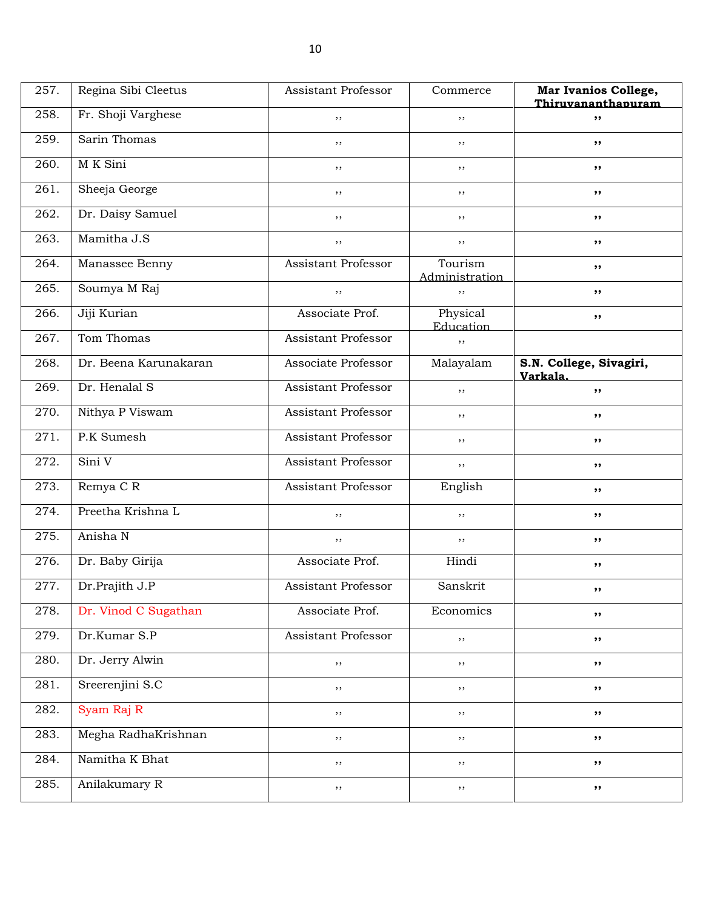| 257. | Regina Sibi Cleetus | Assistant Professor | Commerce | **Mar Ivanios College, Thiruvananthapuram** |
|---|---|---|---|---|
| 258. | Fr. Shoji Varghese | ,, | ,, | **,,** |
| 259. | Sarin Thomas | ,, | ,, | **,,** |
| 260. | M K Sini | ,, | ,, | **,,** |
| 261. | Sheeja George | ,, | ,, | **,,** |
| 262. | Dr. Daisy Samuel | ,, | ,, | **,,** |
| 263. | Mamitha J.S | ,, | ,, | **,,** |
| 264. | Manassee Benny | Assistant Professor | Tourism Administration | **,,** |
| 265. | Soumya M Raj | ,, | ,, | **,,** |
| 266. | Jiji Kurian | Associate Prof. | Physical Education | **,,** |
| 267. | Tom Thomas | Assistant Professor | ,, | |
| 268. | Dr. Beena Karunakaran | Associate Professor | Malayalam | **S.N. College, Sivagiri, Varkala.** |
| 269. | Dr. Henalal S | Assistant Professor | ,, | **,,** |
| 270. | Nithya P Viswam | Assistant Professor | ,, | **,,** |
| 271. | P.K Sumesh | Assistant Professor | ,, | **,,** |
| 272. | Sini V | Assistant Professor | ,, | **,,** |
| 273. | Remya C R | Assistant Professor | English | **,,** |
| 274. | Preetha Krishna L | ,, | ,, | **,,** |
| 275. | Anisha N | ,, | ,, | **,,** |
| 276. | Dr. Baby Girija | Associate Prof. | Hindi | **,,** |
| 277. | Dr.Prajith J.P | Assistant Professor | Sanskrit | **,,** |
| 278. | Dr. Vinod C Sugathan | Associate Prof. | Economics | **,,** |
| 279. | Dr.Kumar S.P | Assistant Professor | ,, | **,,** |
| 280. | Dr. Jerry Alwin | ,, | ,, | **,,** |
| 281. | Sreerenjini S.C | ,, | ,, | **,,** |
| 282. | Syam Raj R | ,, | ,, | **,,** |
| 283. | Megha RadhaKrishnan | ,, | ,, | **,,** |
| 284. | Namitha K Bhat | ,, | ,, | **,,** |
| 285. | Anilakumary R | ,, | ,, | **,,** |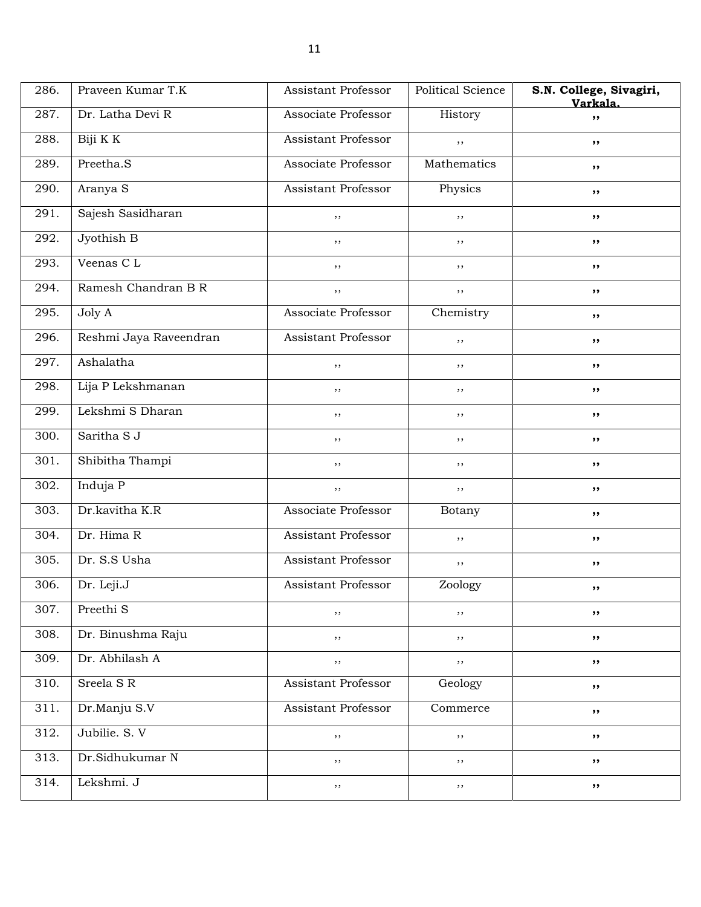| 286. | Praveen Kumar T.K | Assistant Professor | Political Science | **S.N. College, Sivagiri, Varkala.** |
|---|---|---|---|---|
| 287. | Dr. Latha Devi R | Associate Professor | History | ,, |
| 288. | Biji K K | Assistant Professor | ,, | ,, |
| 289. | Preetha.S | Associate Professor | Mathematics | ,, |
| 290. | Aranya S | Assistant Professor | Physics | ,, |
| 291. | Sajesh Sasidharan | ,, | ,, | ,, |
| 292. | Jyothish B | ,, | ,, | ,, |
| 293. | Veenas C L | ,, | ,, | ,, |
| 294. | Ramesh Chandran B R | ,, | ,, | ,, |
| 295. | Joly A | Associate Professor | Chemistry | ,, |
| 296. | Reshmi Jaya Raveendran | Assistant Professor | ,, | ,, |
| 297. | Ashalatha | ,, | ,, | ,, |
| 298. | Lija P Lekshmanan | ,, | ,, | ,, |
| 299. | Lekshmi S Dharan | ,, | ,, | ,, |
| 300. | Saritha S J | ,, | ,, | ,, |
| 301. | Shibitha Thampi | ,, | ,, | ,, |
| 302. | Induja P | ,, | ,, | ,, |
| 303. | Dr.kavitha K.R | Associate Professor | Botany | ,, |
| 304. | Dr. Hima R | Assistant Professor | ,, | ,, |
| 305. | Dr. S.S Usha | Assistant Professor | ,, | ,, |
| 306. | Dr. Leji.J | Assistant Professor | Zoology | ,, |
| 307. | Preethi S | ,, | ,, | ,, |
| 308. | Dr. Binushma Raju | ,, | ,, | ,, |
| 309. | Dr. Abhilash A | ,, | ,, | ,, |
| 310. | Sreela S R | Assistant Professor | Geology | ,, |
| 311. | Dr.Manju S.V | Assistant Professor | Commerce | ,, |
| 312. | Jubilie. S. V | ,, | ,, | ,, |
| 313. | Dr.Sidhukumar N | ,, | ,, | ,, |
| 314. | Lekshmi. J | ,, | ,, | ,, |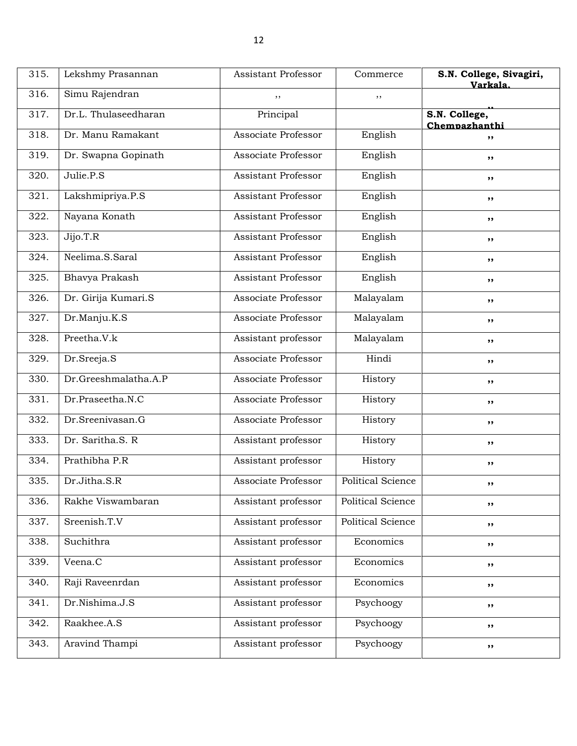| 315. | Lekshmy Prasannan | Assistant Professor | Commerce | **S.N. College, Sivagiri, Varkala.** |
|---|---|---|---|---|
| 316. | Simu Rajendran | ,, | ,, | ,, |
| 317. | Dr.L. Thulaseedharan | Principal | | **S.N. College, Chempazhanthi** |
| 318. | Dr. Manu Ramakant | Associate Professor | English | ,, |
| 319. | Dr. Swapna Gopinath | Associate Professor | English | ,, |
| 320. | Julie.P.S | Assistant Professor | English | ,, |
| 321. | Lakshmipriya.P.S | Assistant Professor | English | ,, |
| 322. | Nayana Konath | Assistant Professor | English | ,, |
| 323. | Jijo.T.R | Assistant Professor | English | ,, |
| 324. | Neelima.S.Saral | Assistant Professor | English | ,, |
| 325. | Bhavya Prakash | Assistant Professor | English | ,, |
| 326. | Dr. Girija Kumari.S | Associate Professor | Malayalam | ,, |
| 327. | Dr.Manju.K.S | Associate Professor | Malayalam | ,, |
| 328. | Preetha.V.k | Assistant professor | Malayalam | ,, |
| 329. | Dr.Sreeja.S | Associate Professor | Hindi | ,, |
| 330. | Dr.Greeshmalatha.A.P | Associate Professor | History | ,, |
| 331. | Dr.Praseetha.N.C | Associate Professor | History | ,, |
| 332. | Dr.Sreenivasan.G | Associate Professor | History | ,, |
| 333. | Dr. Saritha.S. R | Assistant professor | History | ,, |
| 334. | Prathibha P.R | Assistant professor | History | ,, |
| 335. | Dr.Jitha.S.R | Associate Professor | Political Science | ,, |
| 336. | Rakhe Viswambaran | Assistant professor | Political Science | ,, |
| 337. | Sreenish.T.V | Assistant professor | Political Science | ,, |
| 338. | Suchithra | Assistant professor | Economics | ,, |
| 339. | Veena.C | Assistant professor | Economics | ,, |
| 340. | Raji Raveenrdan | Assistant professor | Economics | ,, |
| 341. | Dr.Nishima.J.S | Assistant professor | Psychoogy | ,, |
| 342. | Raakhee.A.S | Assistant professor | Psychoogy | ,, |
| 343. | Aravind Thampi | Assistant professor | Psychoogy | ,, |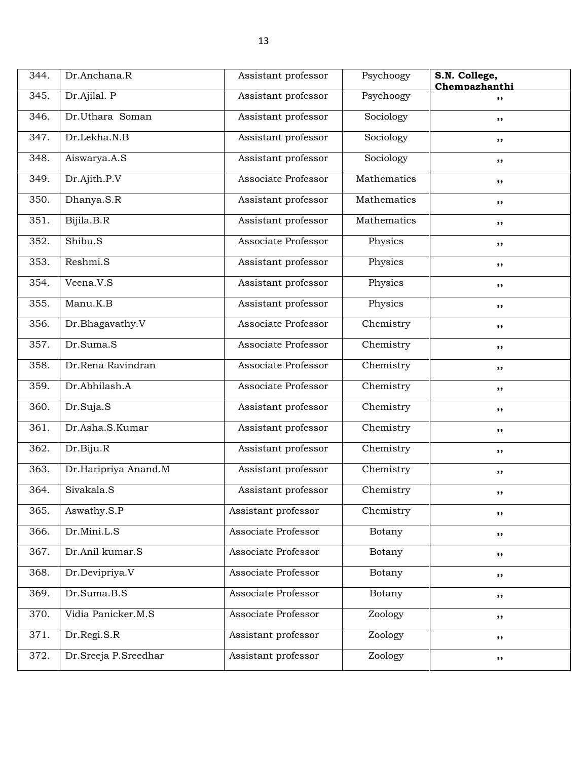| 344. | Dr.Anchana.R | Assistant professor | Psychoogy | **S.N. College, Chempazhanthi** |
|---|---|---|---|---|
| 345. | Dr.Ajilal. P | Assistant professor | Psychoogy | ,, |
| 346. | Dr.Uthara Soman | Assistant professor | Sociology | ,, |
| 347. | Dr.Lekha.N.B | Assistant professor | Sociology | ,, |
| 348. | Aiswarya.A.S | Assistant professor | Sociology | ,, |
| 349. | Dr.Ajith.P.V | Associate Professor | Mathematics | ,, |
| 350. | Dhanya.S.R | Assistant professor | Mathematics | ,, |
| 351. | Bijila.B.R | Assistant professor | Mathematics | ,, |
| 352. | Shibu.S | Associate Professor | Physics | ,, |
| 353. | Reshmi.S | Assistant professor | Physics | ,, |
| 354. | Veena.V.S | Assistant professor | Physics | ,, |
| 355. | Manu.K.B | Assistant professor | Physics | ,, |
| 356. | Dr.Bhagavathy.V | Associate Professor | Chemistry | ,, |
| 357. | Dr.Suma.S | Associate Professor | Chemistry | ,, |
| 358. | Dr.Rena Ravindran | Associate Professor | Chemistry | ,, |
| 359. | Dr.Abhilash.A | Associate Professor | Chemistry | ,, |
| 360. | Dr.Suja.S | Assistant professor | Chemistry | ,, |
| 361. | Dr.Asha.S.Kumar | Assistant professor | Chemistry | ,, |
| 362. | Dr.Biju.R | Assistant professor | Chemistry | ,, |
| 363. | Dr.Haripriya Anand.M | Assistant professor | Chemistry | ,, |
| 364. | Sivakala.S | Assistant professor | Chemistry | ,, |
| 365. | Aswathy.S.P | Assistant professor | Chemistry | ,, |
| 366. | Dr.Mini.L.S | Associate Professor | Botany | ,, |
| 367. | Dr.Anil kumar.S | Associate Professor | Botany | ,, |
| 368. | Dr.Devipriya.V | Associate Professor | Botany | ,, |
| 369. | Dr.Suma.B.S | Associate Professor | Botany | ,, |
| 370. | Vidia Panicker.M.S | Associate Professor | Zoology | ,, |
| 371. | Dr.Regi.S.R | Assistant professor | Zoology | ,, |
| 372. | Dr.Sreeja P.Sreedhar | Assistant professor | Zoology | ,, |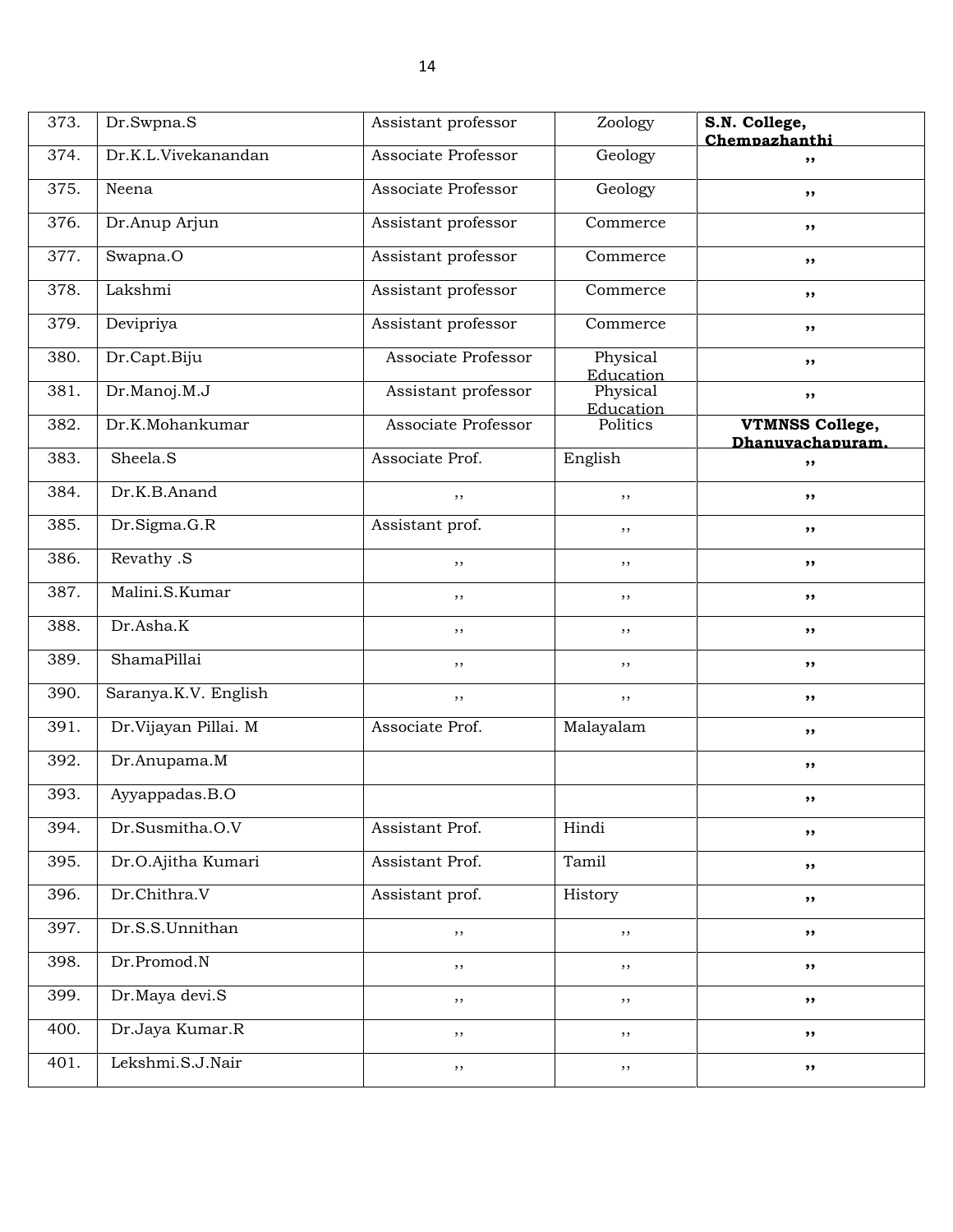| 373. | Dr.Swpna.S | Assistant professor | Zoology | **S.N. College, Chempazhanthi** |
|---|---|---|---|---|
| 374. | Dr.K.L.Vivekanandan | Associate Professor | Geology | ,, |
| 375. | Neena | Associate Professor | Geology | ,, |
| 376. | Dr.Anup Arjun | Assistant professor | Commerce | ,, |
| 377. | Swapna.O | Assistant professor | Commerce | ,, |
| 378. | Lakshmi | Assistant professor | Commerce | ,, |
| 379. | Devipriya | Assistant professor | Commerce | ,, |
| 380. | Dr.Capt.Biju | Associate Professor | Physical Education | ,, |
| 381. | Dr.Manoj.M.J | Assistant professor | Physical Education | ,, |
| 382. | Dr.K.Mohankumar | Associate Professor | Politics | **VTMNSS College, Dhanuvachapuram.** |
| 383. | Sheela.S | Associate Prof. | English | ,, |
| 384. | Dr.K.B.Anand | ,, | ,, | ,, |
| 385. | Dr.Sigma.G.R | Assistant prof. | ,, | ,, |
| 386. | Revathy .S | ,, | ,, | ,, |
| 387. | Malini.S.Kumar | ,, | ,, | ,, |
| 388. | Dr.Asha.K | ,, | ,, | ,, |
| 389. | ShamaPillai | ,, | ,, | ,, |
| 390. | Saranya.K.V. English | ,, | ,, | ,, |
| 391. | Dr.Vijayan Pillai. M | Associate Prof. | Malayalam | ,, |
| 392. | Dr.Anupama.M | | | ,, |
| 393. | Ayyappadas.B.O | | | ,, |
| 394. | Dr.Susmitha.O.V | Assistant Prof. | Hindi | ,, |
| 395. | Dr.O.Ajitha Kumari | Assistant Prof. | Tamil | ,, |
| 396. | Dr.Chithra.V | Assistant prof. | History | ,, |
| 397. | Dr.S.S.Unnithan | ,, | ,, | ,, |
| 398. | Dr.Promod.N | ,, | ,, | ,, |
| 399. | Dr.Maya devi.S | ,, | ,, | ,, |
| 400. | Dr.Jaya Kumar.R | ,, | ,, | ,, |
| 401. | Lekshmi.S.J.Nair | ,, | ,, | ,, |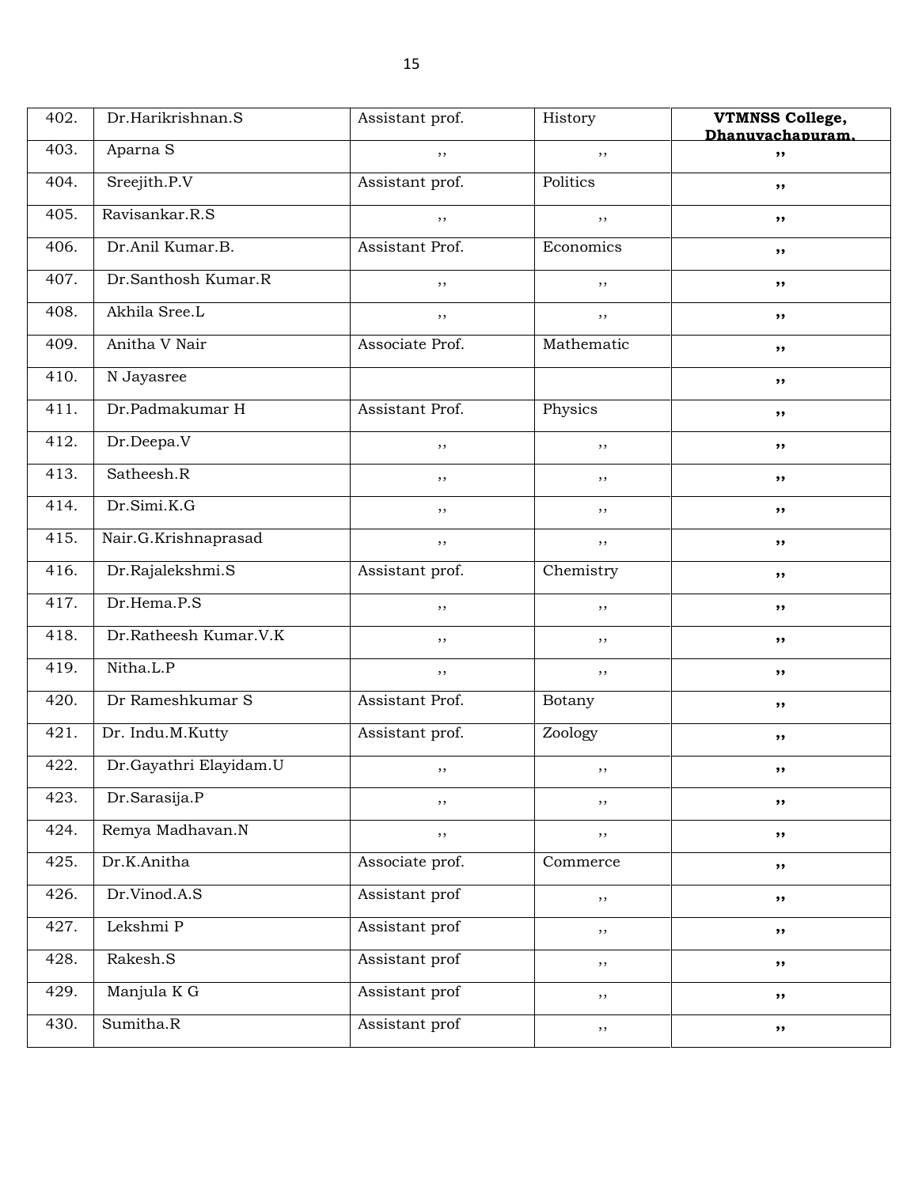| 402. | Dr.Harikrishnan.S | Assistant prof. | History | **VTMNSS College, Dhanuvachapuram.** |
|---|---|---|---|---|
| 403. | Aparna S | ,, | ,, | ,, |
| 404. | Sreejith.P.V | Assistant prof. | Politics | ,, |
| 405. | Ravisankar.R.S | ,, | ,, | ,, |
| 406. | Dr.Anil Kumar.B. | Assistant Prof. | Economics | ,, |
| 407. | Dr.Santhosh Kumar.R | ,, | ,, | ,, |
| 408. | Akhila Sree.L | ,, | ,, | ,, |
| 409. | Anitha V Nair | Associate Prof. | Mathematic | ,, |
| 410. | N Jayasree | | | ,, |
| 411. | Dr.Padmakumar H | Assistant Prof. | Physics | ,, |
| 412. | Dr.Deepa.V | ,, | ,, | ,, |
| 413. | Satheesh.R | ,, | ,, | ,, |
| 414. | Dr.Simi.K.G | ,, | ,, | ,, |
| 415. | Nair.G.Krishnaprasad | ,, | ,, | ,, |
| 416. | Dr.Rajalekshmi.S | Assistant prof. | Chemistry | ,, |
| 417. | Dr.Hema.P.S | ,, | ,, | ,, |
| 418. | Dr.Ratheesh Kumar.V.K | ,, | ,, | ,, |
| 419. | Nitha.L.P | ,, | ,, | ,, |
| 420. | Dr Rameshkumar S | Assistant Prof. | Botany | ,, |
| 421. | Dr. Indu.M.Kutty | Assistant prof. | Zoology | ,, |
| 422. | Dr.Gayathri Elayidam.U | ,, | ,, | ,, |
| 423. | Dr.Sarasija.P | ,, | ,, | ,, |
| 424. | Remya Madhavan.N | ,, | ,, | ,, |
| 425. | Dr.K.Anitha | Associate prof. | Commerce | ,, |
| 426. | Dr.Vinod.A.S | Assistant prof | ,, | ,, |
| 427. | Lekshmi P | Assistant prof | ,, | ,, |
| 428. | Rakesh.S | Assistant prof | ,, | ,, |
| 429. | Manjula K G | Assistant prof | ,, | ,, |
| 430. | Sumitha.R | Assistant prof | ,, | ,, |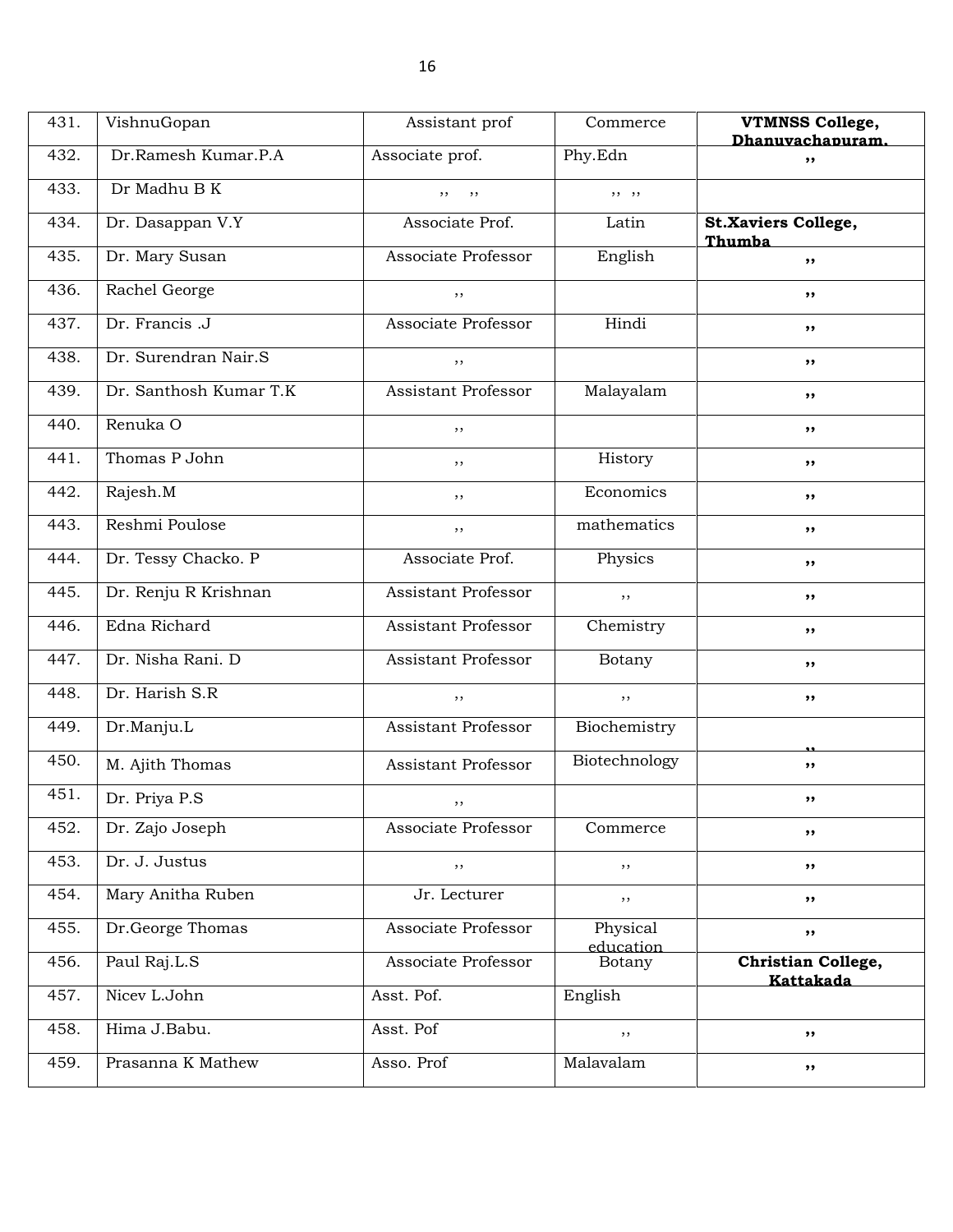| 431. | VishnuGopan | Assistant prof | Commerce | **VTMNSS College, Dhanuvachapuram.** |
|---|---|---|---|---|
| 432. | Dr.Ramesh Kumar.P.A | Associate prof. | Phy.Edn | ,, |
| 433. | Dr Madhu B K | ,, ,, | ,, ,, | |
| 434. | Dr. Dasappan V.Y | Associate Prof. | Latin | **St.Xaviers College, Thumba** |
| 435. | Dr. Mary Susan | Associate Professor | English | ,, |
| 436. | Rachel George | ,, | | ,, |
| 437. | Dr. Francis .J | Associate Professor | Hindi | ,, |
| 438. | Dr. Surendran Nair.S | ,, | | ,, |
| 439. | Dr. Santhosh Kumar T.K | Assistant Professor | Malayalam | ,, |
| 440. | Renuka O | ,, | | ,, |
| 441. | Thomas P John | ,, | History | ,, |
| 442. | Rajesh.M | ,, | Economics | ,, |
| 443. | Reshmi Poulose | ,, | mathematics | ,, |
| 444. | Dr. Tessy Chacko. P | Associate Prof. | Physics | ,, |
| 445. | Dr. Renju R Krishnan | Assistant Professor | ,, | ,, |
| 446. | Edna Richard | Assistant Professor | Chemistry | ,, |
| 447. | Dr. Nisha Rani. D | Assistant Professor | Botany | ,, |
| 448. | Dr. Harish S.R | ,, | ,, | ,, |
| 449. | Dr.Manju.L | Assistant Professor | Biochemistry | ,, |
| 450. | M. Ajith Thomas | Assistant Professor | Biotechnology | ,, |
| 451. | Dr. Priya P.S | ,, | | ,, |
| 452. | Dr. Zajo Joseph | Associate Professor | Commerce | ,, |
| 453. | Dr. J. Justus | ,, | ,, | ,, |
| 454. | Mary Anitha Ruben | Jr. Lecturer | ,, | ,, |
| 455. | Dr.George Thomas | Associate Professor | Physical education | ,, |
| 456. | Paul Raj.L.S | Associate Professor | Botany | **Christian College, Kattakada** |
| 457. | Nicev L.John | Asst. Pof. | English | |
| 458. | Hima J.Babu. | Asst. Pof | ,, | ,, |
| 459. | Prasanna K Mathew | Asso. Prof | Malavalam | ,, |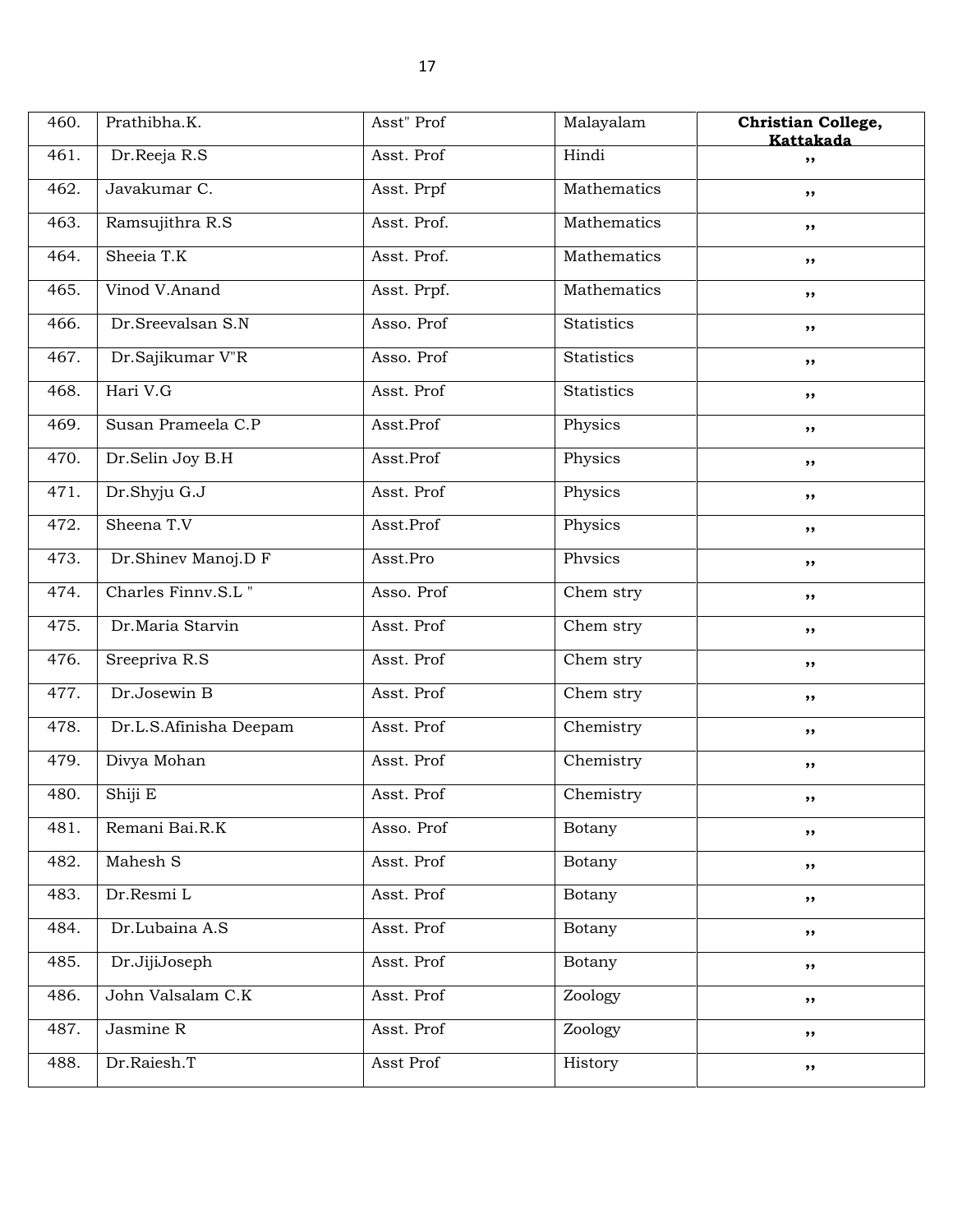| 460. | Prathibha.K. | Asst" Prof | Malayalam | **Christian College, Kattakada** |
|---|---|---|---|---|
| 461. | Dr.Reeja R.S | Asst. Prof | Hindi | ,, |
| 462. | Javakumar C. | Asst. Prpf | Mathematics | ,, |
| 463. | Ramsujithra R.S | Asst. Prof. | Mathematics | ,, |
| 464. | Sheeia T.K | Asst. Prof. | Mathematics | ,, |
| 465. | Vinod V.Anand | Asst. Prpf. | Mathematics | ,, |
| 466. | Dr.Sreevalsan S.N | Asso. Prof | Statistics | ,, |
| 467. | Dr.Sajikumar V"R | Asso. Prof | Statistics | ,, |
| 468. | Hari V.G | Asst. Prof | Statistics | ,, |
| 469. | Susan Prameela C.P | Asst.Prof | Physics | ,, |
| 470. | Dr.Selin Joy B.H | Asst.Prof | Physics | ,, |
| 471. | Dr.Shyju G.J | Asst. Prof | Physics | ,, |
| 472. | Sheena T.V | Asst.Prof | Physics | ,, |
| 473. | Dr.Shinev Manoj.D F | Asst.Pro | Phvsics | ,, |
| 474. | Charles Finnv.S.L " | Asso. Prof | Chem stry | ,, |
| 475. | Dr.Maria Starvin | Asst. Prof | Chem stry | ,, |
| 476. | Sreepriva R.S | Asst. Prof | Chem stry | ,, |
| 477. | Dr.Josewin B | Asst. Prof | Chem stry | ,, |
| 478. | Dr.L.S.Afinisha Deepam | Asst. Prof | Chemistry | ,, |
| 479. | Divya Mohan | Asst. Prof | Chemistry | ,, |
| 480. | Shiji E | Asst. Prof | Chemistry | ,, |
| 481. | Remani Bai.R.K | Asso. Prof | Botany | ,, |
| 482. | Mahesh S | Asst. Prof | Botany | ,, |
| 483. | Dr.Resmi L | Asst. Prof | Botany | ,, |
| 484. | Dr.Lubaina A.S | Asst. Prof | Botany | ,, |
| 485. | Dr.JijiJoseph | Asst. Prof | Botany | ,, |
| 486. | John Valsalam C.K | Asst. Prof | Zoology | ,, |
| 487. | Jasmine R | Asst. Prof | Zoology | ,, |
| 488. | Dr.Raiesh.T | Asst Prof | History | ,, |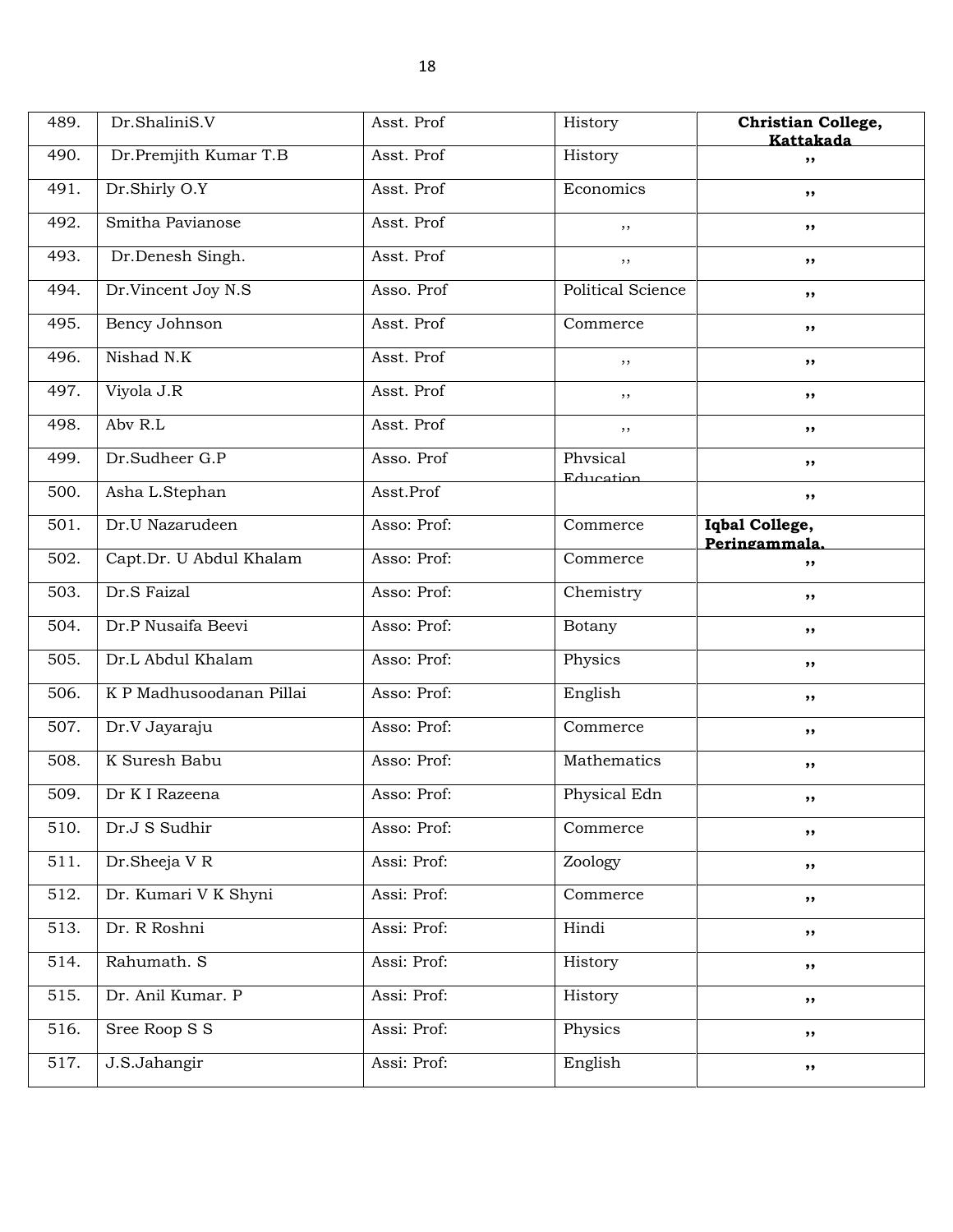| 489. | Dr.ShaliniS.V | Asst. Prof | History | **Christian College, Kattakada** |
|---|---|---|---|---|
| 490. | Dr.Premjith Kumar T.B | Asst. Prof | History | ,, |
| 491. | Dr.Shirly O.Y | Asst. Prof | Economics | ,, |
| 492. | Smitha Pavianose | Asst. Prof | ,, | ,, |
| 493. | Dr.Denesh Singh. | Asst. Prof | ,, | ,, |
| 494. | Dr.Vincent Joy N.S | Asso. Prof | Political Science | ,, |
| 495. | Bency Johnson | Asst. Prof | Commerce | ,, |
| 496. | Nishad N.K | Asst. Prof | ,, | ,, |
| 497. | Viyola J.R | Asst. Prof | ,, | ,, |
| 498. | Abv R.L | Asst. Prof | ,, | ,, |
| 499. | Dr.Sudheer G.P | Asso. Prof | Physical Education | ,, |
| 500. | Asha L.Stephan | Asst.Prof | | ,, |
| 501. | Dr.U Nazarudeen | Asso: Prof: | Commerce | **Iqbal College, Peringammala.** |
| 502. | Capt.Dr. U Abdul Khalam | Asso: Prof: | Commerce | ,, |
| 503. | Dr.S Faizal | Asso: Prof: | Chemistry | ,, |
| 504. | Dr.P Nusaifa Beevi | Asso: Prof: | Botany | ,, |
| 505. | Dr.L Abdul Khalam | Asso: Prof: | Physics | ,, |
| 506. | K P Madhusoodanan Pillai | Asso: Prof: | English | ,, |
| 507. | Dr.V Jayaraju | Asso: Prof: | Commerce | ,, |
| 508. | K Suresh Babu | Asso: Prof: | Mathematics | ,, |
| 509. | Dr K I Razeena | Asso: Prof: | Physical Edn | ,, |
| 510. | Dr.J S Sudhir | Asso: Prof: | Commerce | ,, |
| 511. | Dr.Sheeja V R | Assi: Prof: | Zoology | ,, |
| 512. | Dr. Kumari V K Shyni | Assi: Prof: | Commerce | ,, |
| 513. | Dr. R Roshni | Assi: Prof: | Hindi | ,, |
| 514. | Rahumath. S | Assi: Prof: | History | ,, |
| 515. | Dr. Anil Kumar. P | Assi: Prof: | History | ,, |
| 516. | Sree Roop S S | Assi: Prof: | Physics | ,, |
| 517. | J.S.Jahangir | Assi: Prof: | English | ,, |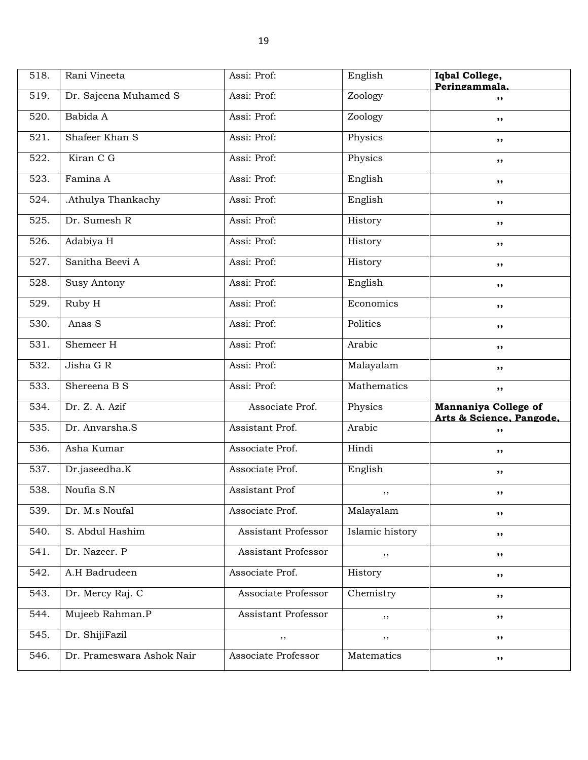| 518. | Rani Vineeta | Assi: Prof: | English | **Iqbal College, Peringammala.** |
|---|---|---|---|---|
| 519. | Dr. Sajeena Muhamed S | Assi: Prof: | Zoology | ,, |
| 520. | Babida A | Assi: Prof: | Zoology | ,, |
| 521. | Shafeer Khan S | Assi: Prof: | Physics | ,, |
| 522. | Kiran C G | Assi: Prof: | Physics | ,, |
| 523. | Famina A | Assi: Prof: | English | ,, |
| 524. | .Athulya Thankachy | Assi: Prof: | English | ,, |
| 525. | Dr. Sumesh R | Assi: Prof: | History | ,, |
| 526. | Adabiya H | Assi: Prof: | History | ,, |
| 527. | Sanitha Beevi A | Assi: Prof: | History | ,, |
| 528. | Susy Antony | Assi: Prof: | English | ,, |
| 529. | Ruby H | Assi: Prof: | Economics | ,, |
| 530. | Anas S | Assi: Prof: | Politics | ,, |
| 531. | Shemeer H | Assi: Prof: | Arabic | ,, |
| 532. | Jisha G R | Assi: Prof: | Malayalam | ,, |
| 533. | Shereena B S | Assi: Prof: | Mathematics | ,, |
| 534. | Dr. Z. A. Azif | Associate Prof. | Physics | **Mannaniya College of Arts & Science, Pangode,** |
| 535. | Dr. Anvarsha.S | Assistant Prof. | Arabic | ,, |
| 536. | Asha Kumar | Associate Prof. | Hindi | ,, |
| 537. | Dr.jaseedha.K | Associate Prof. | English | ,, |
| 538. | Noufia S.N | Assistant Prof | ,, | ,, |
| 539. | Dr. M.s Noufal | Associate Prof. | Malayalam | ,, |
| 540. | S. Abdul Hashim | Assistant Professor | Islamic history | ,, |
| 541. | Dr. Nazeer. P | Assistant Professor | ,, | ,, |
| 542. | A.H Badrudeen | Associate Prof. | History | ,, |
| 543. | Dr. Mercy Raj. C | Associate Professor | Chemistry | ,, |
| 544. | Mujeeb Rahman.P | Assistant Professor | ,, | ,, |
| 545. | Dr. ShijiFazil | ,, | ,, | ,, |
| 546. | Dr. Prameswara Ashok Nair | Associate Professor | Matematics | ,, |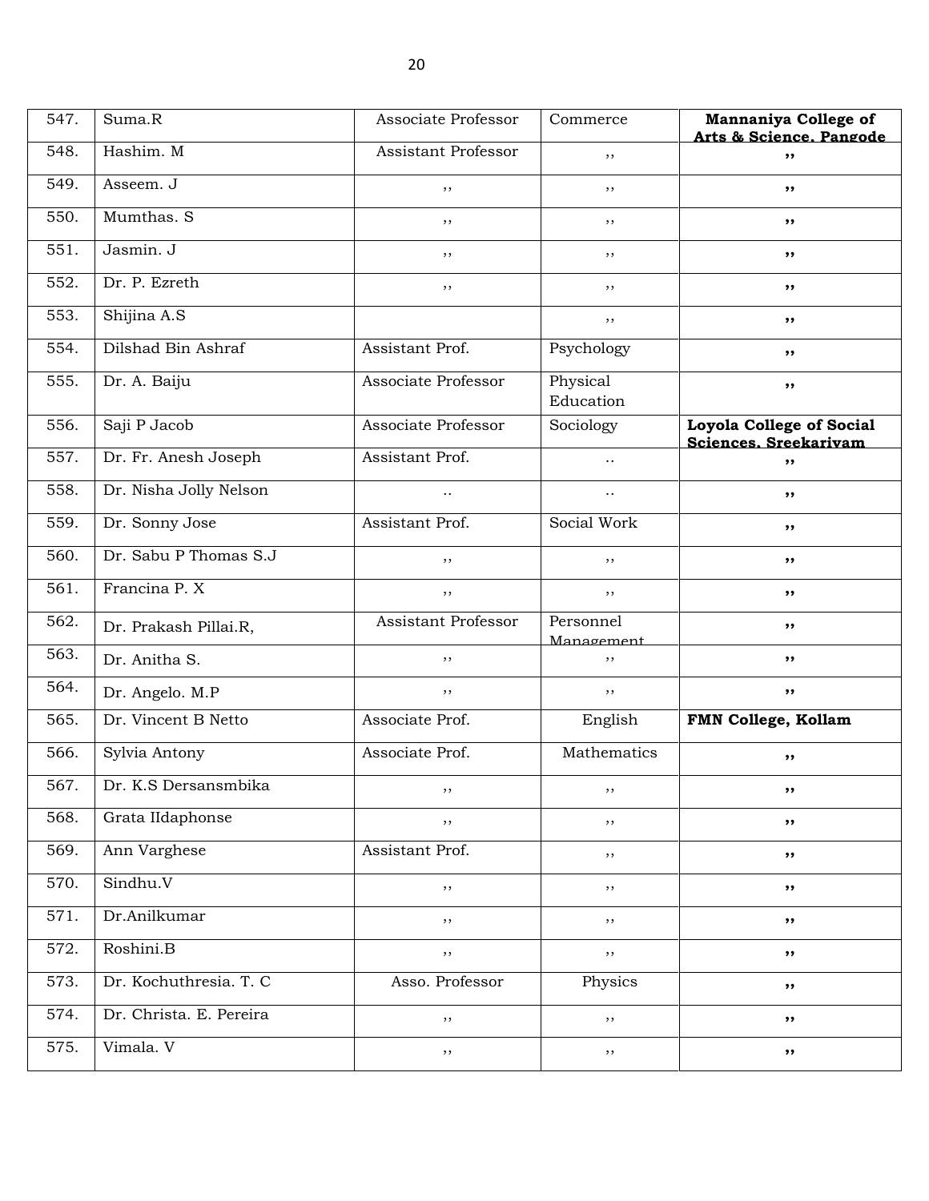| 547. | Suma.R | Associate Professor | Commerce | **Mannaniya College of Arts & Science, Pangode** |
|---|---|---|---|---|
| 548. | Hashim. M | Assistant Professor | ,, | **,,** |
| 549. | Asseem. J | ,, | ,, | **,,** |
| 550. | Mumthas. S | ,, | ,, | **,,** |
| 551. | Jasmin. J | ,, | ,, | **,,** |
| 552. | Dr. P. Ezreth | ,, | ,, | **,,** |
| 553. | Shijina A.S | | ,, | **,,** |
| 554. | Dilshad Bin Ashraf | Assistant Prof. | Psychology | **,,** |
| 555. | Dr. A. Baiju | Associate Professor | Physical Education | **,,** |
| 556. | Saji P Jacob | Associate Professor | Sociology | **Loyola College of Social Sciences, Sreekariyam** |
| 557. | Dr. Fr. Anesh Joseph | Assistant Prof. | .. | **,,** |
| 558. | Dr. Nisha Jolly Nelson | .. | .. | **,,** |
| 559. | Dr. Sonny Jose | Assistant Prof. | Social Work | **,,** |
| 560. | Dr. Sabu P Thomas S.J | ,, | ,, | **,,** |
| 561. | Francina P. X | ,, | ,, | **,,** |
| 562. | Dr. Prakash Pillai.R, | Assistant Professor | Personnel Management | **,,** |
| 563. | Dr. Anitha S. | ,, | ,, | **,,** |
| 564. | Dr. Angelo. M.P | ,, | ,, | **,,** |
| 565. | Dr. Vincent B Netto | Associate Prof. | English | **FMN College, Kollam** |
| 566. | Sylvia Antony | Associate Prof. | Mathematics | **,,** |
| 567. | Dr. K.S Dersansmbika | ,, | ,, | **,,** |
| 568. | Grata IIdaphonse | ,, | ,, | **,,** |
| 569. | Ann Varghese | Assistant Prof. | ,, | **,,** |
| 570. | Sindhu.V | ,, | ,, | **,,** |
| 571. | Dr.Anilkumar | ,, | ,, | **,,** |
| 572. | Roshini.B | ,, | ,, | **,,** |
| 573. | Dr. Kochuthresia. T. C | Asso. Professor | Physics | **,,** |
| 574. | Dr. Christa. E. Pereira | ,, | ,, | **,,** |
| 575. | Vimala. V | ,, | ,, | **,,** |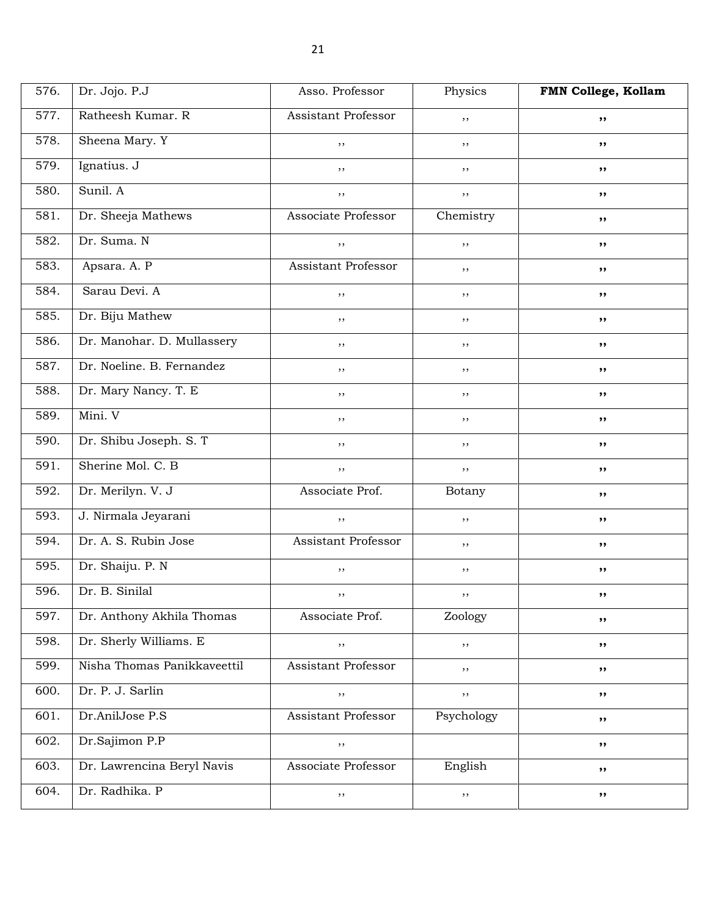| 576. | Dr. Jojo. P.J | Asso. Professor | Physics | **FMN College, Kollam** |
|---|---|---|---|---|
| 577. | Ratheesh Kumar. R | Assistant Professor | ,, | **,,** |
| 578. | Sheena Mary. Y | ,, | ,, | **,,** |
| 579. | Ignatius. J | ,, | ,, | **,,** |
| 580. | Sunil. A | ,, | ,, | **,,** |
| 581. | Dr. Sheeja Mathews | Associate Professor | Chemistry | **,,** |
| 582. | Dr. Suma. N | ,, | ,, | **,,** |
| 583. | Apsara. A. P | Assistant Professor | ,, | **,,** |
| 584. | Sarau Devi. A | ,, | ,, | **,,** |
| 585. | Dr. Biju Mathew | ,, | ,, | **,,** |
| 586. | Dr. Manohar. D. Mullassery | ,, | ,, | **,,** |
| 587. | Dr. Noeline. B. Fernandez | ,, | ,, | **,,** |
| 588. | Dr. Mary Nancy. T. E | ,, | ,, | **,,** |
| 589. | Mini. V | ,, | ,, | **,,** |
| 590. | Dr. Shibu Joseph. S. T | ,, | ,, | **,,** |
| 591. | Sherine Mol. C. B | ,, | ,, | **,,** |
| 592. | Dr. Merilyn. V. J | Associate Prof. | Botany | **,,** |
| 593. | J. Nirmala Jeyarani | ,, | ,, | **,,** |
| 594. | Dr. A. S. Rubin Jose | Assistant Professor | ,, | **,,** |
| 595. | Dr. Shaiju. P. N | ,, | ,, | **,,** |
| 596. | Dr. B. Sinilal | ,, | ,, | **,,** |
| 597. | Dr. Anthony Akhila Thomas | Associate Prof. | Zoology | **,,** |
| 598. | Dr. Sherly Williams. E | ,, | ,, | **,,** |
| 599. | Nisha Thomas Panikkaveettil | Assistant Professor | ,, | **,,** |
| 600. | Dr. P. J. Sarlin | ,, | ,, | **,,** |
| 601. | Dr.AnilJose P.S | Assistant Professor | Psychology | **,,** |
| 602. | Dr.Sajimon P.P | ,, | | **,,** |
| 603. | Dr. Lawrencina Beryl Navis | Associate Professor | English | **,,** |
| 604. | Dr. Radhika. P | ,, | ,, | **,,** |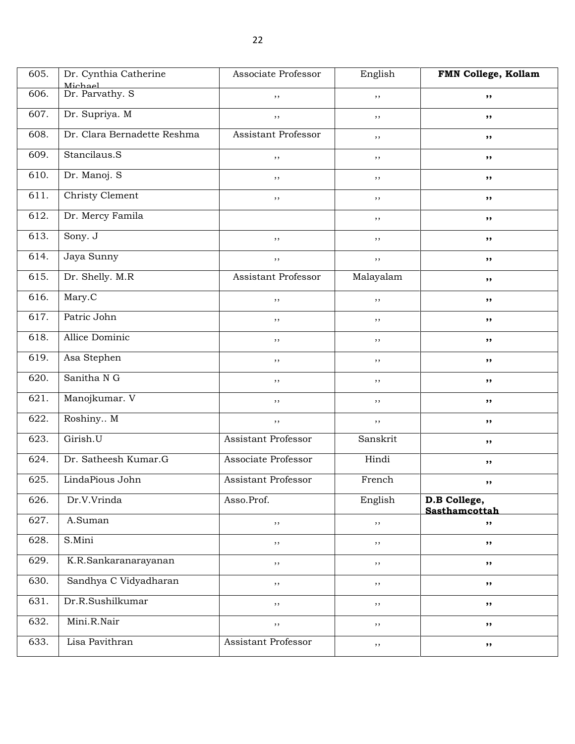| 605. | Dr. Cynthia Catherine Michael | Associate Professor | English | **FMN College, Kollam** |
|---|---|---|---|---|
| 606. | Dr. Parvathy. S | ,, | ,, | ,, |
| 607. | Dr. Supriya. M | ,, | ,, | ,, |
| 608. | Dr. Clara Bernadette Reshma | Assistant Professor | ,, | ,, |
| 609. | Stancilaus.S | ,, | ,, | ,, |
| 610. | Dr. Manoj. S | ,, | ,, | ,, |
| 611. | Christy Clement | ,, | ,, | ,, |
| 612. | Dr. Mercy Famila | | ,, | ,, |
| 613. | Sony. J | ,, | ,, | ,, |
| 614. | Jaya Sunny | ,, | ,, | ,, |
| 615. | Dr. Shelly. M.R | Assistant Professor | Malayalam | ,, |
| 616. | Mary.C | ,, | ,, | ,, |
| 617. | Patric John | ,, | ,, | ,, |
| 618. | Allice Dominic | ,, | ,, | ,, |
| 619. | Asa Stephen | ,, | ,, | ,, |
| 620. | Sanitha N G | ,, | ,, | ,, |
| 621. | Manojkumar. V | ,, | ,, | ,, |
| 622. | Roshiny.. M | ,, | ,, | ,, |
| 623. | Girish.U | Assistant Professor | Sanskrit | ,, |
| 624. | Dr. Satheesh Kumar.G | Associate Professor | Hindi | ,, |
| 625. | LindaPious John | Assistant Professor | French | ,, |
| 626. | Dr.V.Vrinda | Asso.Prof. | English | **D.B College, Sasthamcottah** |
| 627. | A.Suman | ,, | ,, | ,, |
| 628. | S.Mini | ,, | ,, | ,, |
| 629. | K.R.Sankaranarayanan | ,, | ,, | ,, |
| 630. | Sandhya C Vidyadharan | ,, | ,, | ,, |
| 631. | Dr.R.Sushilkumar | ,, | ,, | ,, |
| 632. | Mini.R.Nair | ,, | ,, | ,, |
| 633. | Lisa Pavithran | Assistant Professor | ,, | ,, |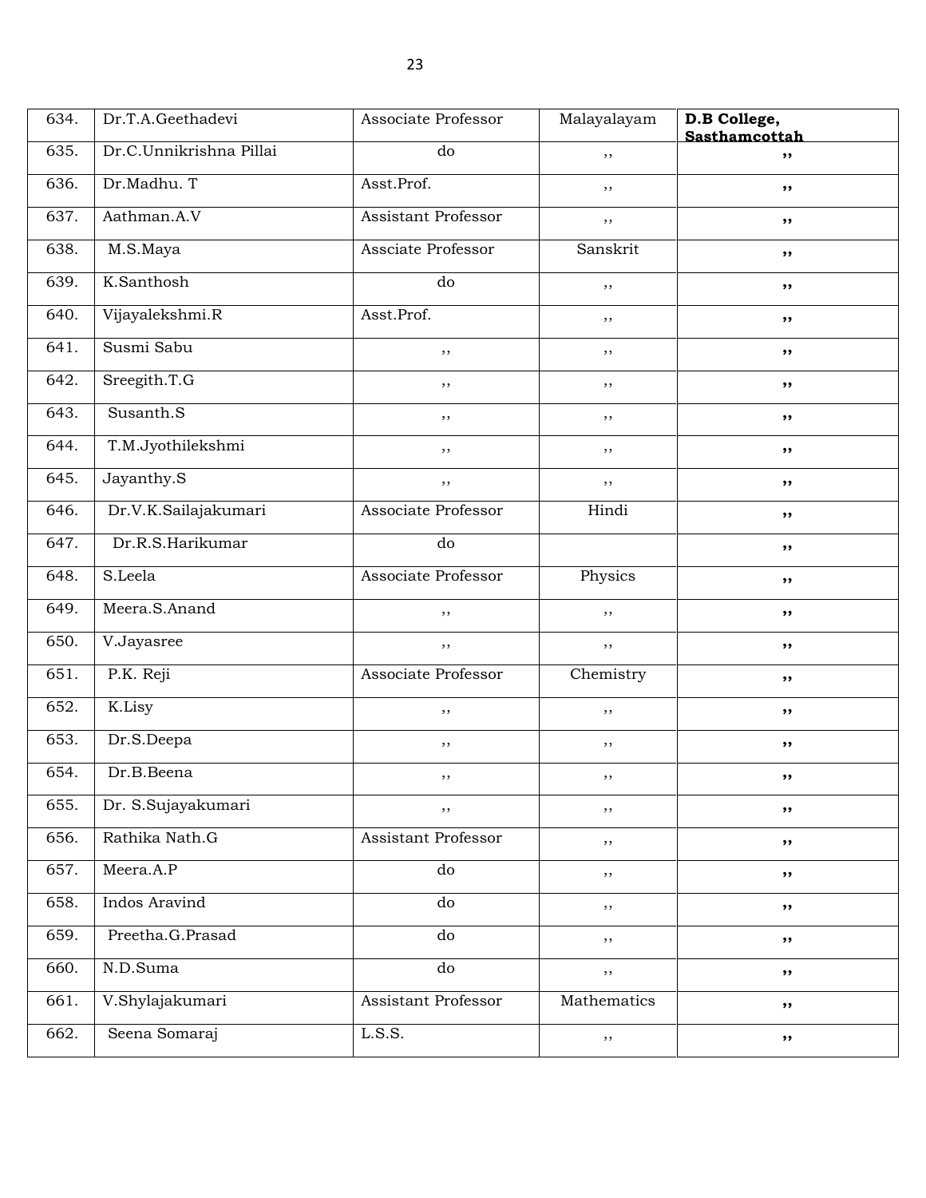| 634. | Dr.T.A.Geethadevi | Associate Professor | Malayalayam | **D.B College, Sasthamcottah** |
|---|---|---|---|---|
| 635. | Dr.C.Unnikrishna Pillai | do | ,, | ,, |
| 636. | Dr.Madhu. T | Asst.Prof. | ,, | ,, |
| 637. | Aathman.A.V | Assistant Professor | ,, | ,, |
| 638. | M.S.Maya | Assciate Professor | Sanskrit | ,, |
| 639. | K.Santhosh | do | ,, | ,, |
| 640. | Vijayalekshmi.R | Asst.Prof. | ,, | ,, |
| 641. | Susmi Sabu | ,, | ,, | ,, |
| 642. | Sreegith.T.G | ,, | ,, | ,, |
| 643. | Susanth.S | ,, | ,, | ,, |
| 644. | T.M.Jyothilekshmi | ,, | ,, | ,, |
| 645. | Jayanthy.S | ,, | ,, | ,, |
| 646. | Dr.V.K.Sailajakumari | Associate Professor | Hindi | ,, |
| 647. | Dr.R.S.Harikumar | do | | ,, |
| 648. | S.Leela | Associate Professor | Physics | ,, |
| 649. | Meera.S.Anand | ,, | ,, | ,, |
| 650. | V.Jayasree | ,, | ,, | ,, |
| 651. | P.K. Reji | Associate Professor | Chemistry | ,, |
| 652. | K.Lisy | ,, | ,, | ,, |
| 653. | Dr.S.Deepa | ,, | ,, | ,, |
| 654. | Dr.B.Beena | ,, | ,, | ,, |
| 655. | Dr. S.Sujayakumari | ,, | ,, | ,, |
| 656. | Rathika Nath.G | Assistant Professor | ,, | ,, |
| 657. | Meera.A.P | do | ,, | ,, |
| 658. | Indos Aravind | do | ,, | ,, |
| 659. | Preetha.G.Prasad | do | ,, | ,, |
| 660. | N.D.Suma | do | ,, | ,, |
| 661. | V.Shylajakumari | Assistant Professor | Mathematics | ,, |
| 662. | Seena Somaraj | L.S.S. | ,, | ,, |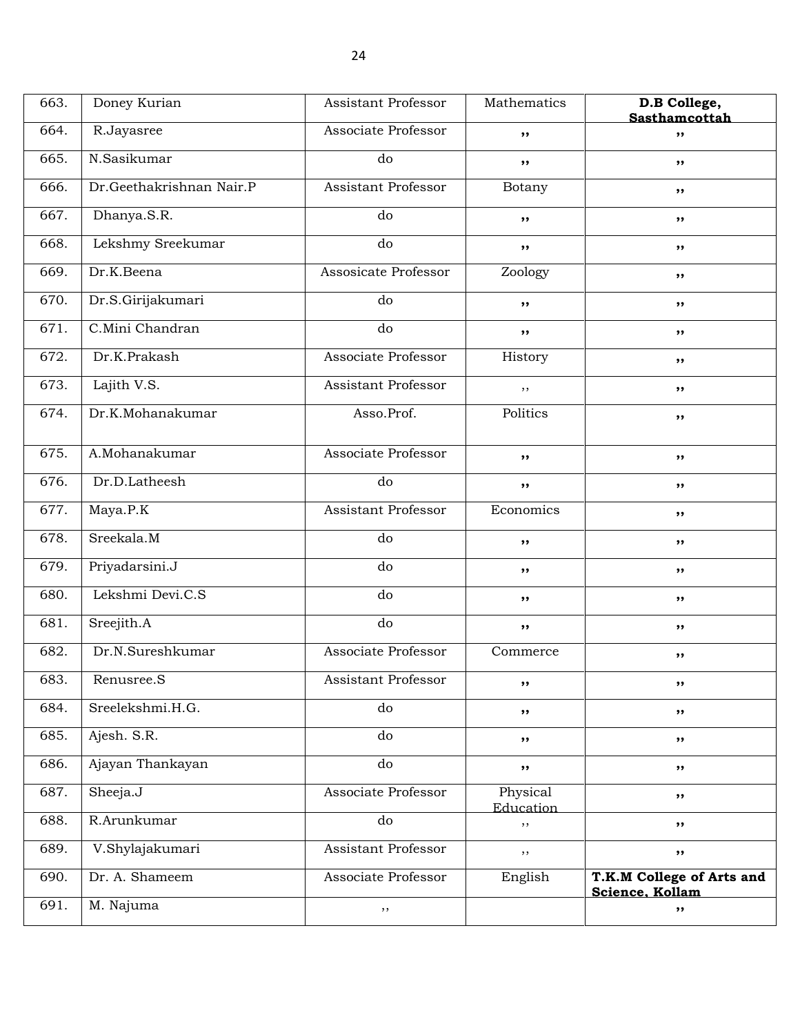| | | | | |
|---|---|---|---|---|
| 663. | Doney Kurian | Assistant Professor | Mathematics | **D.B College, Sasthamcottah** |
| 664. | R.Jayasree | Associate Professor | ,, | ,, |
| 665. | N.Sasikumar | do | ,, | ,, |
| 666. | Dr.Geethakrishnan Nair.P | Assistant Professor | Botany | ,, |
| 667. | Dhanya.S.R. | do | ,, | ,, |
| 668. | Lekshmy Sreekumar | do | ,, | ,, |
| 669. | Dr.K.Beena | Assosicate Professor | Zoology | ,, |
| 670. | Dr.S.Girijakumari | do | ,, | ,, |
| 671. | C.Mini Chandran | do | ,, | ,, |
| 672. | Dr.K.Prakash | Associate Professor | History | ,, |
| 673. | Lajith V.S. | Assistant Professor | ,, | ,, |
| 674. | Dr.K.Mohanakumar | Asso.Prof. | Politics | ,, |
| 675. | A.Mohanakumar | Associate Professor | ,, | ,, |
| 676. | Dr.D.Latheesh | do | ,, | ,, |
| 677. | Maya.P.K | Assistant Professor | Economics | ,, |
| 678. | Sreekala.M | do | ,, | ,, |
| 679. | Priyadarsini.J | do | ,, | ,, |
| 680. | Lekshmi Devi.C.S | do | ,, | ,, |
| 681. | Sreejith.A | do | ,, | ,, |
| 682. | Dr.N.Sureshkumar | Associate Professor | Commerce | ,, |
| 683. | Renusree.S | Assistant Professor | ,, | ,, |
| 684. | Sreelekshmi.H.G. | do | ,, | ,, |
| 685. | Ajesh. S.R. | do | ,, | ,, |
| 686. | Ajayan Thankayan | do | ,, | ,, |
| 687. | Sheeja.J | Associate Professor | Physical Education | ,, |
| 688. | R.Arunkumar | do | ,, | ,, |
| 689. | V.Shylajakumari | Assistant Professor | ,, | ,, |
| 690. | Dr. A. Shameem | Associate Professor | English | **T.K.M College of Arts and Science, Kollam** |
| 691. | M. Najuma | ,, | | ,, |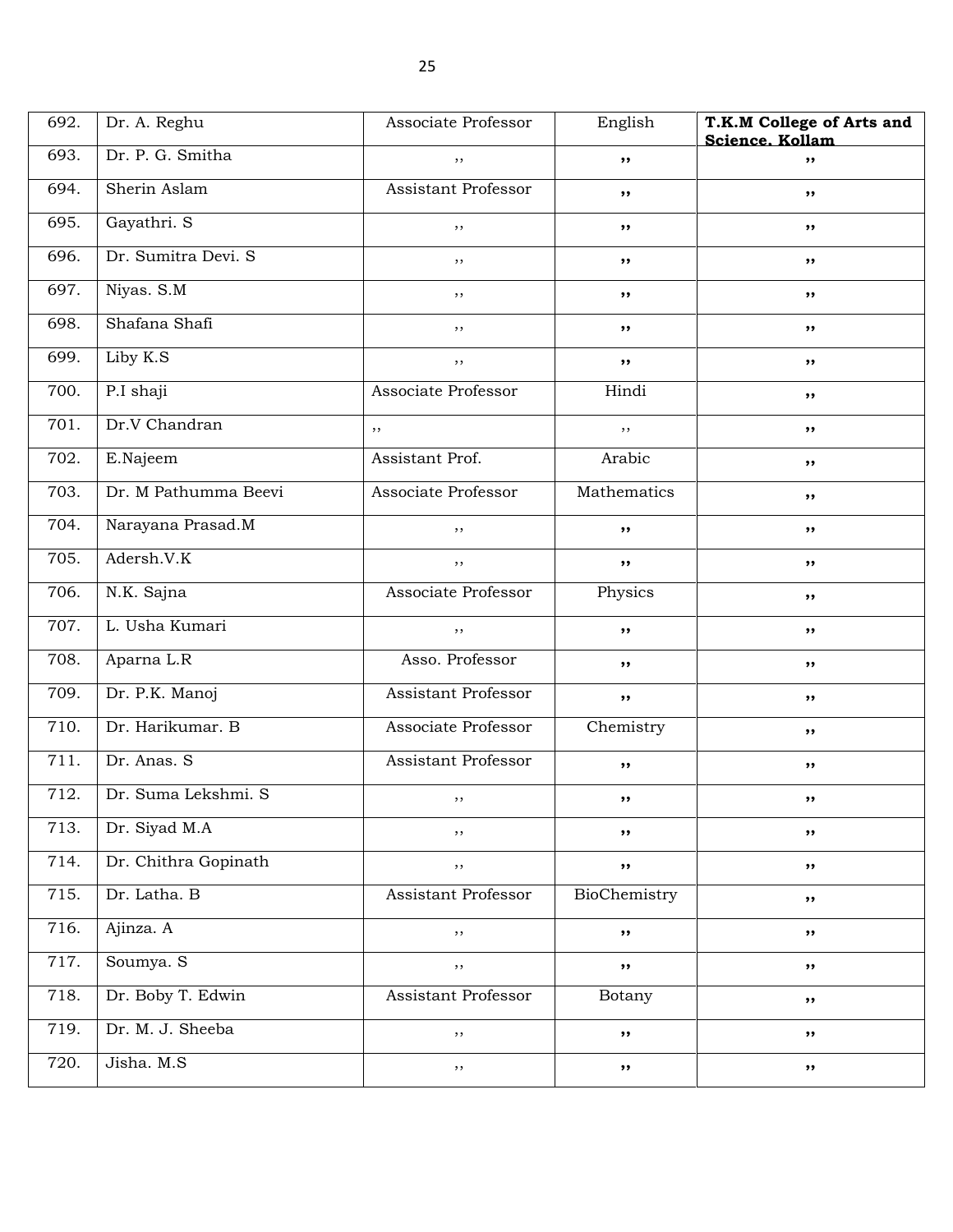| 692. | Dr. A. Reghu | Associate Professor | English | **T.K.M College of Arts and Science, Kollam** |
|---|---|---|---|---|
| 693. | Dr. P. G. Smitha | ,, | ,, | ,, |
| 694. | Sherin Aslam | Assistant Professor | ,, | ,, |
| 695. | Gayathri. S | ,, | ,, | ,, |
| 696. | Dr. Sumitra Devi. S | ,, | ,, | ,, |
| 697. | Niyas. S.M | ,, | ,, | ,, |
| 698. | Shafana Shafi | ,, | ,, | ,, |
| 699. | Liby K.S | ,, | ,, | ,, |
| 700. | P.I shaji | Associate Professor | Hindi | ,, |
| 701. | Dr.V Chandran | ,, | ,, | ,, |
| 702. | E.Najeem | Assistant Prof. | Arabic | ,, |
| 703. | Dr. M Pathumma Beevi | Associate Professor | Mathematics | ,, |
| 704. | Narayana Prasad.M | ,, | ,, | ,, |
| 705. | Adersh.V.K | ,, | ,, | ,, |
| 706. | N.K. Sajna | Associate Professor | Physics | ,, |
| 707. | L. Usha Kumari | ,, | ,, | ,, |
| 708. | Aparna L.R | Asso. Professor | ,, | ,, |
| 709. | Dr. P.K. Manoj | Assistant Professor | ,, | ,, |
| 710. | Dr. Harikumar. B | Associate Professor | Chemistry | ,, |
| 711. | Dr. Anas. S | Assistant Professor | ,, | ,, |
| 712. | Dr. Suma Lekshmi. S | ,, | ,, | ,, |
| 713. | Dr. Siyad M.A | ,, | ,, | ,, |
| 714. | Dr. Chithra Gopinath | ,, | ,, | ,, |
| 715. | Dr. Latha. B | Assistant Professor | BioChemistry | ,, |
| 716. | Ajinza. A | ,, | ,, | ,, |
| 717. | Soumya. S | ,, | ,, | ,, |
| 718. | Dr. Boby T. Edwin | Assistant Professor | Botany | ,, |
| 719. | Dr. M. J. Sheeba | ,, | ,, | ,, |
| 720. | Jisha. M.S | ,, | ,, | ,, |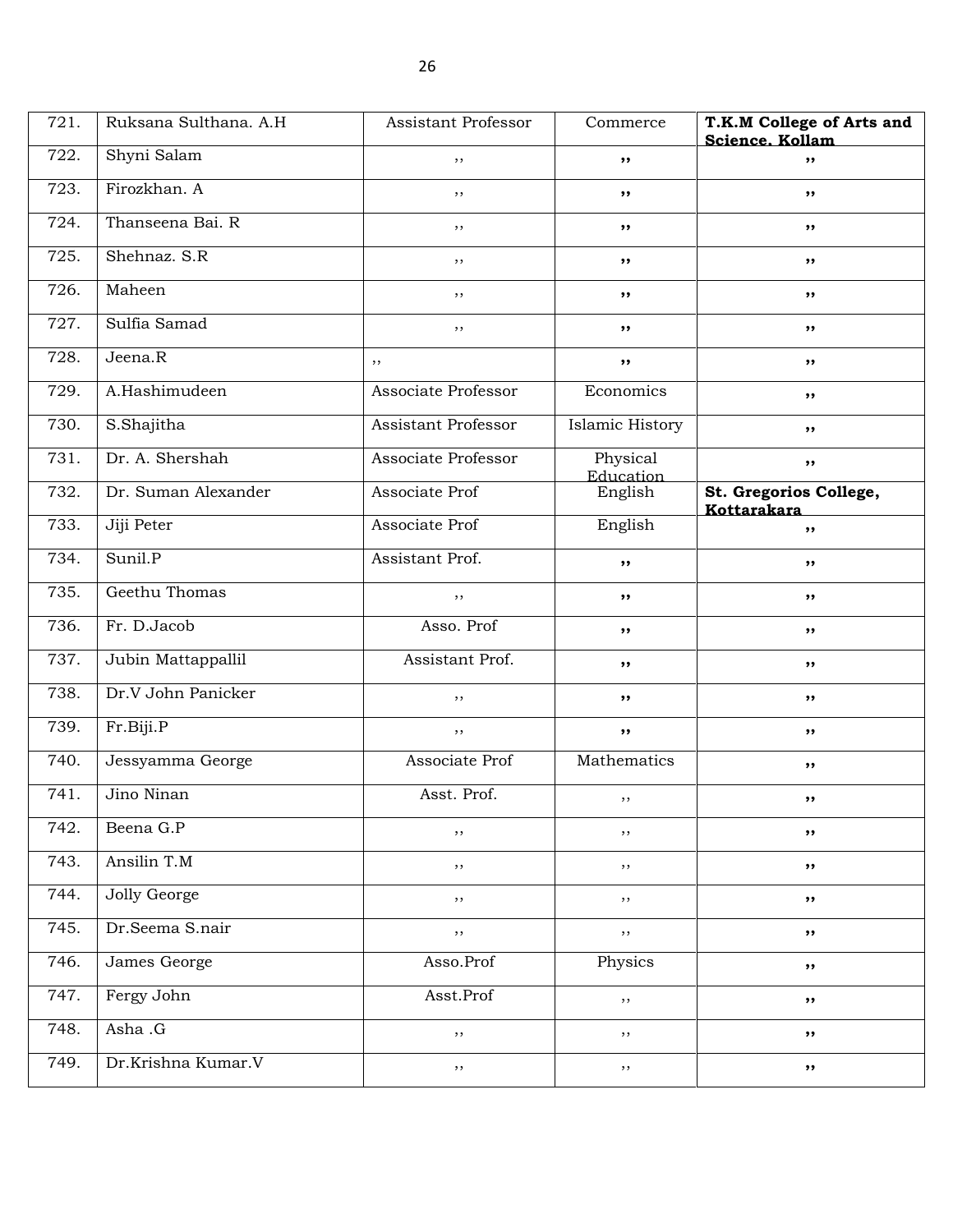| 721. | Ruksana Sulthana. A.H | Assistant Professor | Commerce | **T.K.M College of Arts and Science, Kollam** |
|---|---|---|---|---|
| 722. | Shyni Salam | ,, | ,, | ,, |
| 723. | Firozkhan. A | ,, | ,, | ,, |
| 724. | Thanseena Bai. R | ,, | ,, | ,, |
| 725. | Shehnaz. S.R | ,, | ,, | ,, |
| 726. | Maheen | ,, | ,, | ,, |
| 727. | Sulfia Samad | ,, | ,, | ,, |
| 728. | Jeena.R | ,, | ,, | ,, |
| 729. | A.Hashimudeen | Associate Professor | Economics | ,, |
| 730. | S.Shajitha | Assistant Professor | Islamic History | ,, |
| 731. | Dr. A. Shershah | Associate Professor | Physical Education | ,, |
| 732. | Dr. Suman Alexander | Associate Prof | English | **St. Gregorios College, Kottarakara** |
| 733. | Jiji Peter | Associate Prof | English | ,, |
| 734. | Sunil.P | Assistant Prof. | ,, | ,, |
| 735. | Geethu Thomas | ,, | ,, | ,, |
| 736. | Fr. D.Jacob | Asso. Prof | ,, | ,, |
| 737. | Jubin Mattappallil | Assistant Prof. | ,, | ,, |
| 738. | Dr.V John Panicker | ,, | ,, | ,, |
| 739. | Fr.Biji.P | ,, | ,, | ,, |
| 740. | Jessyamma George | Associate Prof | Mathematics | ,, |
| 741. | Jino Ninan | Asst. Prof. | ,, | ,, |
| 742. | Beena G.P | ,, | ,, | ,, |
| 743. | Ansilin T.M | ,, | ,, | ,, |
| 744. | Jolly George | ,, | ,, | ,, |
| 745. | Dr.Seema S.nair | ,, | ,, | ,, |
| 746. | James George | Asso.Prof | Physics | ,, |
| 747. | Fergy John | Asst.Prof | ,, | ,, |
| 748. | Asha .G | ,, | ,, | ,, |
| 749. | Dr.Krishna Kumar.V | ,, | ,, | ,, |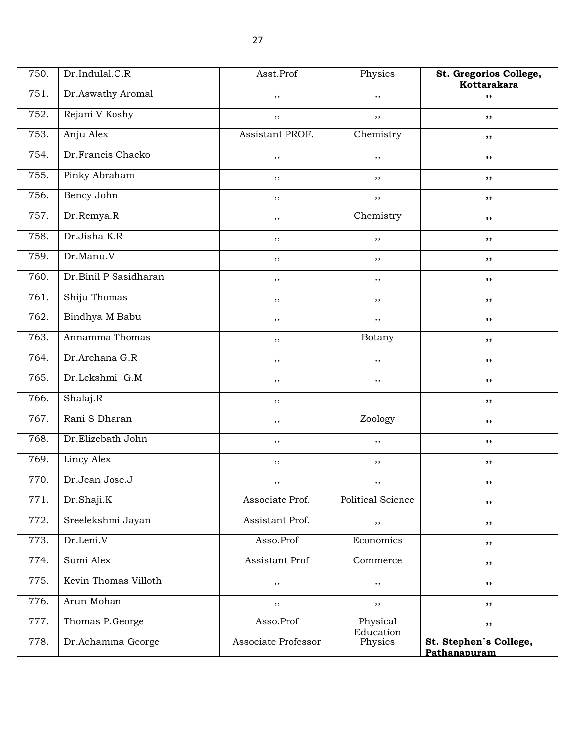| 750. | Dr.Indulal.C.R | Asst.Prof | Physics | **St. Gregorios College, Kottarakara** |
|---|---|---|---|---|
| 751. | Dr.Aswathy Aromal | ,, | ,, | **,,** |
| 752. | Rejani V Koshy | ,, | ,, | **,,** |
| 753. | Anju Alex | Assistant PROF. | Chemistry | **,,** |
| 754. | Dr.Francis Chacko | ,, | ,, | **,,** |
| 755. | Pinky Abraham | ,, | ,, | **,,** |
| 756. | Bency John | ,, | ,, | **,,** |
| 757. | Dr.Remya.R | ,, | Chemistry | **,,** |
| 758. | Dr.Jisha K.R | ,, | ,, | **,,** |
| 759. | Dr.Manu.V | ,, | ,, | **,,** |
| 760. | Dr.Binil P Sasidharan | ,, | ,, | **,,** |
| 761. | Shiju Thomas | ,, | ,, | **,,** |
| 762. | Bindhya M Babu | ,, | ,, | **,,** |
| 763. | Annamma Thomas | ,, | Botany | **,,** |
| 764. | Dr.Archana G.R | ,, | ,, | **,,** |
| 765. | Dr.Lekshmi G.M | ,, | ,, | **,,** |
| 766. | Shalaj.R | ,, | | **,,** |
| 767. | Rani S Dharan | ,, | Zoology | **,,** |
| 768. | Dr.Elizebath John | ,, | ,, | **,,** |
| 769. | Lincy Alex | ,, | ,, | **,,** |
| 770. | Dr.Jean Jose.J | ,, | ,, | **,,** |
| 771. | Dr.Shaji.K | Associate Prof. | Political Science | **,,** |
| 772. | Sreelekshmi Jayan | Assistant Prof. | ,, | **,,** |
| 773. | Dr.Leni.V | Asso.Prof | Economics | **,,** |
| 774. | Sumi Alex | Assistant Prof | Commerce | **,,** |
| 775. | Kevin Thomas Villoth | ,, | ,, | **,,** |
| 776. | Arun Mohan | ,, | ,, | **,,** |
| 777. | Thomas P.George | Asso.Prof | Physical Education | **,,** |
| 778. | Dr.Achamma George | Associate Professor | Physics | **St. Stephen`s College, Pathanapuram** |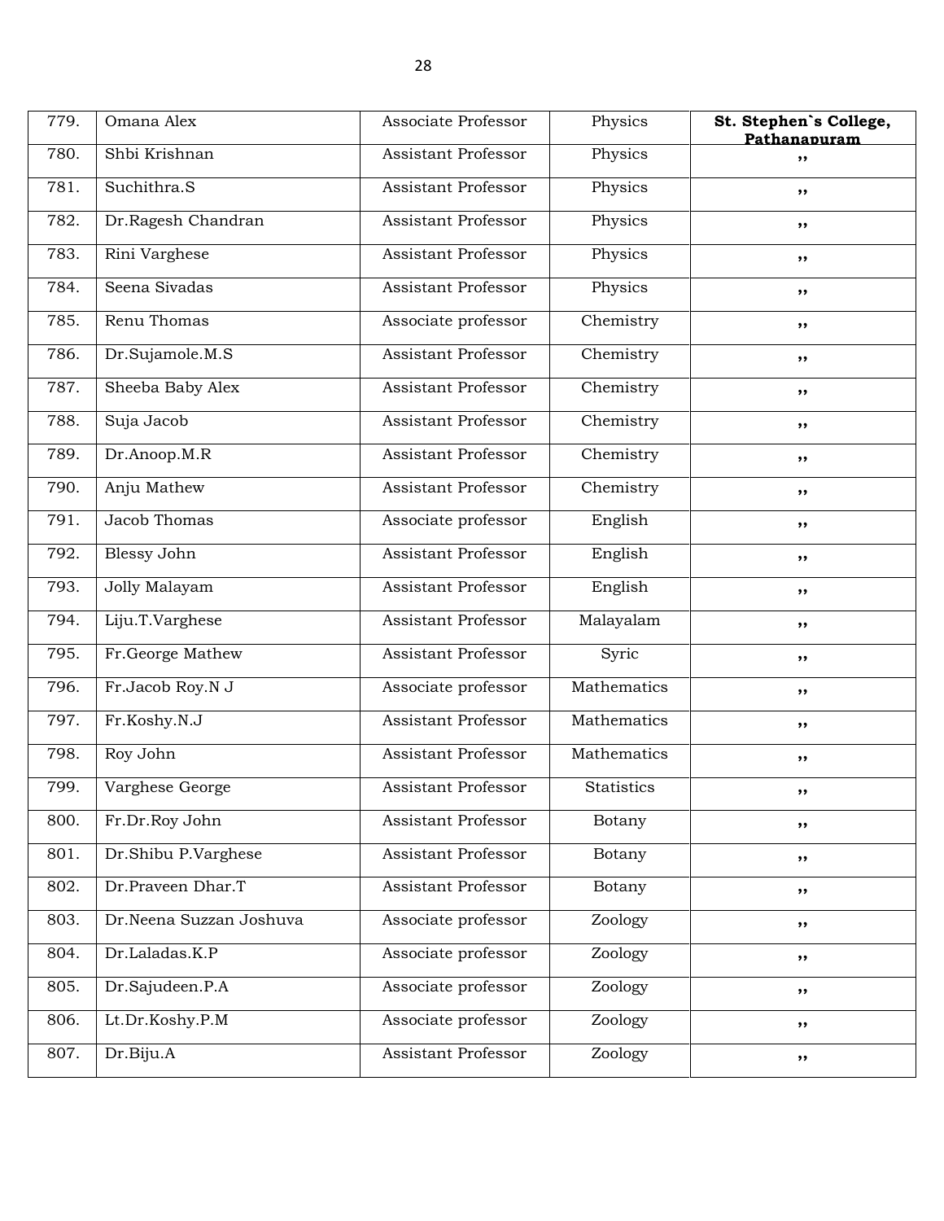| 779. | Omana Alex | Associate Professor | Physics | **St. Stephen`s College, Pathanapuram** |
|---|---|---|---|---|
| 780. | Shbi Krishnan | Assistant Professor | Physics | ,, |
| 781. | Suchithra.S | Assistant Professor | Physics | ,, |
| 782. | Dr.Ragesh Chandran | Assistant Professor | Physics | ,, |
| 783. | Rini Varghese | Assistant Professor | Physics | ,, |
| 784. | Seena Sivadas | Assistant Professor | Physics | ,, |
| 785. | Renu Thomas | Associate professor | Chemistry | ,, |
| 786. | Dr.Sujamole.M.S | Assistant Professor | Chemistry | ,, |
| 787. | Sheeba Baby Alex | Assistant Professor | Chemistry | ,, |
| 788. | Suja Jacob | Assistant Professor | Chemistry | ,, |
| 789. | Dr.Anoop.M.R | Assistant Professor | Chemistry | ,, |
| 790. | Anju Mathew | Assistant Professor | Chemistry | ,, |
| 791. | Jacob Thomas | Associate professor | English | ,, |
| 792. | Blessy John | Assistant Professor | English | ,, |
| 793. | Jolly Malayam | Assistant Professor | English | ,, |
| 794. | Liju.T.Varghese | Assistant Professor | Malayalam | ,, |
| 795. | Fr.George Mathew | Assistant Professor | Syric | ,, |
| 796. | Fr.Jacob Roy.N J | Associate professor | Mathematics | ,, |
| 797. | Fr.Koshy.N.J | Assistant Professor | Mathematics | ,, |
| 798. | Roy John | Assistant Professor | Mathematics | ,, |
| 799. | Varghese George | Assistant Professor | Statistics | ,, |
| 800. | Fr.Dr.Roy John | Assistant Professor | Botany | ,, |
| 801. | Dr.Shibu P.Varghese | Assistant Professor | Botany | ,, |
| 802. | Dr.Praveen Dhar.T | Assistant Professor | Botany | ,, |
| 803. | Dr.Neena Suzzan Joshuva | Associate professor | Zoology | ,, |
| 804. | Dr.Laladas.K.P | Associate professor | Zoology | ,, |
| 805. | Dr.Sajudeen.P.A | Associate professor | Zoology | ,, |
| 806. | Lt.Dr.Koshy.P.M | Associate professor | Zoology | ,, |
| 807. | Dr.Biju.A | Assistant Professor | Zoology | ,, |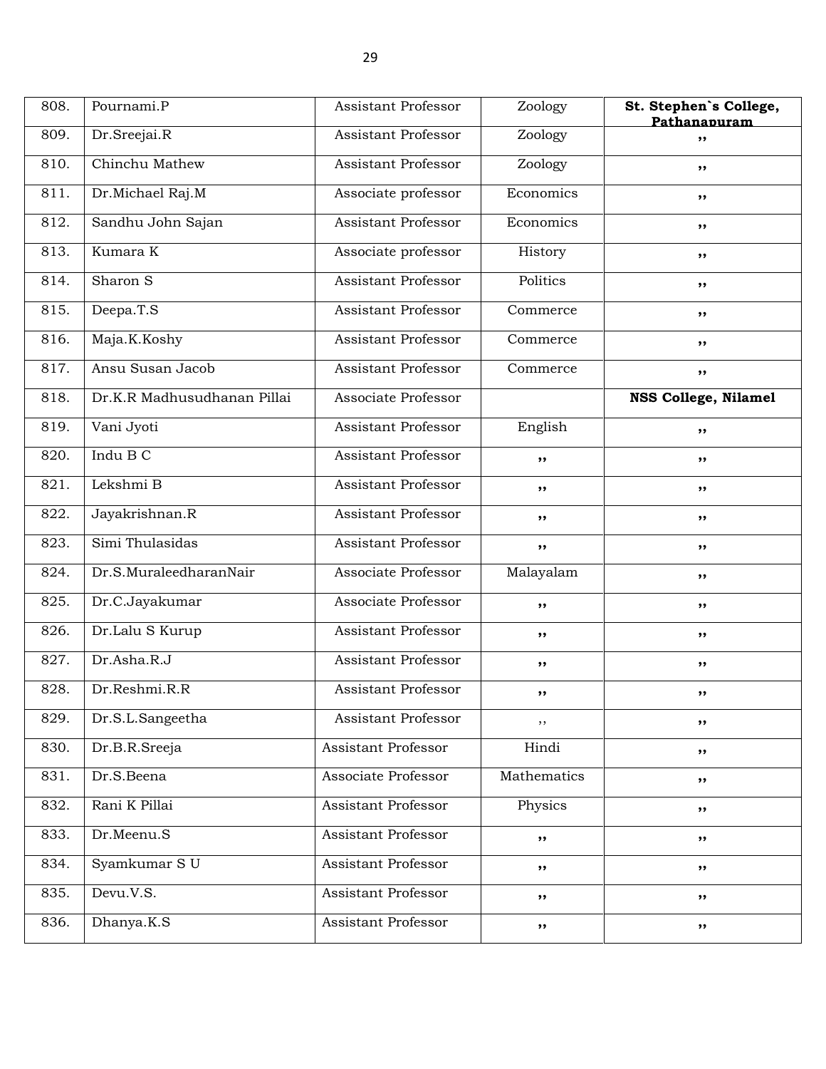| 808. | Pournami.P | Assistant Professor | Zoology | **St. Stephen`s College, Pathanapuram** |
|---|---|---|---|---|
| 809. | Dr.Sreejai.R | Assistant Professor | Zoology | ,, |
| 810. | Chinchu Mathew | Assistant Professor | Zoology | ,, |
| 811. | Dr.Michael Raj.M | Associate professor | Economics | ,, |
| 812. | Sandhu John Sajan | Assistant Professor | Economics | ,, |
| 813. | Kumara K | Associate professor | History | ,, |
| 814. | Sharon S | Assistant Professor | Politics | ,, |
| 815. | Deepa.T.S | Assistant Professor | Commerce | ,, |
| 816. | Maja.K.Koshy | Assistant Professor | Commerce | ,, |
| 817. | Ansu Susan Jacob | Assistant Professor | Commerce | ,, |
| 818. | Dr.K.R Madhusudhanan Pillai | Associate Professor | | **NSS College, Nilamel** |
| 819. | Vani Jyoti | Assistant Professor | English | ,, |
| 820. | Indu B C | Assistant Professor | ,, | ,, |
| 821. | Lekshmi B | Assistant Professor | ,, | ,, |
| 822. | Jayakrishnan.R | Assistant Professor | ,, | ,, |
| 823. | Simi Thulasidas | Assistant Professor | ,, | ,, |
| 824. | Dr.S.MuraleedharanNair | Associate Professor | Malayalam | ,, |
| 825. | Dr.C.Jayakumar | Associate Professor | ,, | ,, |
| 826. | Dr.Lalu S Kurup | Assistant Professor | ,, | ,, |
| 827. | Dr.Asha.R.J | Assistant Professor | ,, | ,, |
| 828. | Dr.Reshmi.R.R | Assistant Professor | ,, | ,, |
| 829. | Dr.S.L.Sangeetha | Assistant Professor | ,, | ,, |
| 830. | Dr.B.R.Sreeja | Assistant Professor | Hindi | ,, |
| 831. | Dr.S.Beena | Associate Professor | Mathematics | ,, |
| 832. | Rani K Pillai | Assistant Professor | Physics | ,, |
| 833. | Dr.Meenu.S | Assistant Professor | ,, | ,, |
| 834. | Syamkumar S U | Assistant Professor | ,, | ,, |
| 835. | Devu.V.S. | Assistant Professor | ,, | ,, |
| 836. | Dhanya.K.S | Assistant Professor | ,, | ,, |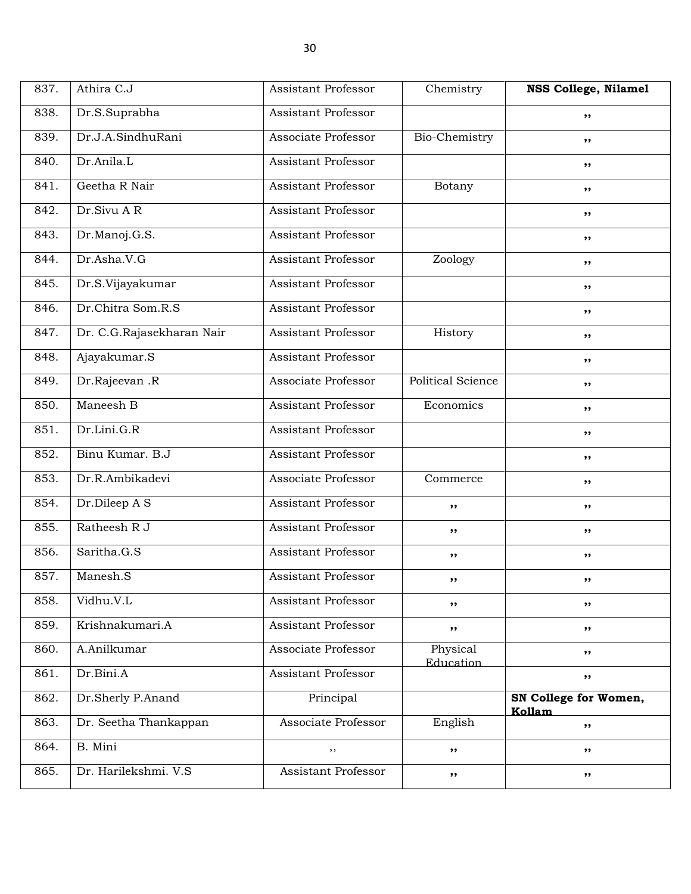| 837. | Athira C.J | Assistant Professor | Chemistry | **NSS College, Nilamel** |
|---|---|---|---|---|
| 838. | Dr.S.Suprabha | Assistant Professor | | ,, |
| 839. | Dr.J.A.SindhuRani | Associate Professor | Bio-Chemistry | ,, |
| 840. | Dr.Anila.L | Assistant Professor | | ,, |
| 841. | Geetha R Nair | Assistant Professor | Botany | ,, |
| 842. | Dr.Sivu A R | Assistant Professor | | ,, |
| 843. | Dr.Manoj.G.S. | Assistant Professor | | ,, |
| 844. | Dr.Asha.V.G | Assistant Professor | Zoology | ,, |
| 845. | Dr.S.Vijayakumar | Assistant Professor | | ,, |
| 846. | Dr.Chitra Som.R.S | Assistant Professor | | ,, |
| 847. | Dr. C.G.Rajasekharan Nair | Assistant Professor | History | ,, |
| 848. | Ajayakumar.S | Assistant Professor | | ,, |
| 849. | Dr.Rajeevan .R | Associate Professor | Political Science | ,, |
| 850. | Maneesh B | Assistant Professor | Economics | ,, |
| 851. | Dr.Lini.G.R | Assistant Professor | | ,, |
| 852. | Binu Kumar. B.J | Assistant Professor | | ,, |
| 853. | Dr.R.Ambikadevi | Associate Professor | Commerce | ,, |
| 854. | Dr.Dileep A S | Assistant Professor | ,, | ,, |
| 855. | Ratheesh R J | Assistant Professor | ,, | ,, |
| 856. | Saritha.G.S | Assistant Professor | ,, | ,, |
| 857. | Manesh.S | Assistant Professor | ,, | ,, |
| 858. | Vidhu.V.L | Assistant Professor | ,, | ,, |
| 859. | Krishnakumari.A | Assistant Professor | ,, | ,, |
| 860. | A.Anilkumar | Associate Professor | Physical Education | ,, |
| 861. | Dr.Bini.A | Assistant Professor | | ,, |
| 862. | Dr.Sherly P.Anand | Principal | | **SN College for Women, Kollam** |
| 863. | Dr. Seetha Thankappan | Associate Professor | English | ,, |
| 864. | B. Mini | ,, | ,, | ,, |
| 865. | Dr. Harilekshmi. V.S | Assistant Professor | ,, | ,, |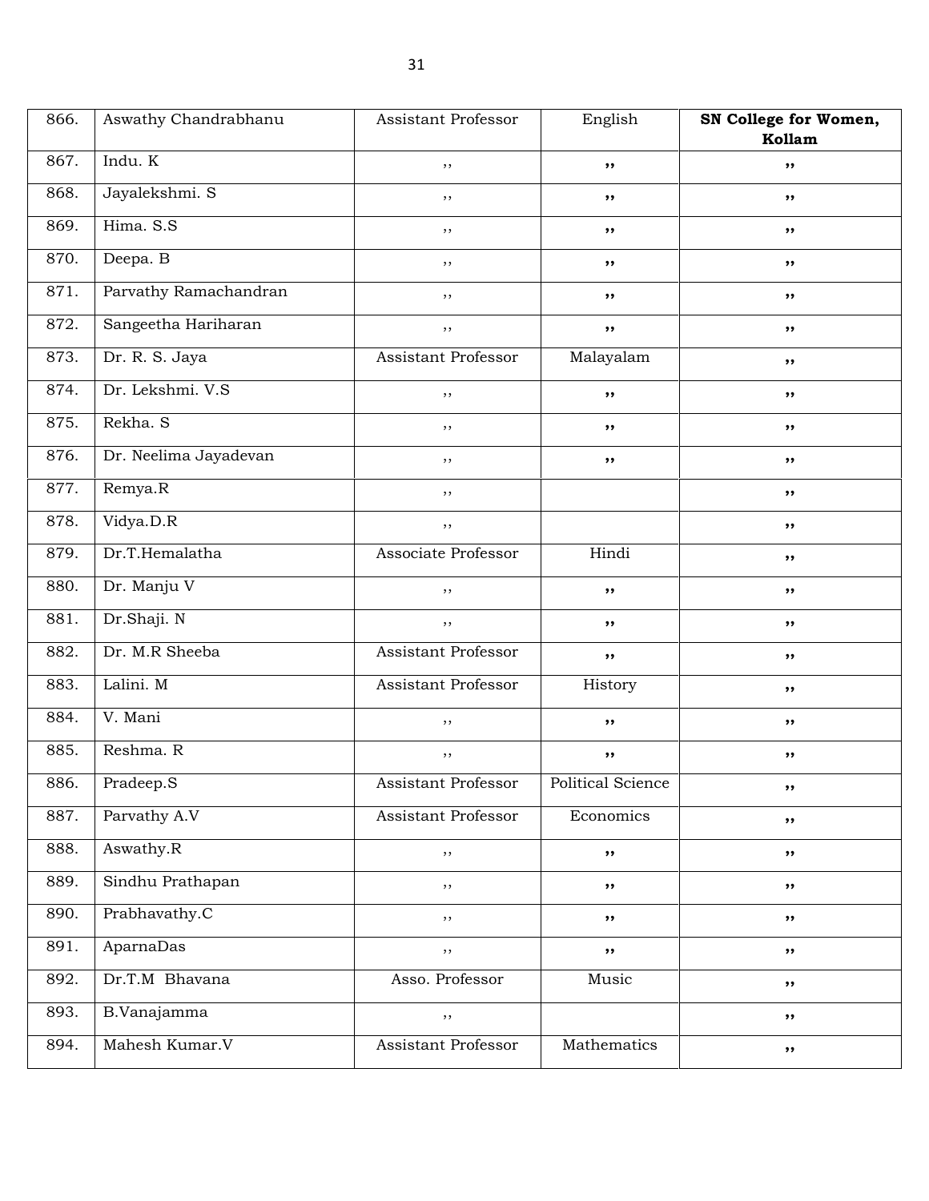| 866. | Aswathy Chandrabhanu | Assistant Professor | English | **SN College for Women, Kollam** |
|---|---|---|---|---|
| 867. | Indu. K | ,, | ,, | ,, |
| 868. | Jayalekshmi. S | ,, | ,, | ,, |
| 869. | Hima. S.S | ,, | ,, | ,, |
| 870. | Deepa. B | ,, | ,, | ,, |
| 871. | Parvathy Ramachandran | ,, | ,, | ,, |
| 872. | Sangeetha Hariharan | ,, | ,, | ,, |
| 873. | Dr. R. S. Jaya | Assistant Professor | Malayalam | ,, |
| 874. | Dr. Lekshmi. V.S | ,, | ,, | ,, |
| 875. | Rekha. S | ,, | ,, | ,, |
| 876. | Dr. Neelima Jayadevan | ,, | ,, | ,, |
| 877. | Remya.R | ,, | | ,, |
| 878. | Vidya.D.R | ,, | | ,, |
| 879. | Dr.T.Hemalatha | Associate Professor | Hindi | ,, |
| 880. | Dr. Manju V | ,, | ,, | ,, |
| 881. | Dr.Shaji. N | ,, | ,, | ,, |
| 882. | Dr. M.R Sheeba | Assistant Professor | ,, | ,, |
| 883. | Lalini. M | Assistant Professor | History | ,, |
| 884. | V. Mani | ,, | ,, | ,, |
| 885. | Reshma. R | ,, | ,, | ,, |
| 886. | Pradeep.S | Assistant Professor | Political Science | ,, |
| 887. | Parvathy A.V | Assistant Professor | Economics | ,, |
| 888. | Aswathy.R | ,, | ,, | ,, |
| 889. | Sindhu Prathapan | ,, | ,, | ,, |
| 890. | Prabhavathy.C | ,, | ,, | ,, |
| 891. | ApamaDas | ,, | ,, | ,, |
| 892. | Dr.T.M Bhavana | Asso. Professor | Music | ,, |
| 893. | B.Vanajamma | ,, | | ,, |
| 894. | Mahesh Kumar.V | Assistant Professor | Mathematics | ,, |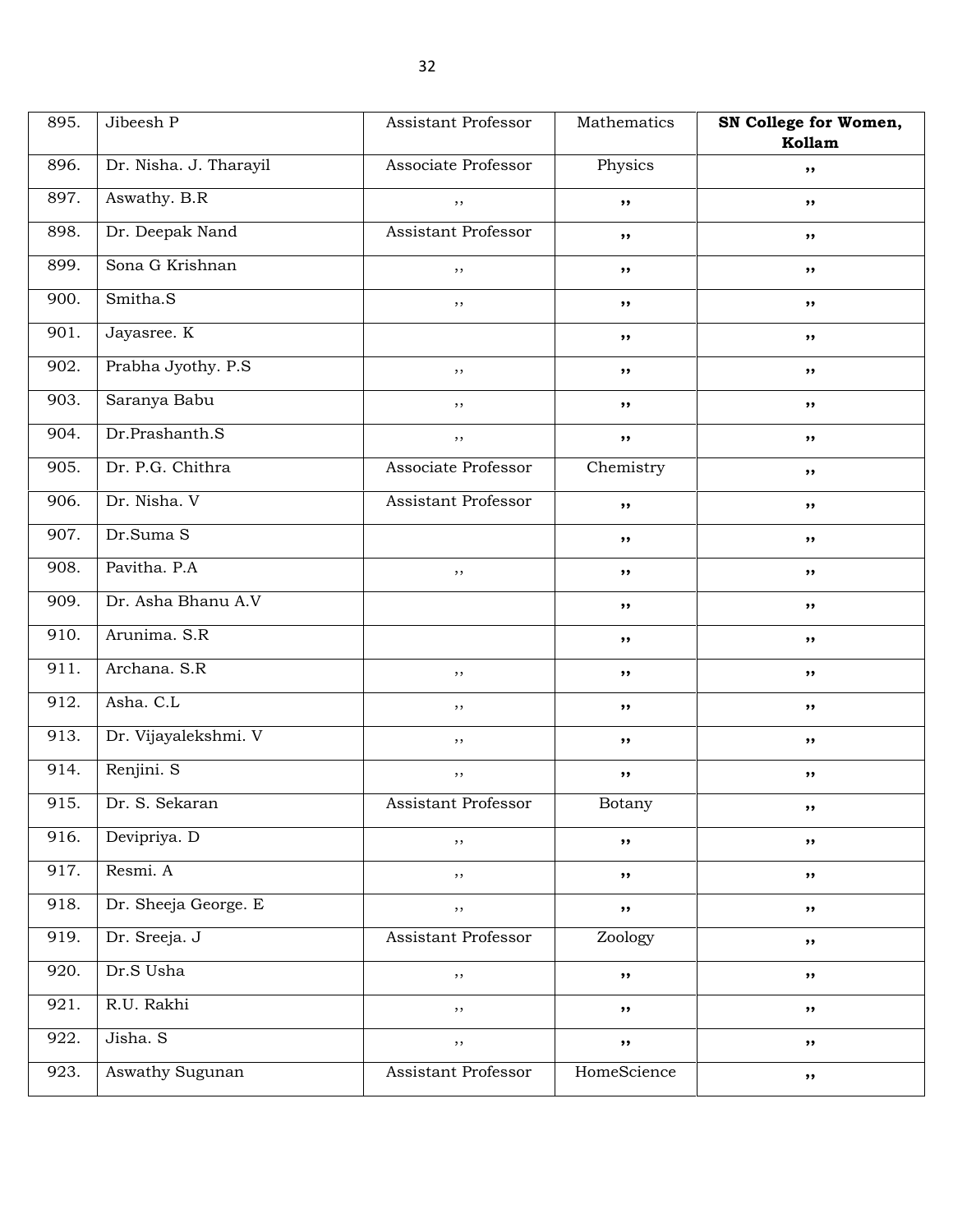| 895. | Jibeesh P | Assistant Professor | Mathematics | **SN College for Women, Kollam** |
|---|---|---|---|---|
| 896. | Dr. Nisha. J. Tharayil | Associate Professor | Physics | ,, |
| 897. | Aswathy. B.R | ,, | ,, | ,, |
| 898. | Dr. Deepak Nand | Assistant Professor | ,, | ,, |
| 899. | Sona G Krishnan | ,, | ,, | ,, |
| 900. | Smitha.S | ,, | ,, | ,, |
| 901. | Jayasree. K | | ,, | ,, |
| 902. | Prabha Jyothy. P.S | ,, | ,, | ,, |
| 903. | Saranya Babu | ,, | ,, | ,, |
| 904. | Dr.Prashanth.S | ,, | ,, | ,, |
| 905. | Dr. P.G. Chithra | Associate Professor | Chemistry | ,, |
| 906. | Dr. Nisha. V | Assistant Professor | ,, | ,, |
| 907. | Dr.Suma S | | ,, | ,, |
| 908. | Pavitha. P.A | ,, | ,, | ,, |
| 909. | Dr. Asha Bhanu A.V | | ,, | ,, |
| 910. | Arunima. S.R | | ,, | ,, |
| 911. | Archana. S.R | ,, | ,, | ,, |
| 912. | Asha. C.L | ,, | ,, | ,, |
| 913. | Dr. Vijayalekshmi. V | ,, | ,, | ,, |
| 914. | Renjini. S | ,, | ,, | ,, |
| 915. | Dr. S. Sekaran | Assistant Professor | Botany | ,, |
| 916. | Devipriya. D | ,, | ,, | ,, |
| 917. | Resmi. A | ,, | ,, | ,, |
| 918. | Dr. Sheeja George. E | ,, | ,, | ,, |
| 919. | Dr. Sreeja. J | Assistant Professor | Zoology | ,, |
| 920. | Dr.S Usha | ,, | ,, | ,, |
| 921. | R.U. Rakhi | ,, | ,, | ,, |
| 922. | Jisha. S | ,, | ,, | ,, |
| 923. | Aswathy Sugunan | Assistant Professor | HomeScience | ,, |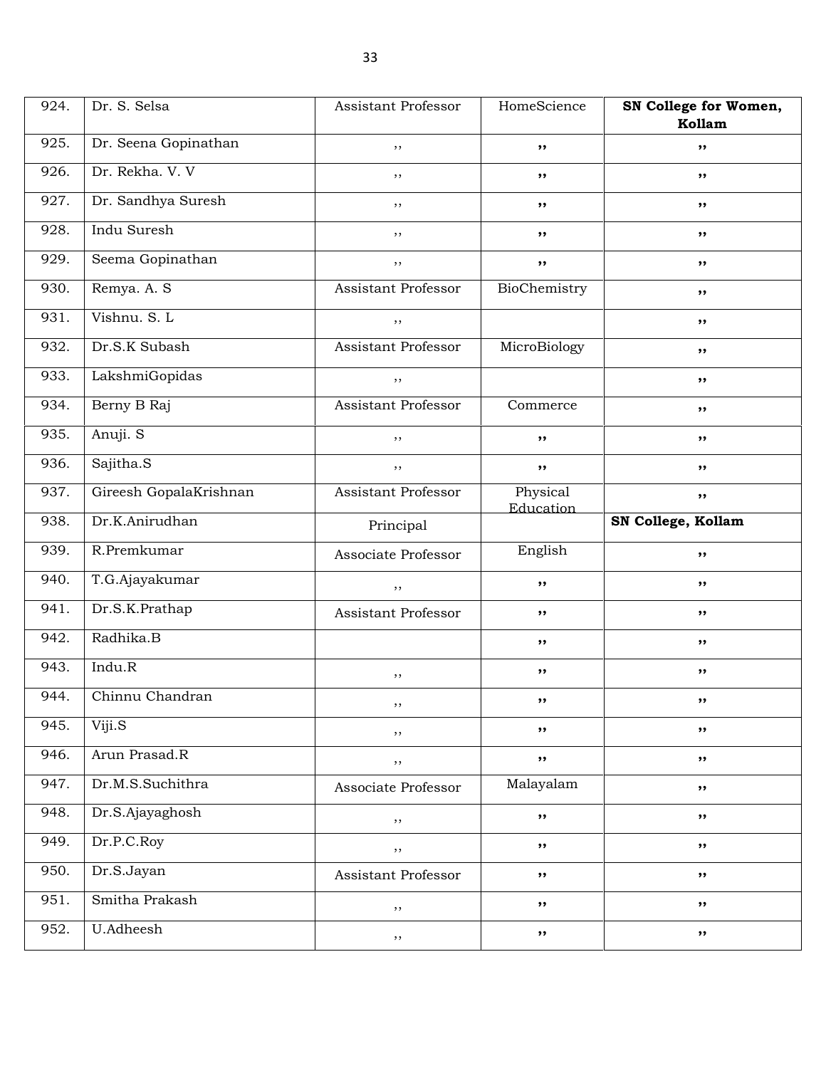| 924. | Dr. S. Selsa | Assistant Professor | HomeScience | **SN College for Women, Kollam** |
|---|---|---|---|---|
| 925. | Dr. Seena Gopinathan | ,, | ,, | ,, |
| 926. | Dr. Rekha. V. V | ,, | ,, | ,, |
| 927. | Dr. Sandhya Suresh | ,, | ,, | ,, |
| 928. | Indu Suresh | ,, | ,, | ,, |
| 929. | Seema Gopinathan | ,, | ,, | ,, |
| 930. | Remya. A. S | Assistant Professor | BioChemistry | ,, |
| 931. | Vishnu. S. L | ,, | | ,, |
| 932. | Dr.S.K Subash | Assistant Professor | MicroBiology | ,, |
| 933. | LakshmiGopidas | ,, | | ,, |
| 934. | Berny B Raj | Assistant Professor | Commerce | ,, |
| 935. | Anuji. S | ,, | ,, | ,, |
| 936. | Sajitha.S | ,, | ,, | ,, |
| 937. | Gireesh GopalaKrishnan | Assistant Professor | Physical Education | ,, |
| 938. | Dr.K.Anirudhan | Principal | | **SN College, Kollam** |
| 939. | R.Premkumar | Associate Professor | English | ,, |
| 940. | T.G.Ajayakumar | ,, | ,, | ,, |
| 941. | Dr.S.K.Prathap | Assistant Professor | ,, | ,, |
| 942. | Radhika.B | | ,, | ,, |
| 943. | Indu.R | ,, | ,, | ,, |
| 944. | Chinnu Chandran | ,, | ,, | ,, |
| 945. | Viji.S | ,, | ,, | ,, |
| 946. | Arun Prasad.R | ,, | ,, | ,, |
| 947. | Dr.M.S.Suchithra | Associate Professor | Malayalam | ,, |
| 948. | Dr.S.Ajayaghosh | ,, | ,, | ,, |
| 949. | Dr.P.C.Roy | ,, | ,, | ,, |
| 950. | Dr.S.Jayan | Assistant Professor | ,, | ,, |
| 951. | Smitha Prakash | ,, | ,, | ,, |
| 952. | U.Adheesh | ,, | ,, | ,, |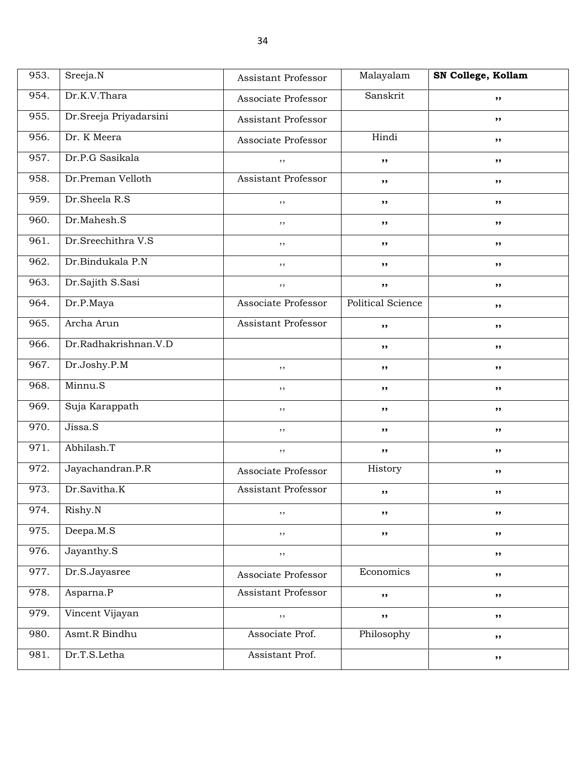| 953. | Sreeja.N | Assistant Professor | Malayalam | **SN College, Kollam** |
|---|---|---|---|---|
| 954. | Dr.K.V.Thara | Associate Professor | Sanskrit | ,, |
| 955. | Dr.Sreeja Priyadarsini | Assistant Professor | | ,, |
| 956. | Dr. K Meera | Associate Professor | Hindi | ,, |
| 957. | Dr.P.G Sasikala | ,, | ,, | ,, |
| 958. | Dr.Preman Velloth | Assistant Professor | ,, | ,, |
| 959. | Dr.Sheela R.S | ,, | ,, | ,, |
| 960. | Dr.Mahesh.S | ,, | ,, | ,, |
| 961. | Dr.Sreechithra V.S | ,, | ,, | ,, |
| 962. | Dr.Bindukala P.N | ,, | ,, | ,, |
| 963. | Dr.Sajith S.Sasi | ,, | ,, | ,, |
| 964. | Dr.P.Maya | Associate Professor | Political Science | ,, |
| 965. | Archa Arun | Assistant Professor | ,, | ,, |
| 966. | Dr.Radhakrishnan.V.D | | ,, | ,, |
| 967. | Dr.Joshy.P.M | ,, | ,, | ,, |
| 968. | Minnu.S | ,, | ,, | ,, |
| 969. | Suja Karappath | ,, | ,, | ,, |
| 970. | Jissa.S | ,, | ,, | ,, |
| 971. | Abhilash.T | ,, | ,, | ,, |
| 972. | Jayachandran.P.R | Associate Professor | History | ,, |
| 973. | Dr.Savitha.K | Assistant Professor | ,, | ,, |
| 974. | Rishy.N | ,, | ,, | ,, |
| 975. | Deepa.M.S | ,, | ,, | ,, |
| 976. | Jayanthy.S | ,, | | ,, |
| 977. | Dr.S.Jayasree | Associate Professor | Economics | ,, |
| 978. | Asparna.P | Assistant Professor | ,, | ,, |
| 979. | Vincent Vijayan | ,, | ,, | ,, |
| 980. | Asmt.R Bindhu | Associate Prof. | Philosophy | ,, |
| 981. | Dr.T.S.Letha | Assistant Prof. | | ,, |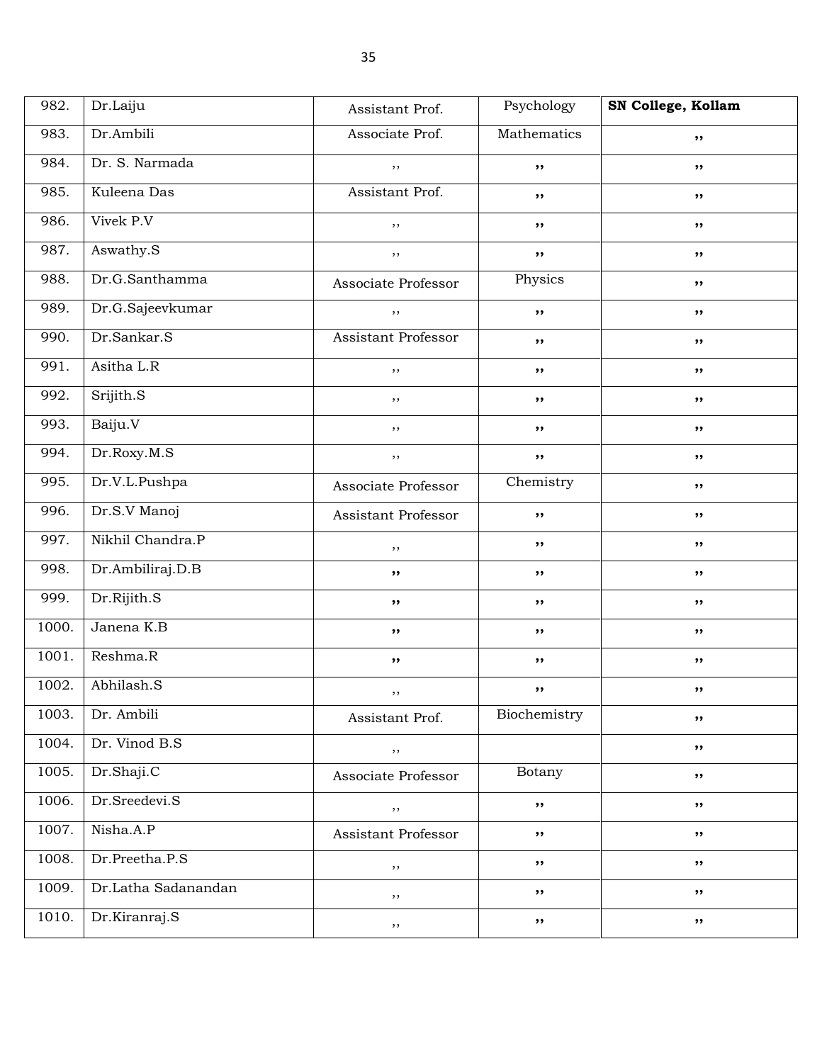| 982. | Dr.Laiju | Assistant Prof. | Psychology | **SN College, Kollam** |
|---|---|---|---|---|
| 983. | Dr.Ambili | Associate Prof. | Mathematics | ,, |
| 984. | Dr. S. Narmada | ,, | ,, | ,, |
| 985. | Kuleena Das | Assistant Prof. | ,, | ,, |
| 986. | Vivek P.V | ,, | ,, | ,, |
| 987. | Aswathy.S | ,, | ,, | ,, |
| 988. | Dr.G.Santhamma | Associate Professor | Physics | ,, |
| 989. | Dr.G.Sajeevkumar | ,, | ,, | ,, |
| 990. | Dr.Sankar.S | Assistant Professor | ,, | ,, |
| 991. | Asitha L.R | ,, | ,, | ,, |
| 992. | Srijith.S | ,, | ,, | ,, |
| 993. | Baiju.V | ,, | ,, | ,, |
| 994. | Dr.Roxy.M.S | ,, | ,, | ,, |
| 995. | Dr.V.L.Pushpa | Associate Professor | Chemistry | ,, |
| 996. | Dr.S.V Manoj | Assistant Professor | ,, | ,, |
| 997. | Nikhil Chandra.P | ,, | ,, | ,, |
| 998. | Dr.Ambiliraj.D.B | ,, | ,, | ,, |
| 999. | Dr.Rijith.S | ,, | ,, | ,, |
| 1000. | Janena K.B | ,, | ,, | ,, |
| 1001. | Reshma.R | ,, | ,, | ,, |
| 1002. | Abhilash.S | ,, | ,, | ,, |
| 1003. | Dr. Ambili | Assistant Prof. | Biochemistry | ,, |
| 1004. | Dr. Vinod B.S | ,, | | ,, |
| 1005. | Dr.Shaji.C | Associate Professor | Botany | ,, |
| 1006. | Dr.Sreedevi.S | ,, | ,, | ,, |
| 1007. | Nisha.A.P | Assistant Professor | ,, | ,, |
| 1008. | Dr.Preetha.P.S | ,, | ,, | ,, |
| 1009. | Dr.Latha Sadanandan | ,, | ,, | ,, |
| 1010. | Dr.Kiranraj.S | ,, | ,, | ,, |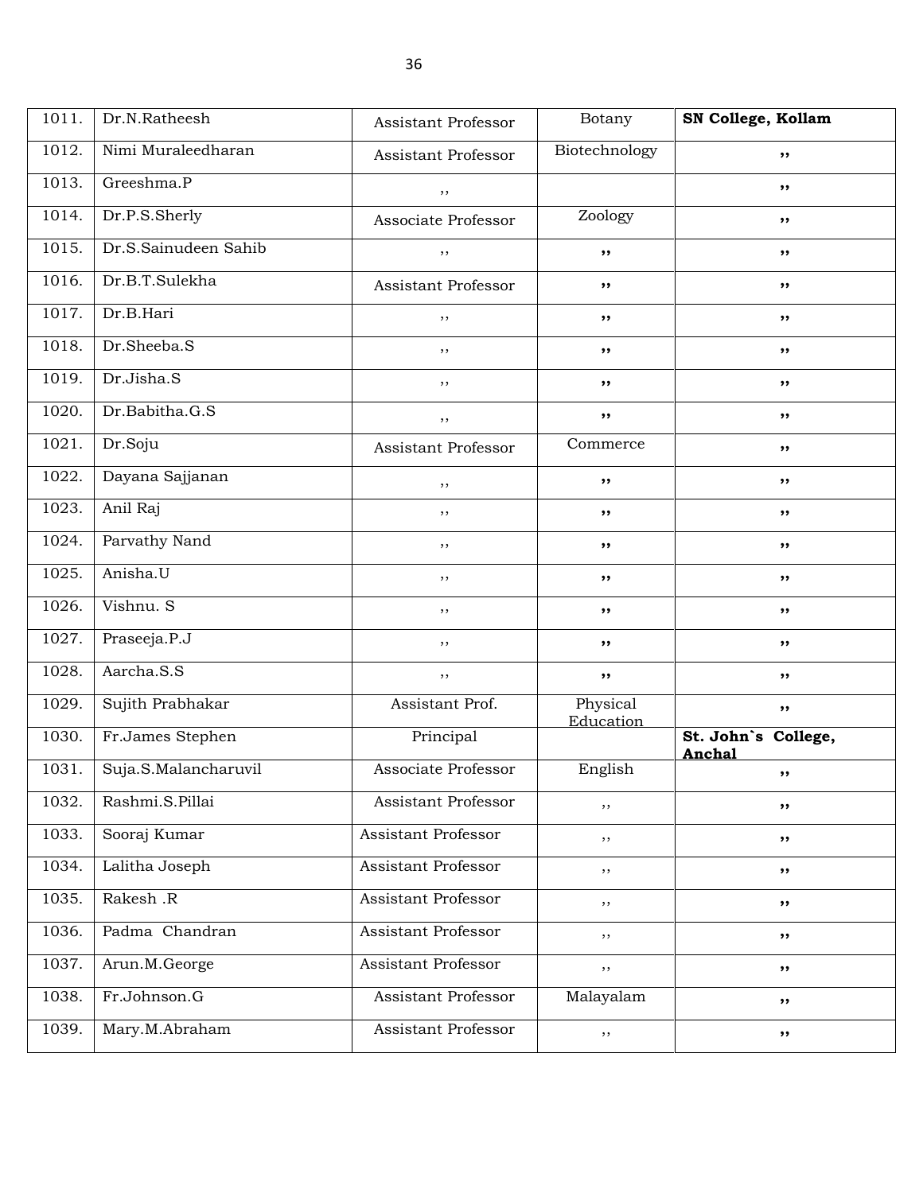| 1011. | Dr.N.Ratheesh | Assistant Professor | Botany | **SN College, Kollam** |
|---|---|---|---|---|
| 1012. | Nimi Muraleedharan | Assistant Professor | Biotechnology | ,, |
| 1013. | Greeshma.P | ,, | | ,, |
| 1014. | Dr.P.S.Sherly | Associate Professor | Zoology | ,, |
| 1015. | Dr.S.Sainudeen Sahib | ,, | ,, | ,, |
| 1016. | Dr.B.T.Sulekha | Assistant Professor | ,, | ,, |
| 1017. | Dr.B.Hari | ,, | ,, | ,, |
| 1018. | Dr.Sheeba.S | ,, | ,, | ,, |
| 1019. | Dr.Jisha.S | ,, | ,, | ,, |
| 1020. | Dr.Babitha.G.S | ,, | ,, | ,, |
| 1021. | Dr.Soju | Assistant Professor | Commerce | ,, |
| 1022. | Dayana Sajjanan | ,, | ,, | ,, |
| 1023. | Anil Raj | ,, | ,, | ,, |
| 1024. | Parvathy Nand | ,, | ,, | ,, |
| 1025. | Anisha.U | ,, | ,, | ,, |
| 1026. | Vishnu. S | ,, | ,, | ,, |
| 1027. | Praseeja.P.J | ,, | ,, | ,, |
| 1028. | Aarcha.S.S | ,, | ,, | ,, |
| 1029. | Sujith Prabhakar | Assistant Prof. | Physical Education | ,, |
| 1030. | Fr.James Stephen | Principal | | **St. John`s College, Anchal** |
| 1031. | Suja.S.Malancharuvil | Associate Professor | English | ,, |
| 1032. | Rashmi.S.Pillai | Assistant Professor | ,, | ,, |
| 1033. | Sooraj Kumar | Assistant Professor | ,, | ,, |
| 1034. | Lalitha Joseph | Assistant Professor | ,, | ,, |
| 1035. | Rakesh .R | Assistant Professor | ,, | ,, |
| 1036. | Padma Chandran | Assistant Professor | ,, | ,, |
| 1037. | Arun.M.George | Assistant Professor | ,, | ,, |
| 1038. | Fr.Johnson.G | Assistant Professor | Malayalam | ,, |
| 1039. | Mary.M.Abraham | Assistant Professor | ,, | ,, |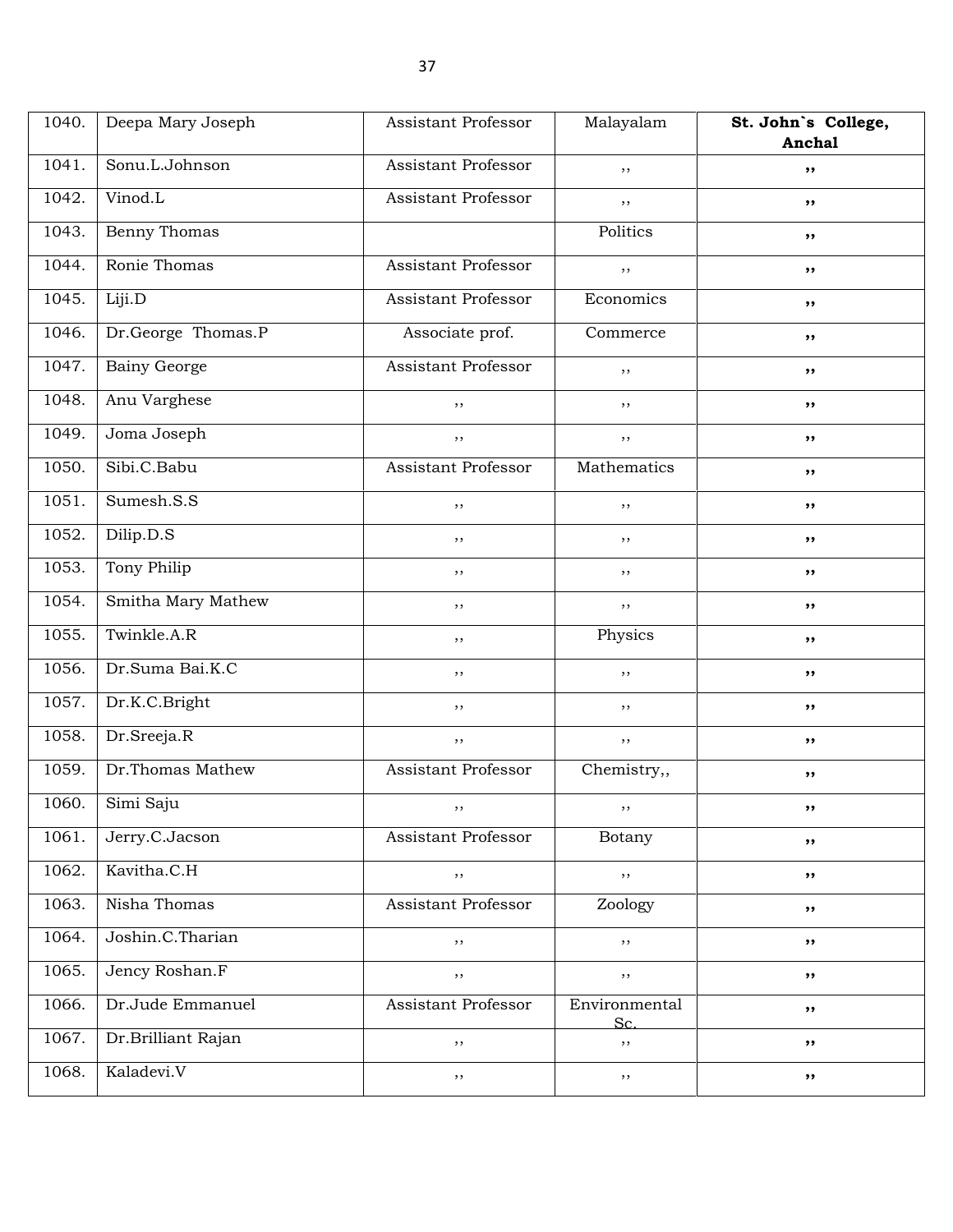| 1040. | Deepa Mary Joseph | Assistant Professor | Malayalam | **St. John`s College, Anchal** |
|---|---|---|---|---|
| 1041. | Sonu.L.Johnson | Assistant Professor | ,, | **,,** |
| 1042. | Vinod.L | Assistant Professor | ,, | **,,** |
| 1043. | Benny Thomas | | Politics | **,,** |
| 1044. | Ronie Thomas | Assistant Professor | ,, | **,,** |
| 1045. | Liji.D | Assistant Professor | Economics | **,,** |
| 1046. | Dr.George Thomas.P | Associate prof. | Commerce | **,,** |
| 1047. | Bainy George | Assistant Professor | ,, | **,,** |
| 1048. | Anu Varghese | ,, | ,, | **,,** |
| 1049. | Joma Joseph | ,, | ,, | **,,** |
| 1050. | Sibi.C.Babu | Assistant Professor | Mathematics | **,,** |
| 1051. | Sumesh.S.S | ,, | ,, | **,,** |
| 1052. | Dilip.D.S | ,, | ,, | **,,** |
| 1053. | Tony Philip | ,, | ,, | **,,** |
| 1054. | Smitha Mary Mathew | ,, | ,, | **,,** |
| 1055. | Twinkle.A.R | ,, | Physics | **,,** |
| 1056. | Dr.Suma Bai.K.C | ,, | ,, | **,,** |
| 1057. | Dr.K.C.Bright | ,, | ,, | **,,** |
| 1058. | Dr.Sreeja.R | ,, | ,, | **,,** |
| 1059. | Dr.Thomas Mathew | Assistant Professor | Chemistry,, | **,,** |
| 1060. | Simi Saju | ,, | ,, | **,,** |
| 1061. | Jerry.C.Jacson | Assistant Professor | Botany | **,,** |
| 1062. | Kavitha.C.H | ,, | ,, | **,,** |
| 1063. | Nisha Thomas | Assistant Professor | Zoology | **,,** |
| 1064. | Joshin.C.Tharian | ,, | ,, | **,,** |
| 1065. | Jency Roshan.F | ,, | ,, | **,,** |
| 1066. | Dr.Jude Emmanuel | Assistant Professor | Environmental Sc. | **,,** |
| 1067. | Dr.Brilliant Rajan | ,, | ,, | **,,** |
| 1068. | Kaladevi.V | ,, | ,, | **,,** |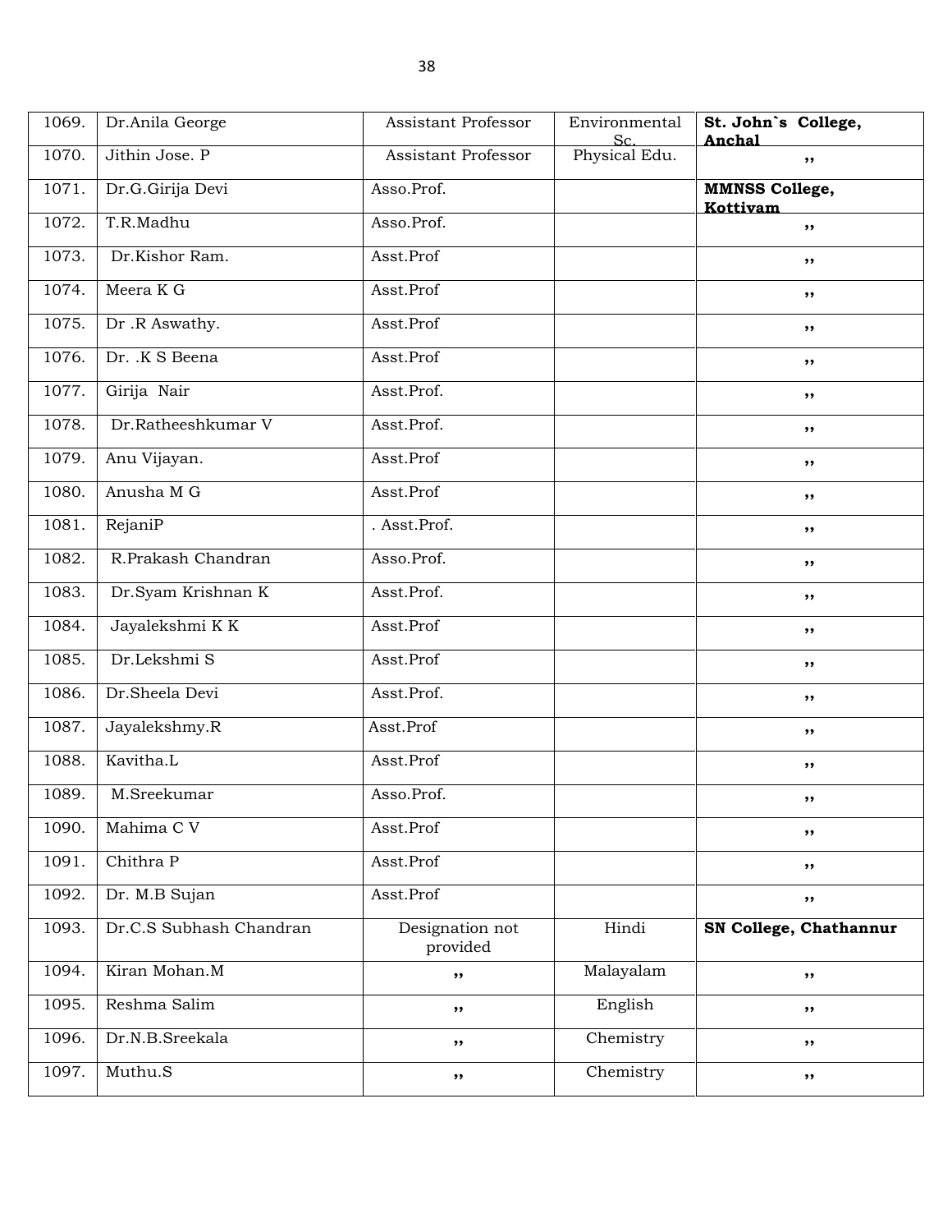| 1069. | Dr.Anila George | Assistant Professor | Environmental Sc. | **St. John`s College, Anchal** |
|---|---|---|---|---|
| 1070. | Jithin Jose. P | Assistant Professor | Physical Edu. | ,, |
| 1071. | Dr.G.Girija Devi | Asso.Prof. | | **MMNSS College, Kottiyam** |
| 1072. | T.R.Madhu | Asso.Prof. | | ,, |
| 1073. | Dr.Kishor Ram. | Asst.Prof | | ,, |
| 1074. | Meera K G | Asst.Prof | | ,, |
| 1075. | Dr .R Aswathy. | Asst.Prof | | ,, |
| 1076. | Dr. .K S Beena | Asst.Prof | | ,, |
| 1077. | Girija Nair | Asst.Prof. | | ,, |
| 1078. | Dr.Ratheeshkumar V | Asst.Prof. | | ,, |
| 1079. | Anu Vijayan. | Asst.Prof | | ,, |
| 1080. | Anusha M G | Asst.Prof | | ,, |
| 1081. | RejaniP | . Asst.Prof. | | ,, |
| 1082. | R.Prakash Chandran | Asso.Prof. | | ,, |
| 1083. | Dr.Syam Krishnan K | Asst.Prof. | | ,, |
| 1084. | Jayalekshmi K K | Asst.Prof | | ,, |
| 1085. | Dr.Lekshmi S | Asst.Prof | | ,, |
| 1086. | Dr.Sheela Devi | Asst.Prof. | | ,, |
| 1087. | Jayalekshmy.R | Asst.Prof | | ,, |
| 1088. | Kavitha.L | Asst.Prof | | ,, |
| 1089. | M.Sreekumar | Asso.Prof. | | ,, |
| 1090. | Mahima C V | Asst.Prof | | ,, |
| 1091. | Chithra P | Asst.Prof | | ,, |
| 1092. | Dr. M.B Sujan | Asst.Prof | | ,, |
| 1093. | Dr.C.S Subhash Chandran | Designation not provided | Hindi | **SN College, Chathannur** |
| 1094. | Kiran Mohan.M | ,, | Malayalam | ,, |
| 1095. | Reshma Salim | ,, | English | ,, |
| 1096. | Dr.N.B.Sreekala | ,, | Chemistry | ,, |
| 1097. | Muthu.S | ,, | Chemistry | ,, |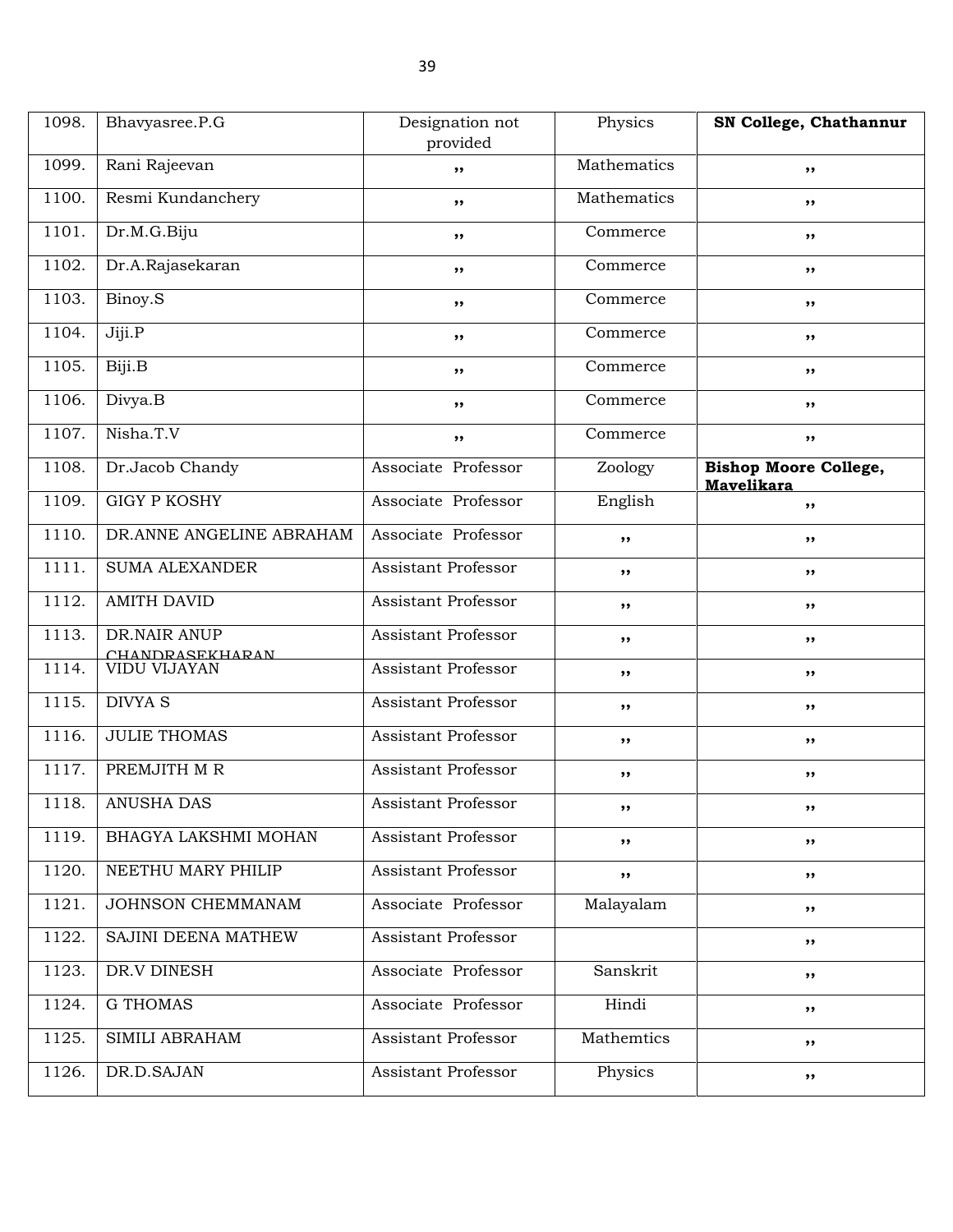| 1098. | Bhavyasree.P.G | Designation not provided | Physics | **SN College, Chathannur** |
|---|---|---|---|---|
| 1099. | Rani Rajeevan | ,, | Mathematics | ,, |
| 1100. | Resmi Kundanchery | ,, | Mathematics | ,, |
| 1101. | Dr.M.G.Biju | ,, | Commerce | ,, |
| 1102. | Dr.A.Rajasekaran | ,, | Commerce | ,, |
| 1103. | Binoy.S | ,, | Commerce | ,, |
| 1104. | Jiji.P | ,, | Commerce | ,, |
| 1105. | Biji.B | ,, | Commerce | ,, |
| 1106. | Divya.B | ,, | Commerce | ,, |
| 1107. | Nisha.T.V | ,, | Commerce | ,, |
| 1108. | Dr.Jacob Chandy | Associate Professor | Zoology | **Bishop Moore College, Mavelikara** |
| 1109. | GIGY P KOSHY | Associate Professor | English | ,, |
| 1110. | DR.ANNE ANGELINE ABRAHAM | Associate Professor | ,, | ,, |
| 1111. | SUMA ALEXANDER | Assistant Professor | ,, | ,, |
| 1112. | AMITH DAVID | Assistant Professor | ,, | ,, |
| 1113. | DR.NAIR ANUP CHANDRASEKHARAN | Assistant Professor | ,, | ,, |
| 1114. | VIDU VIJAYAN | Assistant Professor | ,, | ,, |
| 1115. | DIVYA S | Assistant Professor | ,, | ,, |
| 1116. | JULIE THOMAS | Assistant Professor | ,, | ,, |
| 1117. | PREMJITH M R | Assistant Professor | ,, | ,, |
| 1118. | ANUSHA DAS | Assistant Professor | ,, | ,, |
| 1119. | BHAGYA LAKSHMI MOHAN | Assistant Professor | ,, | ,, |
| 1120. | NEETHU MARY PHILIP | Assistant Professor | ,, | ,, |
| 1121. | JOHNSON CHEMMANAM | Associate Professor | Malayalam | ,, |
| 1122. | SAJINI DEENA MATHEW | Assistant Professor | | ,, |
| 1123. | DR.V DINESH | Associate Professor | Sanskrit | ,, |
| 1124. | G THOMAS | Associate Professor | Hindi | ,, |
| 1125. | SIMILI ABRAHAM | Assistant Professor | Mathemtics | ,, |
| 1126. | DR.D.SAJAN | Assistant Professor | Physics | ,, |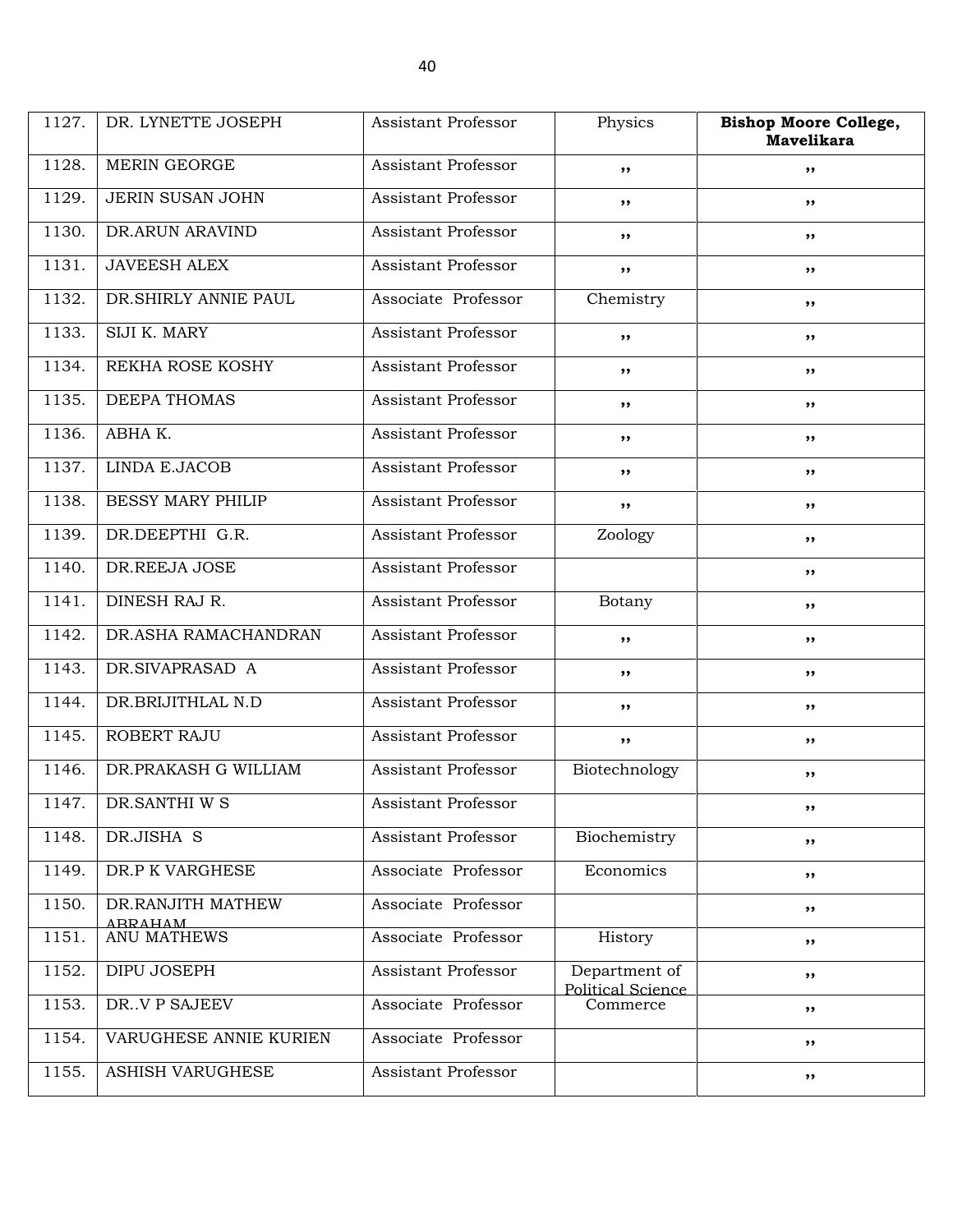| 1127. | DR. LYNETTE JOSEPH | Assistant Professor | Physics | **Bishop Moore College, Mavelikara** |
|---|---|---|---|---|
| 1128. | MERIN GEORGE | Assistant Professor | ,, | ,, |
| 1129. | JERIN SUSAN JOHN | Assistant Professor | ,, | ,, |
| 1130. | DR.ARUN ARAVIND | Assistant Professor | ,, | ,, |
| 1131. | JAVEESH ALEX | Assistant Professor | ,, | ,, |
| 1132. | DR.SHIRLY ANNIE PAUL | Associate Professor | Chemistry | ,, |
| 1133. | SIJI K. MARY | Assistant Professor | ,, | ,, |
| 1134. | REKHA ROSE KOSHY | Assistant Professor | ,, | ,, |
| 1135. | DEEPA THOMAS | Assistant Professor | ,, | ,, |
| 1136. | ABHA K. | Assistant Professor | ,, | ,, |
| 1137. | LINDA E.JACOB | Assistant Professor | ,, | ,, |
| 1138. | BESSY MARY PHILIP | Assistant Professor | ,, | ,, |
| 1139. | DR.DEEPTHI G.R. | Assistant Professor | Zoology | ,, |
| 1140. | DR.REEJA JOSE | Assistant Professor | | ,, |
| 1141. | DINESH RAJ R. | Assistant Professor | Botany | ,, |
| 1142. | DR.ASHA RAMACHANDRAN | Assistant Professor | ,, | ,, |
| 1143. | DR.SIVAPRASAD A | Assistant Professor | ,, | ,, |
| 1144. | DR.BRIJITHLAL N.D | Assistant Professor | ,, | ,, |
| 1145. | ROBERT RAJU | Assistant Professor | ,, | ,, |
| 1146. | DR.PRAKASH G WILLIAM | Assistant Professor | Biotechnology | ,, |
| 1147. | DR.SANTHI W S | Assistant Professor | | ,, |
| 1148. | DR.JISHA S | Assistant Professor | Biochemistry | ,, |
| 1149. | DR.P K VARGHESE | Associate Professor | Economics | ,, |
| 1150. | DR.RANJITH MATHEW ABRAHAM | Associate Professor | | ,, |
| 1151. | ANU MATHEWS | Associate Professor | History | ,, |
| 1152. | DIPU JOSEPH | Assistant Professor | Department of Political Science | ,, |
| 1153. | DR..V P SAJEEV | Associate Professor | Commerce | ,, |
| 1154. | VARUGHESE ANNIE KURIEN | Associate Professor | | ,, |
| 1155. | ASHISH VARUGHESE | Assistant Professor | | ,, |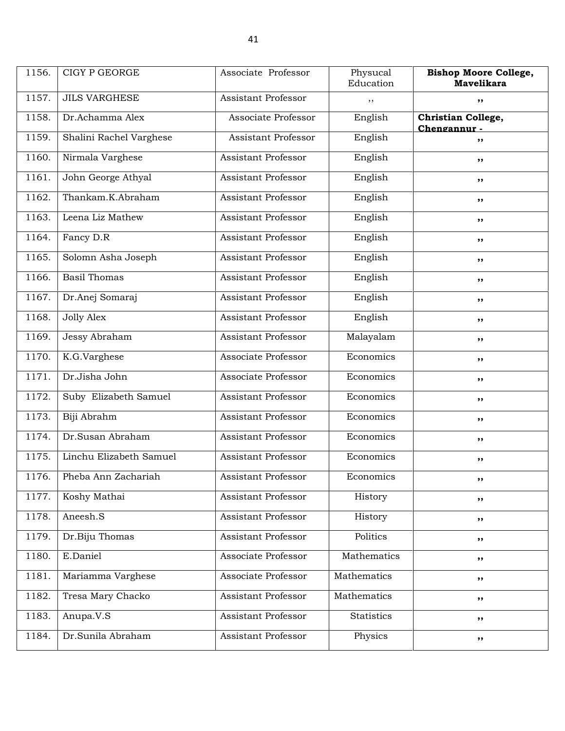| 1156. | CIGY P GEORGE | Associate Professor | Physucal Education | **Bishop Moore College, Mavelikara** |
|---|---|---|---|---|
| 1157. | JILS VARGHESE | Assistant Professor | ,, | ,, |
| 1158. | Dr.Achamma Alex | Associate Professor | English | **Christian College, Chengannur -** |
| 1159. | Shalini Rachel Varghese | Assistant Professor | English | ,, |
| 1160. | Nirmala Varghese | Assistant Professor | English | ,, |
| 1161. | John George Athyal | Assistant Professor | English | ,, |
| 1162. | Thankam.K.Abraham | Assistant Professor | English | ,, |
| 1163. | Leena Liz Mathew | Assistant Professor | English | ,, |
| 1164. | Fancy D.R | Assistant Professor | English | ,, |
| 1165. | Solomn Asha Joseph | Assistant Professor | English | ,, |
| 1166. | Basil Thomas | Assistant Professor | English | ,, |
| 1167. | Dr.Anej Somaraj | Assistant Professor | English | ,, |
| 1168. | Jolly Alex | Assistant Professor | English | ,, |
| 1169. | Jessy Abraham | Assistant Professor | Malayalam | ,, |
| 1170. | K.G.Varghese | Associate Professor | Economics | ,, |
| 1171. | Dr.Jisha John | Associate Professor | Economics | ,, |
| 1172. | Suby Elizabeth Samuel | Assistant Professor | Economics | ,, |
| 1173. | Biji Abrahm | Assistant Professor | Economics | ,, |
| 1174. | Dr.Susan Abraham | Assistant Professor | Economics | ,, |
| 1175. | Linchu Elizabeth Samuel | Assistant Professor | Economics | ,, |
| 1176. | Pheba Ann Zachariah | Assistant Professor | Economics | ,, |
| 1177. | Koshy Mathai | Assistant Professor | History | ,, |
| 1178. | Aneesh.S | Assistant Professor | History | ,, |
| 1179. | Dr.Biju Thomas | Assistant Professor | Politics | ,, |
| 1180. | E.Daniel | Associate Professor | Mathematics | ,, |
| 1181. | Mariamma Varghese | Associate Professor | Mathematics | ,, |
| 1182. | Tresa Mary Chacko | Assistant Professor | Mathematics | ,, |
| 1183. | Anupa.V.S | Assistant Professor | Statistics | ,, |
| 1184. | Dr.Sunila Abraham | Assistant Professor | Physics | ,, |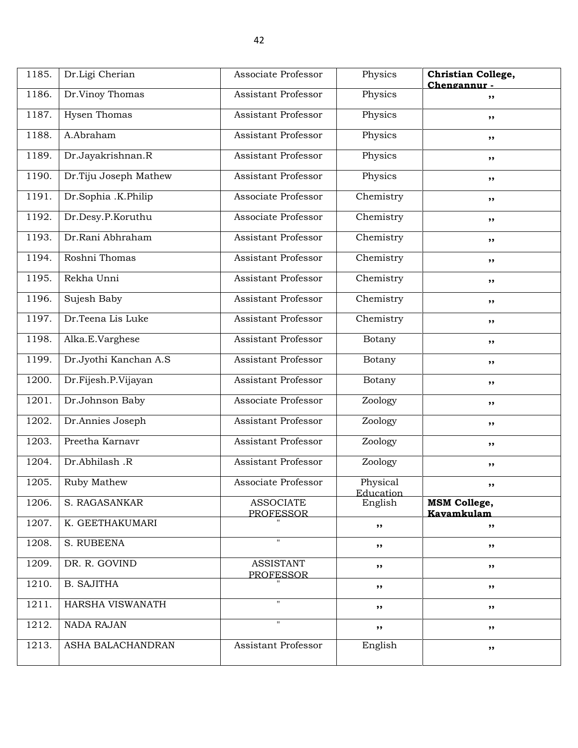| 1185. | Dr.Ligi Cherian | Associate Professor | Physics | **Christian College, Chengannur -** |
|---|---|---|---|---|
| 1186. | Dr.Vinoy Thomas | Assistant Professor | Physics | ,, |
| 1187. | Hysen Thomas | Assistant Professor | Physics | ,, |
| 1188. | A.Abraham | Assistant Professor | Physics | ,, |
| 1189. | Dr.Jayakrishnan.R | Assistant Professor | Physics | ,, |
| 1190. | Dr.Tiju Joseph Mathew | Assistant Professor | Physics | ,, |
| 1191. | Dr.Sophia .K.Philip | Associate Professor | Chemistry | ,, |
| 1192. | Dr.Desy.P.Koruthu | Associate Professor | Chemistry | ,, |
| 1193. | Dr.Rani Abhraham | Assistant Professor | Chemistry | ,, |
| 1194. | Roshni Thomas | Assistant Professor | Chemistry | ,, |
| 1195. | Rekha Unni | Assistant Professor | Chemistry | ,, |
| 1196. | Sujesh Baby | Assistant Professor | Chemistry | ,, |
| 1197. | Dr.Teena Lis Luke | Assistant Professor | Chemistry | ,, |
| 1198. | Alka.E.Varghese | Assistant Professor | Botany | ,, |
| 1199. | Dr.Jyothi Kanchan A.S | Assistant Professor | Botany | ,, |
| 1200. | Dr.Fijesh.P.Vijayan | Assistant Professor | Botany | ,, |
| 1201. | Dr.Johnson Baby | Associate Professor | Zoology | ,, |
| 1202. | Dr.Annies Joseph | Assistant Professor | Zoology | ,, |
| 1203. | Preetha Karnavr | Assistant Professor | Zoology | ,, |
| 1204. | Dr.Abhilash .R | Assistant Professor | Zoology | ,, |
| 1205. | Ruby Mathew | Associate Professor | Physical Education | ,, |
| 1206. | S. RAGASANKAR | ASSOCIATE PROFESSOR | English | **MSM College, Kayamkulam** |
| 1207. | K. GEETHAKUMARI | " | ,, | ,, |
| 1208. | S. RUBEENA | " | ,, | ,, |
| 1209. | DR. R. GOVIND | ASSISTANT PROFESSOR | ,, | ,, |
| 1210. | B. SAJITHA | " | ,, | ,, |
| 1211. | HARSHA VISWANATH | " | ,, | ,, |
| 1212. | NADA RAJAN | " | ,, | ,, |
| 1213. | ASHA BALACHANDRAN | Assistant Professor | English | ,, |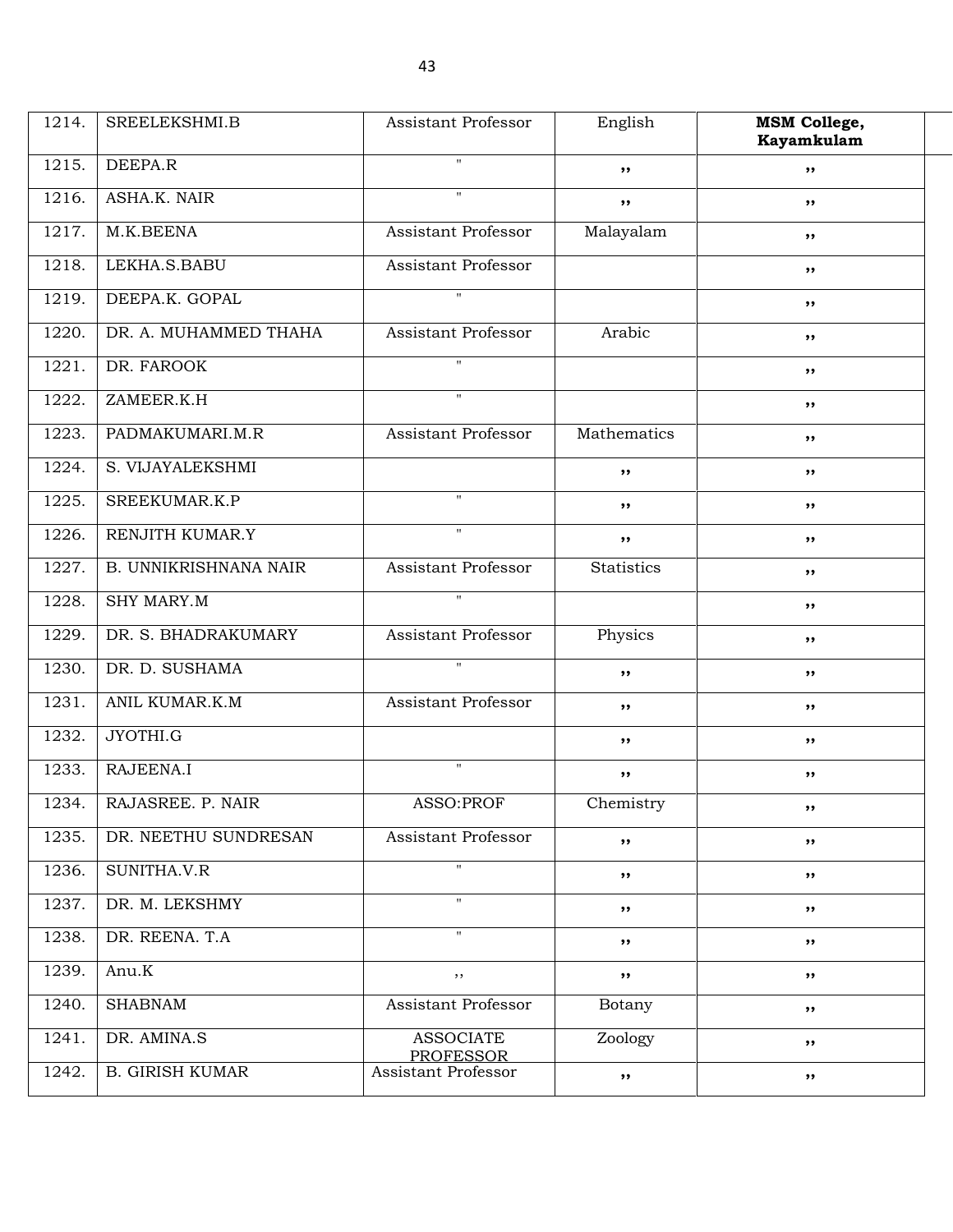| 1214. | SREELEKSHMI.B | Assistant Professor | English | **MSM College, Kayamkulam** |
|---|---|---|---|---|
| 1215. | DEEPA.R | " | ,, | ,, |
| 1216. | ASHA.K. NAIR | " | ,, | ,, |
| 1217. | M.K.BEENA | Assistant Professor | Malayalam | ,, |
| 1218. | LEKHA.S.BABU | Assistant Professor | | ,, |
| 1219. | DEEPA.K. GOPAL | " | | ,, |
| 1220. | DR. A. MUHAMMED THAHA | Assistant Professor | Arabic | ,, |
| 1221. | DR. FAROOK | " | | ,, |
| 1222. | ZAMEER.K.H | " | | ,, |
| 1223. | PADMAKUMARI.M.R | Assistant Professor | Mathematics | ,, |
| 1224. | S. VIJAYALEKSHMI | | ,, | ,, |
| 1225. | SREEKUMAR.K.P | " | ,, | ,, |
| 1226. | RENJITH KUMAR.Y | " | ,, | ,, |
| 1227. | B. UNNIKRISHNANA NAIR | Assistant Professor | Statistics | ,, |
| 1228. | SHY MARY.M | " | | ,, |
| 1229. | DR. S. BHADRAKUMARY | Assistant Professor | Physics | ,, |
| 1230. | DR. D. SUSHAMA | " | ,, | ,, |
| 1231. | ANIL KUMAR.K.M | Assistant Professor | ,, | ,, |
| 1232. | JYOTHI.G | | ,, | ,, |
| 1233. | RAJEENA.I | " | ,, | ,, |
| 1234. | RAJASREE. P. NAIR | ASSO:PROF | Chemistry | ,, |
| 1235. | DR. NEETHU SUNDRESAN | Assistant Professor | ,, | ,, |
| 1236. | SUNITHA.V.R | " | ,, | ,, |
| 1237. | DR. M. LEKSHMY | " | ,, | ,, |
| 1238. | DR. REENA. T.A | " | ,, | ,, |
| 1239. | Anu.K | ,, | ,, | ,, |
| 1240. | SHABNAM | Assistant Professor | Botany | ,, |
| 1241. | DR. AMINA.S | ASSOCIATE PROFESSOR | Zoology | ,, |
| 1242. | B. GIRISH KUMAR | Assistant Professor | ,, | ,, |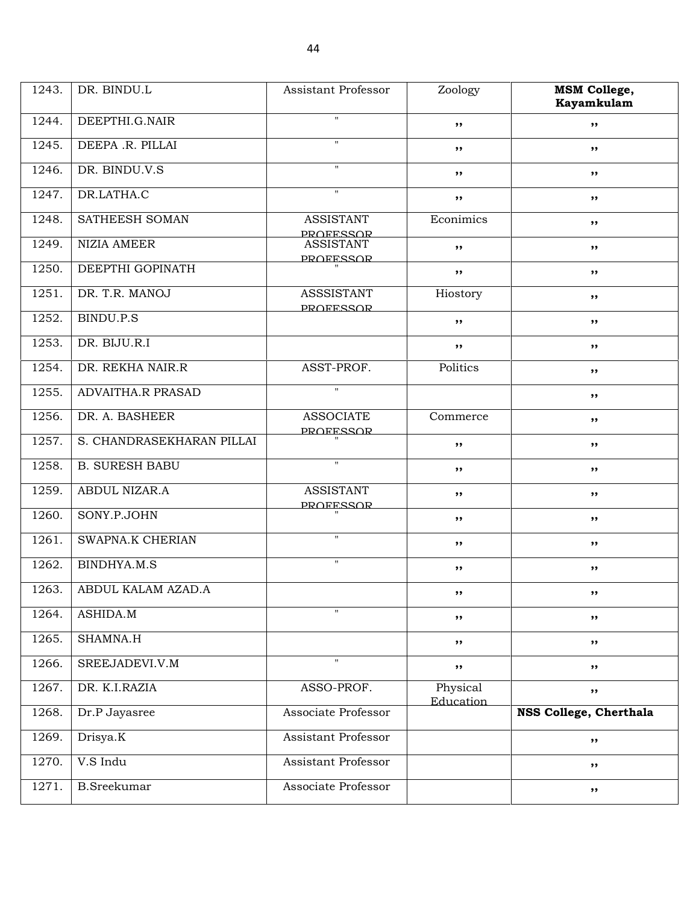| 1243. | DR. BINDU.L | Assistant Professor | Zoology | **MSM College, Kayamkulam** |
|---|---|---|---|---|
| 1244. | DEEPTHI.G.NAIR | " | ,, | ,, |
| 1245. | DEEPA .R. PILLAI | " | ,, | ,, |
| 1246. | DR. BINDU.V.S | " | ,, | ,, |
| 1247. | DR.LATHA.C | " | ,, | ,, |
| 1248. | SATHEESH SOMAN | ASSISTANT PROFESSOR | Econimics | ,, |
| 1249. | NIZIA AMEER | ASSISTANT PROFESSOR | ,, | ,, |
| 1250. | DEEPTHI GOPINATH | " | ,, | ,, |
| 1251. | DR. T.R. MANOJ | ASSSISTANT PROFESSOR | Hiostory | ,, |
| 1252. | BINDU.P.S | | ,, | ,, |
| 1253. | DR. BIJU.R.I | | ,, | ,, |
| 1254. | DR. REKHA NAIR.R | ASST-PROF. | Politics | ,, |
| 1255. | ADVAITHA.R PRASAD | " | | ,, |
| 1256. | DR. A. BASHEER | ASSOCIATE PROFESSOR | Commerce | ,, |
| 1257. | S. CHANDRASEKHARAN PILLAI | " | ,, | ,, |
| 1258. | B. SURESH BABU | " | ,, | ,, |
| 1259. | ABDUL NIZAR.A | ASSISTANT PROFESSOR | ,, | ,, |
| 1260. | SONY.P.JOHN | " | ,, | ,, |
| 1261. | SWAPNA.K CHERIAN | " | ,, | ,, |
| 1262. | BINDHYA.M.S | " | ,, | ,, |
| 1263. | ABDUL KALAM AZAD.A | | ,, | ,, |
| 1264. | ASHIDA.M | " | ,, | ,, |
| 1265. | SHAMNA.H | | ,, | ,, |
| 1266. | SREEJADEVI.V.M | " | ,, | ,, |
| 1267. | DR. K.I.RAZIA | ASSO-PROF. | Physical Education | ,, |
| 1268. | Dr.P Jayasree | Associate Professor | | **NSS College, Cherthala** |
| 1269. | Drisya.K | Assistant Professor | | ,, |
| 1270. | V.S Indu | Assistant Professor | | ,, |
| 1271. | B.Sreekumar | Associate Professor | | ,, |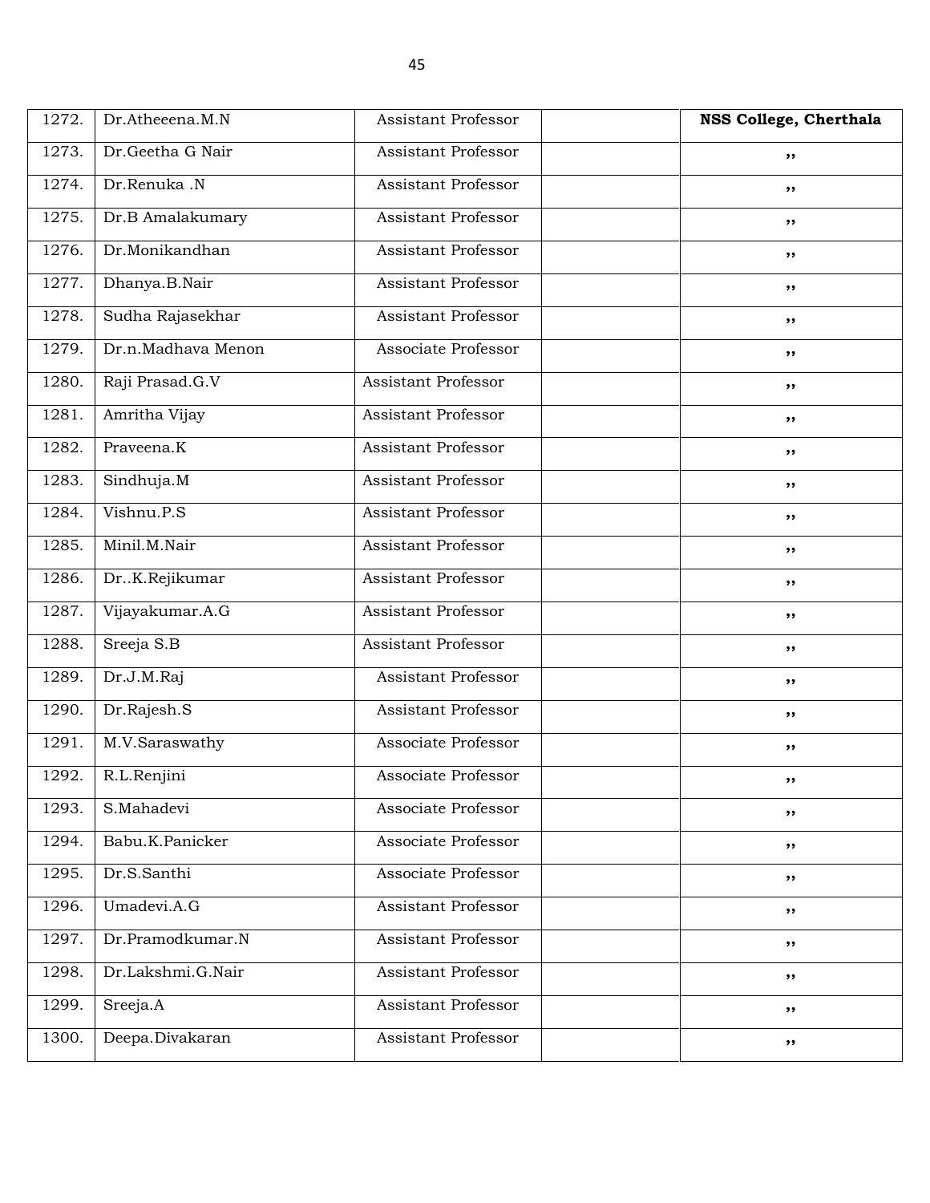| 1272. | Dr.Atheeena.M.N | Assistant Professor | | **NSS College, Cherthala** |
|---|---|---|---|---|
| 1273. | Dr.Geetha G Nair | Assistant Professor | | ,, |
| 1274. | Dr.Renuka .N | Assistant Professor | | ,, |
| 1275. | Dr.B Amalakumary | Assistant Professor | | ,, |
| 1276. | Dr.Monikandhan | Assistant Professor | | ,, |
| 1277. | Dhanya.B.Nair | Assistant Professor | | ,, |
| 1278. | Sudha Rajasekhar | Assistant Professor | | ,, |
| 1279. | Dr.n.Madhava Menon | Associate Professor | | ,, |
| 1280. | Raji Prasad.G.V | Assistant Professor | | ,, |
| 1281. | Amritha Vijay | Assistant Professor | | ,, |
| 1282. | Praveena.K | Assistant Professor | | ,, |
| 1283. | Sindhuja.M | Assistant Professor | | ,, |
| 1284. | Vishnu.P.S | Assistant Professor | | ,, |
| 1285. | Minil.M.Nair | Assistant Professor | | ,, |
| 1286. | Dr..K.Rejikumar | Assistant Professor | | ,, |
| 1287. | Vijayakumar.A.G | Assistant Professor | | ,, |
| 1288. | Sreeja S.B | Assistant Professor | | ,, |
| 1289. | Dr.J.M.Raj | Assistant Professor | | ,, |
| 1290. | Dr.Rajesh.S | Assistant Professor | | ,, |
| 1291. | M.V.Saraswathy | Associate Professor | | ,, |
| 1292. | R.L.Renjini | Associate Professor | | ,, |
| 1293. | S.Mahadevi | Associate Professor | | ,, |
| 1294. | Babu.K.Panicker | Associate Professor | | ,, |
| 1295. | Dr.S.Santhi | Associate Professor | | ,, |
| 1296. | Umadevi.A.G | Assistant Professor | | ,, |
| 1297. | Dr.Pramodkumar.N | Assistant Professor | | ,, |
| 1298. | Dr.Lakshmi.G.Nair | Assistant Professor | | ,, |
| 1299. | Sreeja.A | Assistant Professor | | ,, |
| 1300. | Deepa.Divakaran | Assistant Professor | | ,, |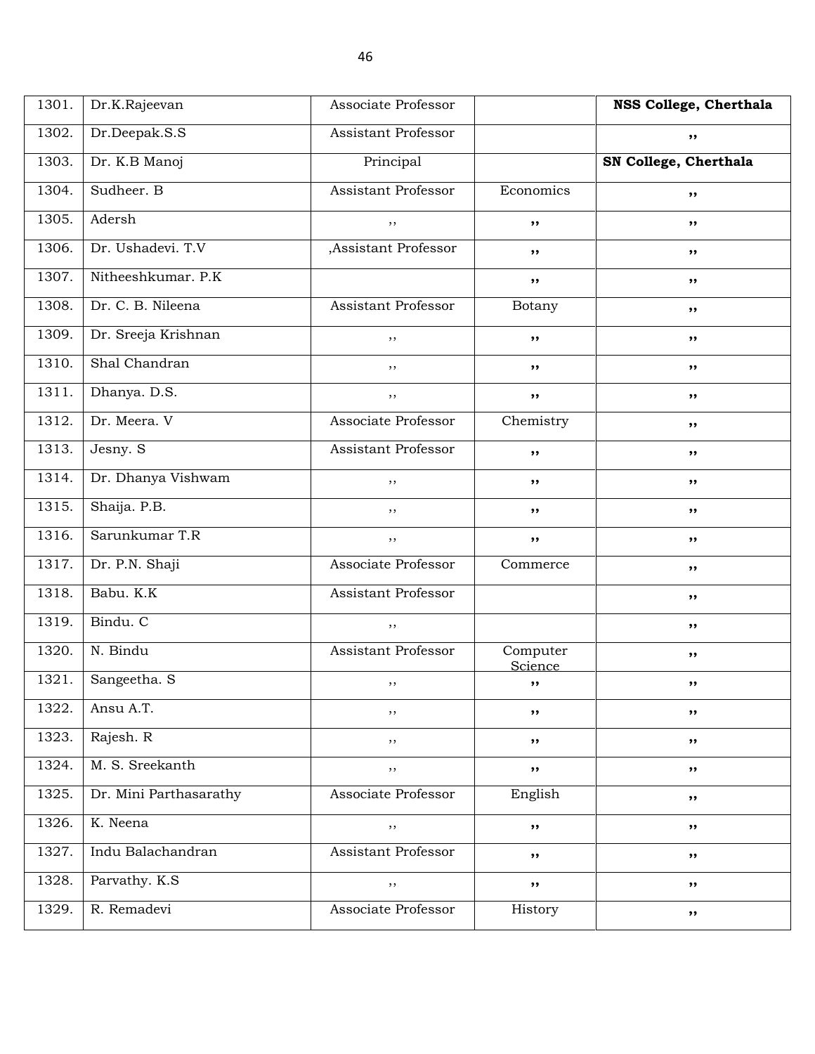| 1301. | Dr.K.Rajeevan | Associate Professor | | **NSS College, Cherthala** |
|---|---|---|---|---|
| 1302. | Dr.Deepak.S.S | Assistant Professor | | ,, |
| 1303. | Dr. K.B Manoj | Principal | | **SN College, Cherthala** |
| 1304. | Sudheer. B | Assistant Professor | Economics | ,, |
| 1305. | Adersh | ,, | ,, | ,, |
| 1306. | Dr. Ushadevi. T.V | ,Assistant Professor | ,, | ,, |
| 1307. | Nitheeshkumar. P.K | | ,, | ,, |
| 1308. | Dr. C. B. Nileena | Assistant Professor | Botany | ,, |
| 1309. | Dr. Sreeja Krishnan | ,, | ,, | ,, |
| 1310. | Shal Chandran | ,, | ,, | ,, |
| 1311. | Dhanya. D.S. | ,, | ,, | ,, |
| 1312. | Dr. Meera. V | Associate Professor | Chemistry | ,, |
| 1313. | Jesny. S | Assistant Professor | ,, | ,, |
| 1314. | Dr. Dhanya Vishwam | ,, | ,, | ,, |
| 1315. | Shaija. P.B. | ,, | ,, | ,, |
| 1316. | Sarunkumar T.R | ,, | ,, | ,, |
| 1317. | Dr. P.N. Shaji | Associate Professor | Commerce | ,, |
| 1318. | Babu. K.K | Assistant Professor | | ,, |
| 1319. | Bindu. C | ,, | | ,, |
| 1320. | N. Bindu | Assistant Professor | Computer Science | ,, |
| 1321. | Sangeetha. S | ,, | ,, | ,, |
| 1322. | Ansu A.T. | ,, | ,, | ,, |
| 1323. | Rajesh. R | ,, | ,, | ,, |
| 1324. | M. S. Sreekanth | ,, | ,, | ,, |
| 1325. | Dr. Mini Parthasarathy | Associate Professor | English | ,, |
| 1326. | K. Neena | ,, | ,, | ,, |
| 1327. | Indu Balachandran | Assistant Professor | ,, | ,, |
| 1328. | Parvathy. K.S | ,, | ,, | ,, |
| 1329. | R. Remadevi | Associate Professor | History | ,, |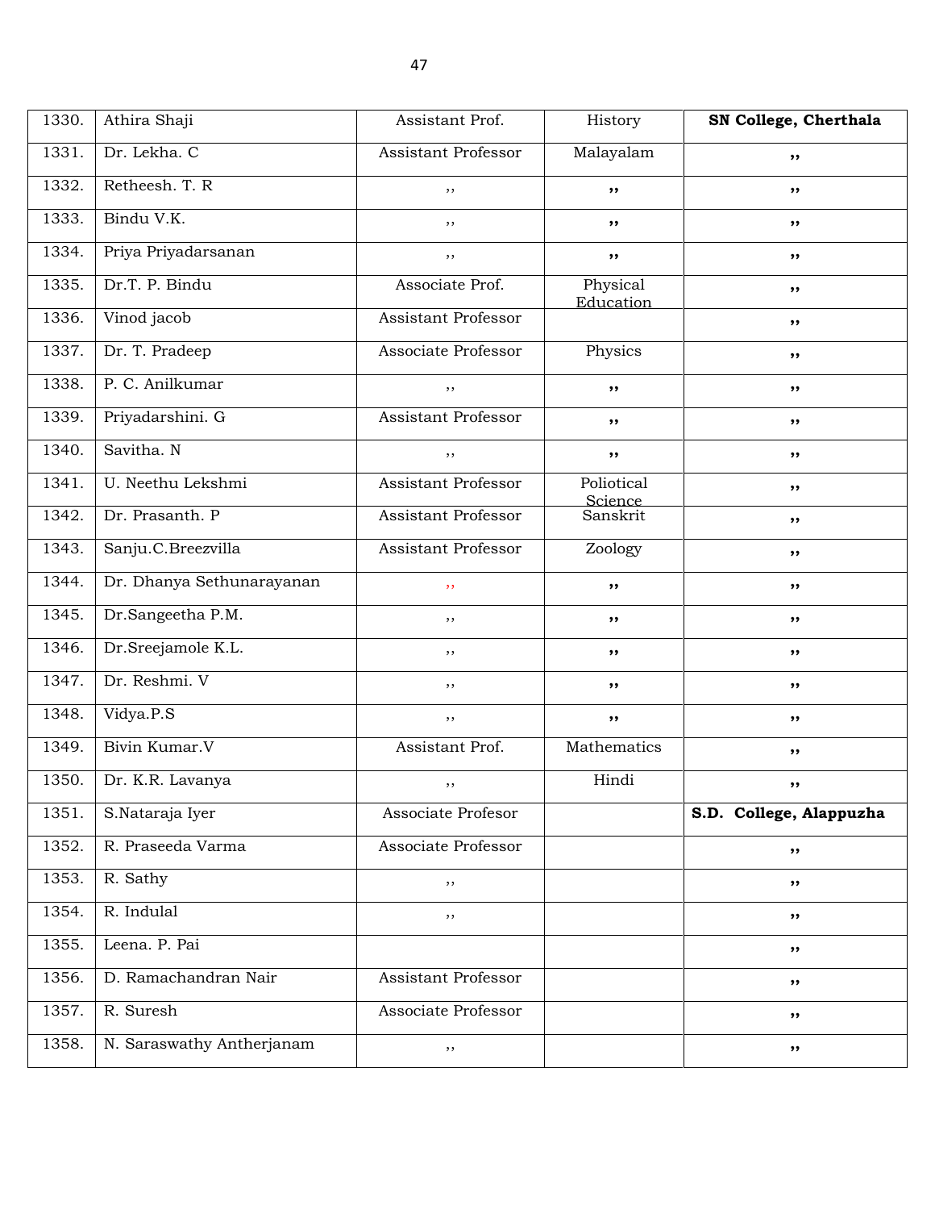| 1330. | Athira Shaji | Assistant Prof. | History | **SN College, Cherthala** |
|---|---|---|---|---|
| 1331. | Dr. Lekha. C | Assistant Professor | Malayalam | ,, |
| 1332. | Retheesh. T. R | ,, | ,, | ,, |
| 1333. | Bindu V.K. | ,, | ,, | ,, |
| 1334. | Priya Priyadarsanan | ,, | ,, | ,, |
| 1335. | Dr.T. P. Bindu | Associate Prof. | Physical Education | ,, |
| 1336. | Vinod jacob | Assistant Professor | | ,, |
| 1337. | Dr. T. Pradeep | Associate Professor | Physics | ,, |
| 1338. | P. C. Anilkumar | ,, | ,, | ,, |
| 1339. | Priyadarshini. G | Assistant Professor | ,, | ,, |
| 1340. | Savitha. N | ,, | ,, | ,, |
| 1341. | U. Neethu Lekshmi | Assistant Professor | Poliotical Science | ,, |
| 1342. | Dr. Prasanth. P | Assistant Professor | Sanskrit | ,, |
| 1343. | Sanju.C.Breezvilla | Assistant Professor | Zoology | ,, |
| 1344. | Dr. Dhanya Sethunarayanan | ,, | ,, | ,, |
| 1345. | Dr.Sangeetha P.M. | ,, | ,, | ,, |
| 1346. | Dr.Sreejamole K.L. | ,, | ,, | ,, |
| 1347. | Dr. Reshmi. V | ,, | ,, | ,, |
| 1348. | Vidya.P.S | ,, | ,, | ,, |
| 1349. | Bivin Kumar.V | Assistant Prof. | Mathematics | ,, |
| 1350. | Dr. K.R. Lavanya | ,, | Hindi | ,, |
| 1351. | S.Nataraja Iyer | Associate Profesor | | **S.D. College, Alappuzha** |
| 1352. | R. Praseeda Varma | Associate Professor | | ,, |
| 1353. | R. Sathy | ,, | | ,, |
| 1354. | R. Indulal | ,, | | ,, |
| 1355. | Leena. P. Pai | | | ,, |
| 1356. | D. Ramachandran Nair | Assistant Professor | | ,, |
| 1357. | R. Suresh | Associate Professor | | ,, |
| 1358. | N. Saraswathy Antherjanam | ,, | | ,, |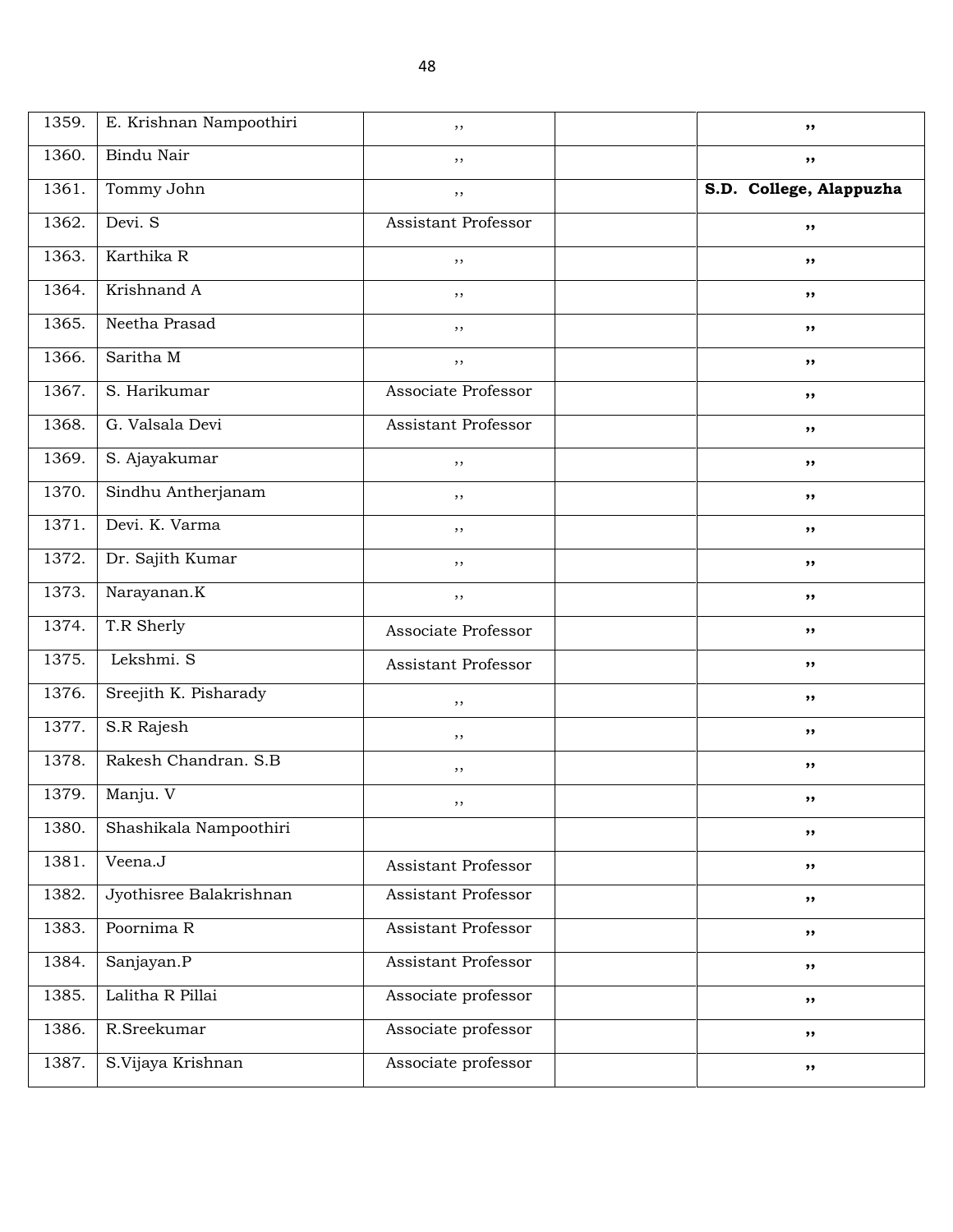| 1359. | E. Krishnan Nampoothiri | ,, | | ,, |
|---|---|---|---|---|
| 1360. | Bindu Nair | ,, | | ,, |
| 1361. | Tommy John | ,, | | **S.D. College, Alappuzha** |
| 1362. | Devi. S | Assistant Professor | | ,, |
| 1363. | Karthika R | ,, | | ,, |
| 1364. | Krishnand A | ,, | | ,, |
| 1365. | Neetha Prasad | ,, | | ,, |
| 1366. | Saritha M | ,, | | ,, |
| 1367. | S. Harikumar | Associate Professor | | ,, |
| 1368. | G. Valsala Devi | Assistant Professor | | ,, |
| 1369. | S. Ajayakumar | ,, | | ,, |
| 1370. | Sindhu Antherjanam | ,, | | ,, |
| 1371. | Devi. K. Varma | ,, | | ,, |
| 1372. | Dr. Sajith Kumar | ,, | | ,, |
| 1373. | Narayanan.K | ,, | | ,, |
| 1374. | T.R Sherly | Associate Professor | | ,, |
| 1375. | Lekshmi. S | Assistant Professor | | ,, |
| 1376. | Sreejith K. Pisharady | ,, | | ,, |
| 1377. | S.R Rajesh | ,, | | ,, |
| 1378. | Rakesh Chandran. S.B | ,, | | ,, |
| 1379. | Manju. V | ,, | | ,, |
| 1380. | Shashikala Nampoothiri | | | ,, |
| 1381. | Veena.J | Assistant Professor | | ,, |
| 1382. | Jyothisree Balakrishnan | Assistant Professor | | ,, |
| 1383. | Poornima R | Assistant Professor | | ,, |
| 1384. | Sanjayan.P | Assistant Professor | | ,, |
| 1385. | Lalitha R Pillai | Associate professor | | ,, |
| 1386. | R.Sreekumar | Associate professor | | ,, |
| 1387. | S.Vijaya Krishnan | Associate professor | | ,, |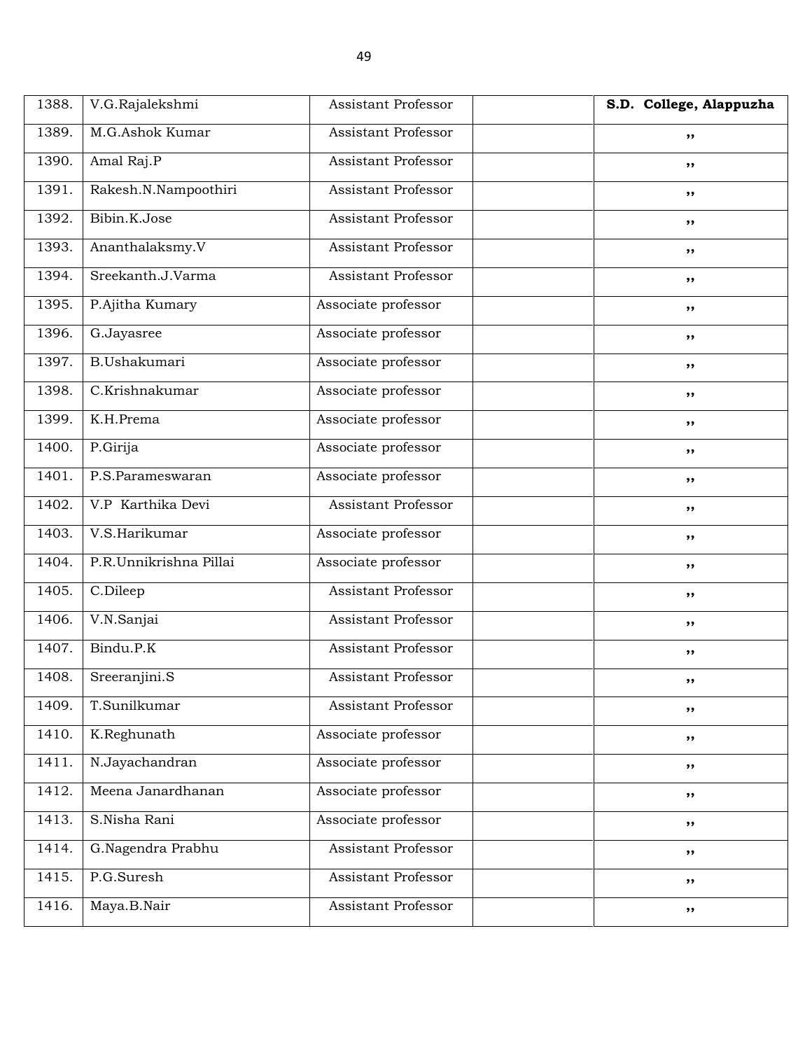| | | | | |
|---|---|---|---|---|
| 1388. | V.G.Rajalekshmi | Assistant Professor | | **S.D. College, Alappuzha** |
| 1389. | M.G.Ashok Kumar | Assistant Professor | | ,, |
| 1390. | Amal Raj.P | Assistant Professor | | ,, |
| 1391. | Rakesh.N.Nampoothiri | Assistant Professor | | ,, |
| 1392. | Bibin.K.Jose | Assistant Professor | | ,, |
| 1393. | Ananthalaksmy.V | Assistant Professor | | ,, |
| 1394. | Sreekanth.J.Varma | Assistant Professor | | ,, |
| 1395. | P.Ajitha Kumary | Associate professor | | ,, |
| 1396. | G.Jayasree | Associate professor | | ,, |
| 1397. | B.Ushakumari | Associate professor | | ,, |
| 1398. | C.Krishnakumar | Associate professor | | ,, |
| 1399. | K.H.Prema | Associate professor | | ,, |
| 1400. | P.Girija | Associate professor | | ,, |
| 1401. | P.S.Parameswaran | Associate professor | | ,, |
| 1402. | V.P Karthika Devi | Assistant Professor | | ,, |
| 1403. | V.S.Harikumar | Associate professor | | ,, |
| 1404. | P.R.Unnikrishna Pillai | Associate professor | | ,, |
| 1405. | C.Dileep | Assistant Professor | | ,, |
| 1406. | V.N.Sanjai | Assistant Professor | | ,, |
| 1407. | Bindu.P.K | Assistant Professor | | ,, |
| 1408. | Sreeranjini.S | Assistant Professor | | ,, |
| 1409. | T.Sunilkumar | Assistant Professor | | ,, |
| 1410. | K.Reghunath | Associate professor | | ,, |
| 1411. | N.Jayachandran | Associate professor | | ,, |
| 1412. | Meena Janardhanan | Associate professor | | ,, |
| 1413. | S.Nisha Rani | Associate professor | | ,, |
| 1414. | G.Nagendra Prabhu | Assistant Professor | | ,, |
| 1415. | P.G.Suresh | Assistant Professor | | ,, |
| 1416. | Maya.B.Nair | Assistant Professor | | ,, |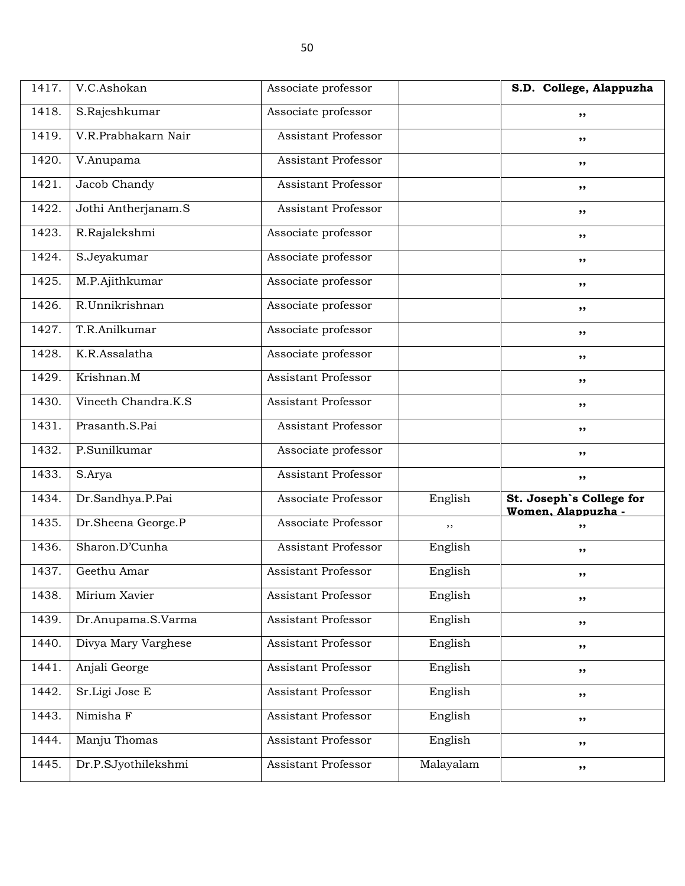| | | | | |
|---|---|---|---|---|
| 1417. | V.C.Ashokan | Associate professor | | **S.D. College, Alappuzha** |
| 1418. | S.Rajeshkumar | Associate professor | | ,, |
| 1419. | V.R.Prabhakarn Nair | Assistant Professor | | ,, |
| 1420. | V.Anupama | Assistant Professor | | ,, |
| 1421. | Jacob Chandy | Assistant Professor | | ,, |
| 1422. | Jothi Antherjanam.S | Assistant Professor | | ,, |
| 1423. | R.Rajalekshmi | Associate professor | | ,, |
| 1424. | S.Jeyakumar | Associate professor | | ,, |
| 1425. | M.P.Ajithkumar | Associate professor | | ,, |
| 1426. | R.Unnikrishnan | Associate professor | | ,, |
| 1427. | T.R.Anilkumar | Associate professor | | ,, |
| 1428. | K.R.Assalatha | Associate professor | | ,, |
| 1429. | Krishnan.M | Assistant Professor | | ,, |
| 1430. | Vineeth Chandra.K.S | Assistant Professor | | ,, |
| 1431. | Prasanth.S.Pai | Assistant Professor | | ,, |
| 1432. | P.Sunilkumar | Associate professor | | ,, |
| 1433. | S.Arya | Assistant Professor | | ,, |
| 1434. | Dr.Sandhya.P.Pai | Associate Professor | English | **St. Joseph`s College for Women, Alappuzha -** |
| 1435. | Dr.Sheena George.P | Associate Professor | ,, | ,, |
| 1436. | Sharon.D'Cunha | Assistant Professor | English | ,, |
| 1437. | Geethu Amar | Assistant Professor | English | ,, |
| 1438. | Mirium Xavier | Assistant Professor | English | ,, |
| 1439. | Dr.Anupama.S.Varma | Assistant Professor | English | ,, |
| 1440. | Divya Mary Varghese | Assistant Professor | English | ,, |
| 1441. | Anjali George | Assistant Professor | English | ,, |
| 1442. | Sr.Ligi Jose E | Assistant Professor | English | ,, |
| 1443. | Nimisha F | Assistant Professor | English | ,, |
| 1444. | Manju Thomas | Assistant Professor | English | ,, |
| 1445. | Dr.P.SJyothilekshmi | Assistant Professor | Malayalam | ,, |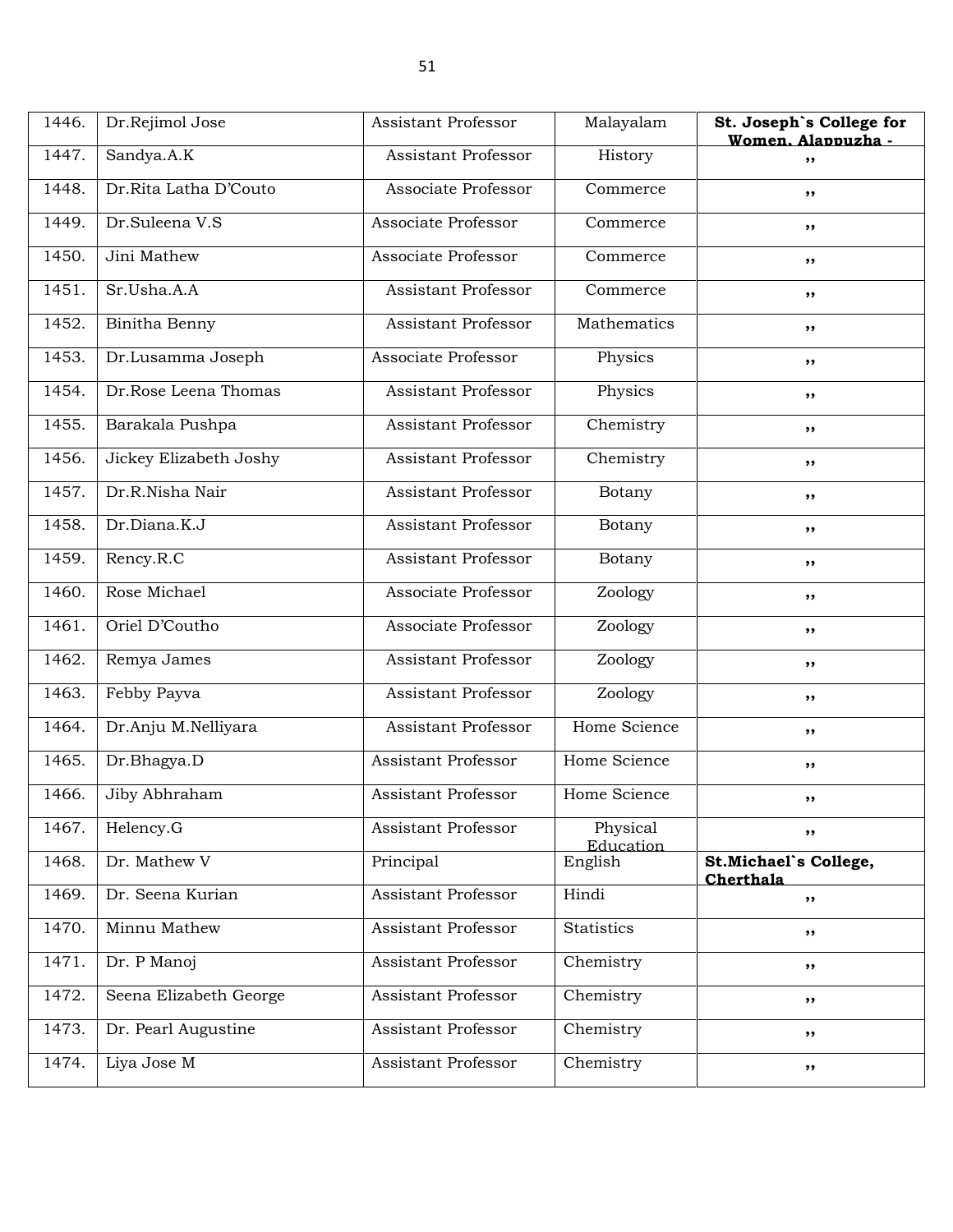| 1446. | Dr.Rejimol Jose | Assistant Professor | Malayalam | **St. Joseph`s College for Women, Alappuzha -** |
|---|---|---|---|---|
| 1447. | Sandya.A.K | Assistant Professor | History | ,, |
| 1448. | Dr.Rita Latha D'Couto | Associate Professor | Commerce | ,, |
| 1449. | Dr.Suleena V.S | Associate Professor | Commerce | ,, |
| 1450. | Jini Mathew | Associate Professor | Commerce | ,, |
| 1451. | Sr.Usha.A.A | Assistant Professor | Commerce | ,, |
| 1452. | Binitha Benny | Assistant Professor | Mathematics | ,, |
| 1453. | Dr.Lusamma Joseph | Associate Professor | Physics | ,, |
| 1454. | Dr.Rose Leena Thomas | Assistant Professor | Physics | ,, |
| 1455. | Barakala Pushpa | Assistant Professor | Chemistry | ,, |
| 1456. | Jickey Elizabeth Joshy | Assistant Professor | Chemistry | ,, |
| 1457. | Dr.R.Nisha Nair | Assistant Professor | Botany | ,, |
| 1458. | Dr.Diana.K.J | Assistant Professor | Botany | ,, |
| 1459. | Rency.R.C | Assistant Professor | Botany | ,, |
| 1460. | Rose Michael | Associate Professor | Zoology | ,, |
| 1461. | Oriel D'Coutho | Associate Professor | Zoology | ,, |
| 1462. | Remya James | Assistant Professor | Zoology | ,, |
| 1463. | Febby Payva | Assistant Professor | Zoology | ,, |
| 1464. | Dr.Anju M.Nelliyara | Assistant Professor | Home Science | ,, |
| 1465. | Dr.Bhagya.D | Assistant Professor | Home Science | ,, |
| 1466. | Jiby Abhraham | Assistant Professor | Home Science | ,, |
| 1467. | Helency.G | Assistant Professor | Physical Education | ,, |
| 1468. | Dr. Mathew V | Principal | English | **St.Michael`s College, Cherthala** |
| 1469. | Dr. Seena Kurian | Assistant Professor | Hindi | ,, |
| 1470. | Minnu Mathew | Assistant Professor | Statistics | ,, |
| 1471. | Dr. P Manoj | Assistant Professor | Chemistry | ,, |
| 1472. | Seena Elizabeth George | Assistant Professor | Chemistry | ,, |
| 1473. | Dr. Pearl Augustine | Assistant Professor | Chemistry | ,, |
| 1474. | Liya Jose M | Assistant Professor | Chemistry | ,, |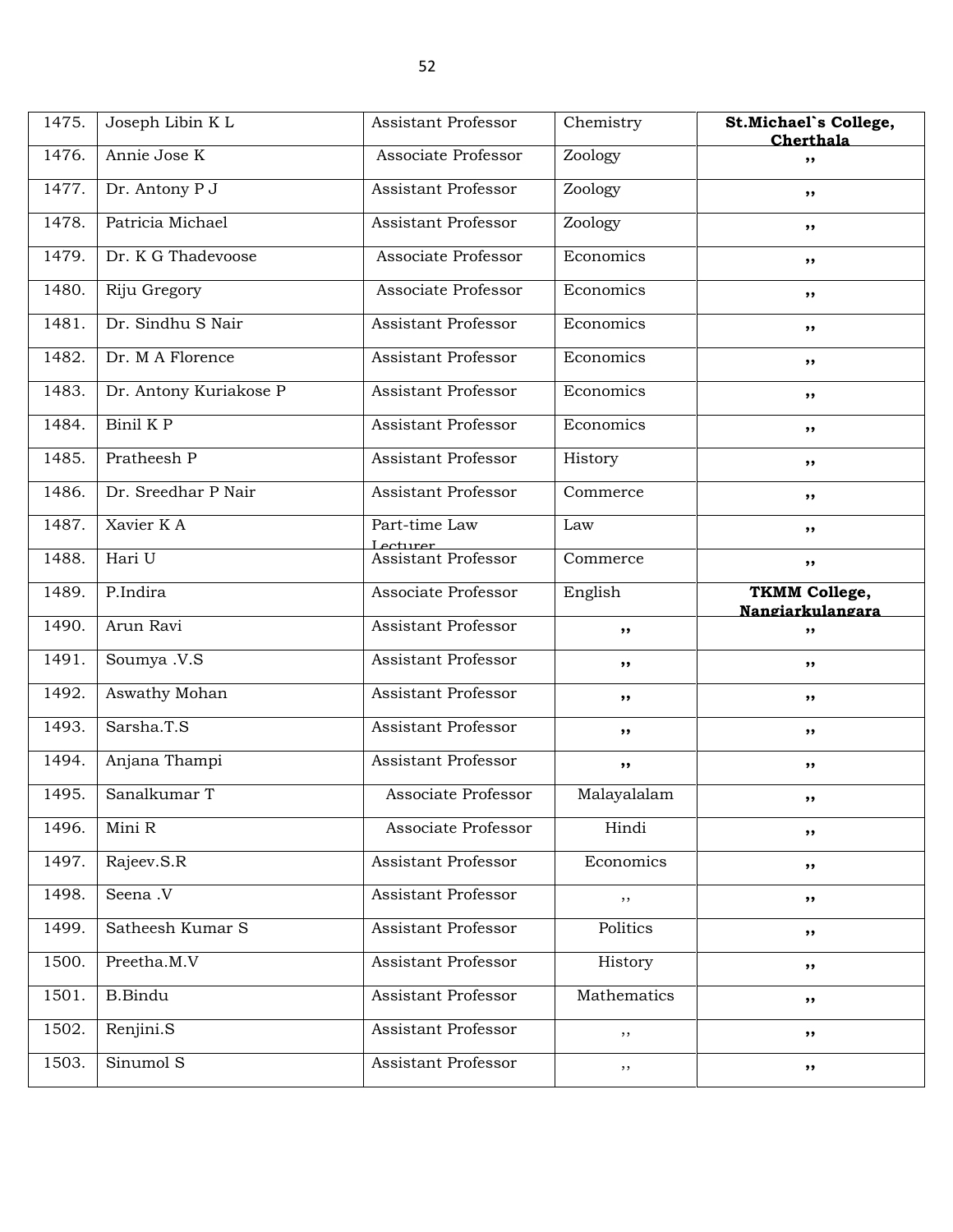| 1475. | Joseph Libin K L | Assistant Professor | Chemistry | **St.Michael`s College, Cherthala** |
|---|---|---|---|---|
| 1476. | Annie Jose K | Associate Professor | Zoology | ,, |
| 1477. | Dr. Antony P J | Assistant Professor | Zoology | ,, |
| 1478. | Patricia Michael | Assistant Professor | Zoology | ,, |
| 1479. | Dr. K G Thadevoose | Associate Professor | Economics | ,, |
| 1480. | Riju Gregory | Associate Professor | Economics | ,, |
| 1481. | Dr. Sindhu S Nair | Assistant Professor | Economics | ,, |
| 1482. | Dr. M A Florence | Assistant Professor | Economics | ,, |
| 1483. | Dr. Antony Kuriakose P | Assistant Professor | Economics | ,, |
| 1484. | Binil K P | Assistant Professor | Economics | ,, |
| 1485. | Pratheesh P | Assistant Professor | History | ,, |
| 1486. | Dr. Sreedhar P Nair | Assistant Professor | Commerce | ,, |
| 1487. | Xavier K A | Part-time Law Lecturer | Law | ,, |
| 1488. | Hari U | Assistant Professor | Commerce | ,, |
| 1489. | P.Indira | Associate Professor | English | **TKMM College, Nangiarkulangara** |
| 1490. | Arun Ravi | Assistant Professor | ,, | ,, |
| 1491. | Soumya .V.S | Assistant Professor | ,, | ,, |
| 1492. | Aswathy Mohan | Assistant Professor | ,, | ,, |
| 1493. | Sarsha.T.S | Assistant Professor | ,, | ,, |
| 1494. | Anjana Thampi | Assistant Professor | ,, | ,, |
| 1495. | Sanalkumar T | Associate Professor | Malayalalam | ,, |
| 1496. | Mini R | Associate Professor | Hindi | ,, |
| 1497. | Rajeev.S.R | Assistant Professor | Economics | ,, |
| 1498. | Seena .V | Assistant Professor | ,, | ,, |
| 1499. | Satheesh Kumar S | Assistant Professor | Politics | ,, |
| 1500. | Preetha.M.V | Assistant Professor | History | ,, |
| 1501. | B.Bindu | Assistant Professor | Mathematics | ,, |
| 1502. | Renjini.S | Assistant Professor | ,, | ,, |
| 1503. | Sinumol S | Assistant Professor | ,, | ,, |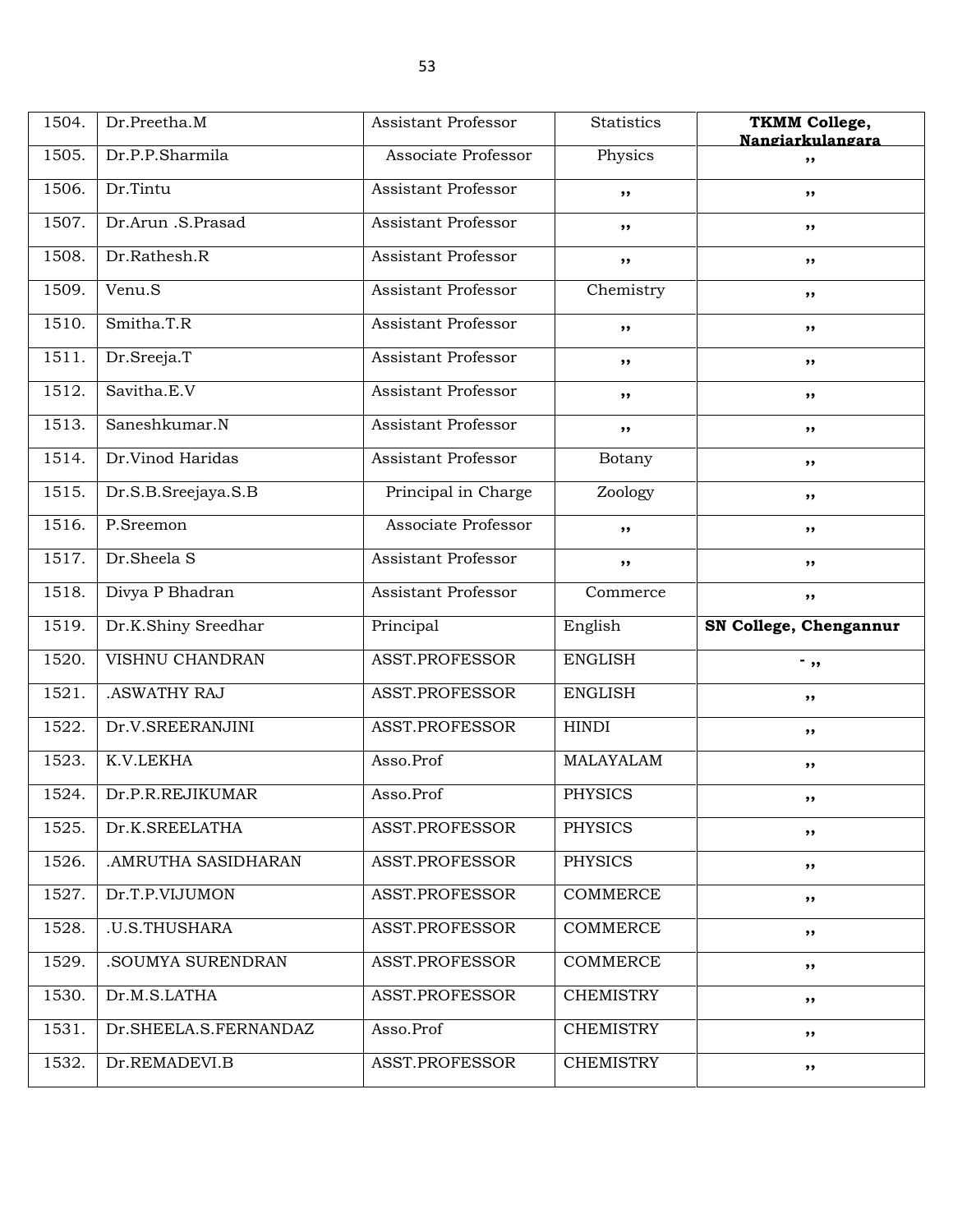| | | | | |
|---|---|---|---|---|
| 1504. | Dr.Preetha.M | Assistant Professor | Statistics | **TKMM College, Nangiarkulangara** |
| 1505. | Dr.P.P.Sharmila | Associate Professor | Physics | ,, |
| 1506. | Dr.Tintu | Assistant Professor | ,, | ,, |
| 1507. | Dr.Arun .S.Prasad | Assistant Professor | ,, | ,, |
| 1508. | Dr.Rathesh.R | Assistant Professor | ,, | ,, |
| 1509. | Venu.S | Assistant Professor | Chemistry | ,, |
| 1510. | Smitha.T.R | Assistant Professor | ,, | ,, |
| 1511. | Dr.Sreeja.T | Assistant Professor | ,, | ,, |
| 1512. | Savitha.E.V | Assistant Professor | ,, | ,, |
| 1513. | Saneshkumar.N | Assistant Professor | ,, | ,, |
| 1514. | Dr.Vinod Haridas | Assistant Professor | Botany | ,, |
| 1515. | Dr.S.B.Sreejaya.S.B | Principal in Charge | Zoology | ,, |
| 1516. | P.Sreemon | Associate Professor | ,, | ,, |
| 1517. | Dr.Sheela S | Assistant Professor | ,, | ,, |
| 1518. | Divya P Bhadran | Assistant Professor | Commerce | ,, |
| 1519. | Dr.K.Shiny Sreedhar | Principal | English | **SN College, Chengannur** |
| 1520. | VISHNU CHANDRAN | ASST.PROFESSOR | ENGLISH | - ,, |
| 1521. | .ASWATHY RAJ | ASST.PROFESSOR | ENGLISH | ,, |
| 1522. | Dr.V.SREERANJINI | ASST.PROFESSOR | HINDI | ,, |
| 1523. | K.V.LEKHA | Asso.Prof | MALAYALAM | ,, |
| 1524. | Dr.P.R.REJIKUMAR | Asso.Prof | PHYSICS | ,, |
| 1525. | Dr.K.SREELATHA | ASST.PROFESSOR | PHYSICS | ,, |
| 1526. | .AMRUTHA SASIDHARAN | ASST.PROFESSOR | PHYSICS | ,, |
| 1527. | Dr.T.P.VIJUMON | ASST.PROFESSOR | COMMERCE | ,, |
| 1528. | .U.S.THUSHARA | ASST.PROFESSOR | COMMERCE | ,, |
| 1529. | .SOUMYA SURENDRAN | ASST.PROFESSOR | COMMERCE | ,, |
| 1530. | Dr.M.S.LATHA | ASST.PROFESSOR | CHEMISTRY | ,, |
| 1531. | Dr.SHEELA.S.FERNANDAZ | Asso.Prof | CHEMISTRY | ,, |
| 1532. | Dr.REMADEVI.B | ASST.PROFESSOR | CHEMISTRY | ,, |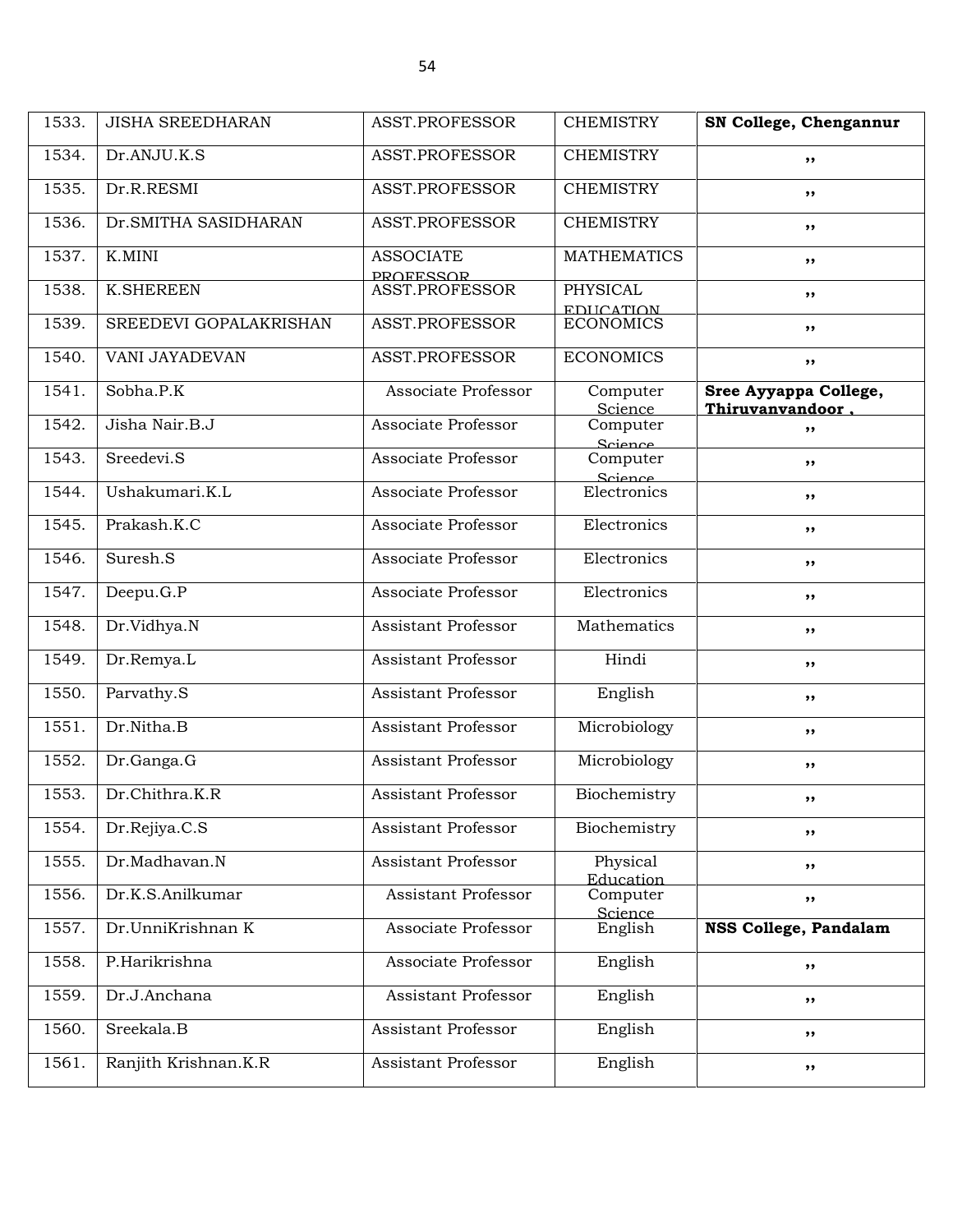| 1533. | JISHA SREEDHARAN | ASST.PROFESSOR | CHEMISTRY | **SN College, Chengannur** |
|---|---|---|---|---|
| 1534. | Dr.ANJU.K.S | ASST.PROFESSOR | CHEMISTRY | ,, |
| 1535. | Dr.R.RESMI | ASST.PROFESSOR | CHEMISTRY | ,, |
| 1536. | Dr.SMITHA SASIDHARAN | ASST.PROFESSOR | CHEMISTRY | ,, |
| 1537. | K.MINI | ASSOCIATE PROFESSOR | MATHEMATICS | ,, |
| 1538. | K.SHEREEN | ASST.PROFESSOR | PHYSICAL EDUCATION | ,, |
| 1539. | SREEDEVI GOPALAKRISHAN | ASST.PROFESSOR | ECONOMICS | ,, |
| 1540. | VANI JAYADEVAN | ASST.PROFESSOR | ECONOMICS | ,, |
| 1541. | Sobha.P.K | Associate Professor | Computer Science | **Sree Ayyappa College, Thiruvanvandoor ,** |
| 1542. | Jisha Nair.B.J | Associate Professor | Computer Science | ,, |
| 1543. | Sreedevi.S | Associate Professor | Computer Science | ,, |
| 1544. | Ushakumari.K.L | Associate Professor | Electronics | ,, |
| 1545. | Prakash.K.C | Associate Professor | Electronics | ,, |
| 1546. | Suresh.S | Associate Professor | Electronics | ,, |
| 1547. | Deepu.G.P | Associate Professor | Electronics | ,, |
| 1548. | Dr.Vidhya.N | Assistant Professor | Mathematics | ,, |
| 1549. | Dr.Remya.L | Assistant Professor | Hindi | ,, |
| 1550. | Parvathy.S | Assistant Professor | English | ,, |
| 1551. | Dr.Nitha.B | Assistant Professor | Microbiology | ,, |
| 1552. | Dr.Ganga.G | Assistant Professor | Microbiology | ,, |
| 1553. | Dr.Chithra.K.R | Assistant Professor | Biochemistry | ,, |
| 1554. | Dr.Rejiya.C.S | Assistant Professor | Biochemistry | ,, |
| 1555. | Dr.Madhavan.N | Assistant Professor | Physical Education | ,, |
| 1556. | Dr.K.S.Anilkumar | Assistant Professor | Computer Science | ,, |
| 1557. | Dr.UnniKrishnan K | Associate Professor | English | **NSS College, Pandalam** |
| 1558. | P.Harikrishna | Associate Professor | English | ,, |
| 1559. | Dr.J.Anchana | Assistant Professor | English | ,, |
| 1560. | Sreekala.B | Assistant Professor | English | ,, |
| 1561. | Ranjith Krishnan.K.R | Assistant Professor | English | ,, |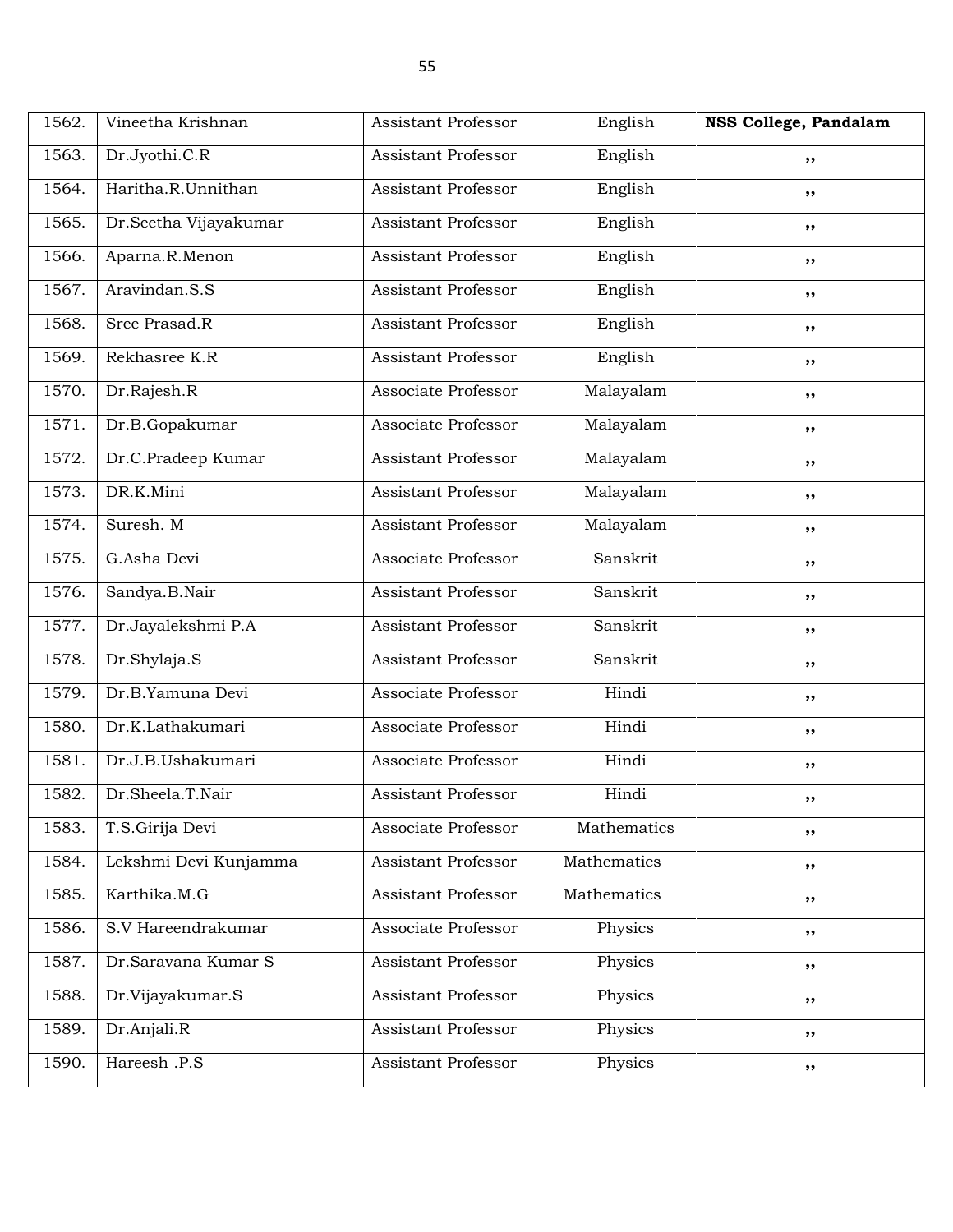| 1562. | Vineetha Krishnan | Assistant Professor | English | **NSS College, Pandalam** |
|---|---|---|---|---|
| 1563. | Dr.Jyothi.C.R | Assistant Professor | English | ,, |
| 1564. | Haritha.R.Unnithan | Assistant Professor | English | ,, |
| 1565. | Dr.Seetha Vijayakumar | Assistant Professor | English | ,, |
| 1566. | Aparna.R.Menon | Assistant Professor | English | ,, |
| 1567. | Aravindan.S.S | Assistant Professor | English | ,, |
| 1568. | Sree Prasad.R | Assistant Professor | English | ,, |
| 1569. | Rekhasree K.R | Assistant Professor | English | ,, |
| 1570. | Dr.Rajesh.R | Associate Professor | Malayalam | ,, |
| 1571. | Dr.B.Gopakumar | Associate Professor | Malayalam | ,, |
| 1572. | Dr.C.Pradeep Kumar | Assistant Professor | Malayalam | ,, |
| 1573. | DR.K.Mini | Assistant Professor | Malayalam | ,, |
| 1574. | Suresh. M | Assistant Professor | Malayalam | ,, |
| 1575. | G.Asha Devi | Associate Professor | Sanskrit | ,, |
| 1576. | Sandya.B.Nair | Assistant Professor | Sanskrit | ,, |
| 1577. | Dr.Jayalekshmi P.A | Assistant Professor | Sanskrit | ,, |
| 1578. | Dr.Shylaja.S | Assistant Professor | Sanskrit | ,, |
| 1579. | Dr.B.Yamuna Devi | Associate Professor | Hindi | ,, |
| 1580. | Dr.K.Lathakumari | Associate Professor | Hindi | ,, |
| 1581. | Dr.J.B.Ushakumari | Associate Professor | Hindi | ,, |
| 1582. | Dr.Sheela.T.Nair | Assistant Professor | Hindi | ,, |
| 1583. | T.S.Girija Devi | Associate Professor | Mathematics | ,, |
| 1584. | Lekshmi Devi Kunjamma | Assistant Professor | Mathematics | ,, |
| 1585. | Karthika.M.G | Assistant Professor | Mathematics | ,, |
| 1586. | S.V Hareendrakumar | Associate Professor | Physics | ,, |
| 1587. | Dr.Saravana Kumar S | Assistant Professor | Physics | ,, |
| 1588. | Dr.Vijayakumar.S | Assistant Professor | Physics | ,, |
| 1589. | Dr.Anjali.R | Assistant Professor | Physics | ,, |
| 1590. | Hareesh .P.S | Assistant Professor | Physics | ,, |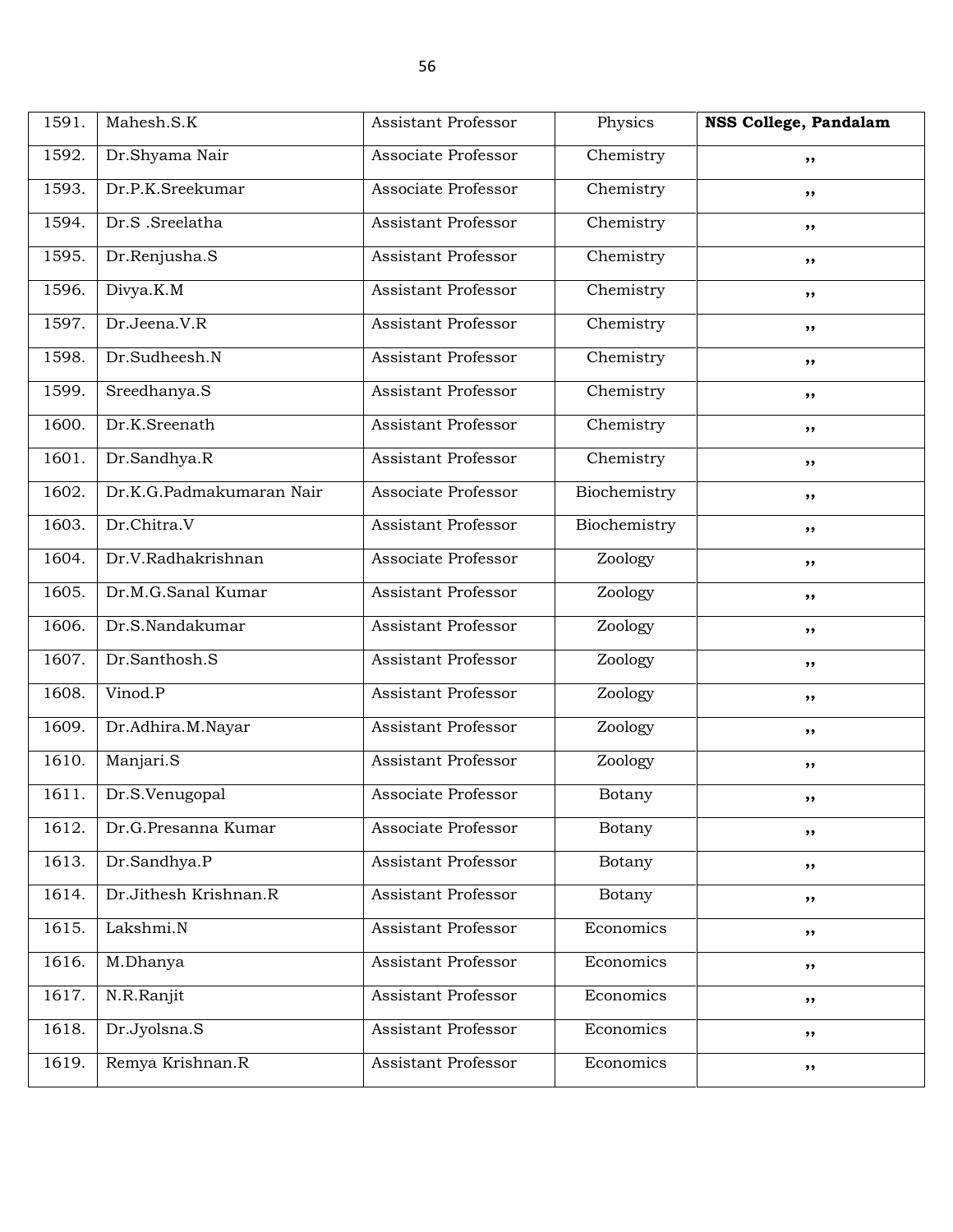| 1591. | Mahesh.S.K | Assistant Professor | Physics | **NSS College, Pandalam** |
|---|---|---|---|---|
| 1592. | Dr.Shyama Nair | Associate Professor | Chemistry | ,, |
| 1593. | Dr.P.K.Sreekumar | Associate Professor | Chemistry | ,, |
| 1594. | Dr.S .Sreelatha | Assistant Professor | Chemistry | ,, |
| 1595. | Dr.Renjusha.S | Assistant Professor | Chemistry | ,, |
| 1596. | Divya.K.M | Assistant Professor | Chemistry | ,, |
| 1597. | Dr.Jeena.V.R | Assistant Professor | Chemistry | ,, |
| 1598. | Dr.Sudheesh.N | Assistant Professor | Chemistry | ,, |
| 1599. | Sreedhanya.S | Assistant Professor | Chemistry | ,, |
| 1600. | Dr.K.Sreenath | Assistant Professor | Chemistry | ,, |
| 1601. | Dr.Sandhya.R | Assistant Professor | Chemistry | ,, |
| 1602. | Dr.K.G.Padmakumaran Nair | Associate Professor | Biochemistry | ,, |
| 1603. | Dr.Chitra.V | Assistant Professor | Biochemistry | ,, |
| 1604. | Dr.V.Radhakrishnan | Associate Professor | Zoology | ,, |
| 1605. | Dr.M.G.Sanal Kumar | Assistant Professor | Zoology | ,, |
| 1606. | Dr.S.Nandakumar | Assistant Professor | Zoology | ,, |
| 1607. | Dr.Santhosh.S | Assistant Professor | Zoology | ,, |
| 1608. | Vinod.P | Assistant Professor | Zoology | ,, |
| 1609. | Dr.Adhira.M.Nayar | Assistant Professor | Zoology | ,, |
| 1610. | Manjari.S | Assistant Professor | Zoology | ,, |
| 1611. | Dr.S.Venugopal | Associate Professor | Botany | ,, |
| 1612. | Dr.G.Presanna Kumar | Associate Professor | Botany | ,, |
| 1613. | Dr.Sandhya.P | Assistant Professor | Botany | ,, |
| 1614. | Dr.Jithesh Krishnan.R | Assistant Professor | Botany | ,, |
| 1615. | Lakshmi.N | Assistant Professor | Economics | ,, |
| 1616. | M.Dhanya | Assistant Professor | Economics | ,, |
| 1617. | N.R.Ranjit | Assistant Professor | Economics | ,, |
| 1618. | Dr.Jyolsna.S | Assistant Professor | Economics | ,, |
| 1619. | Remya Krishnan.R | Assistant Professor | Economics | ,, |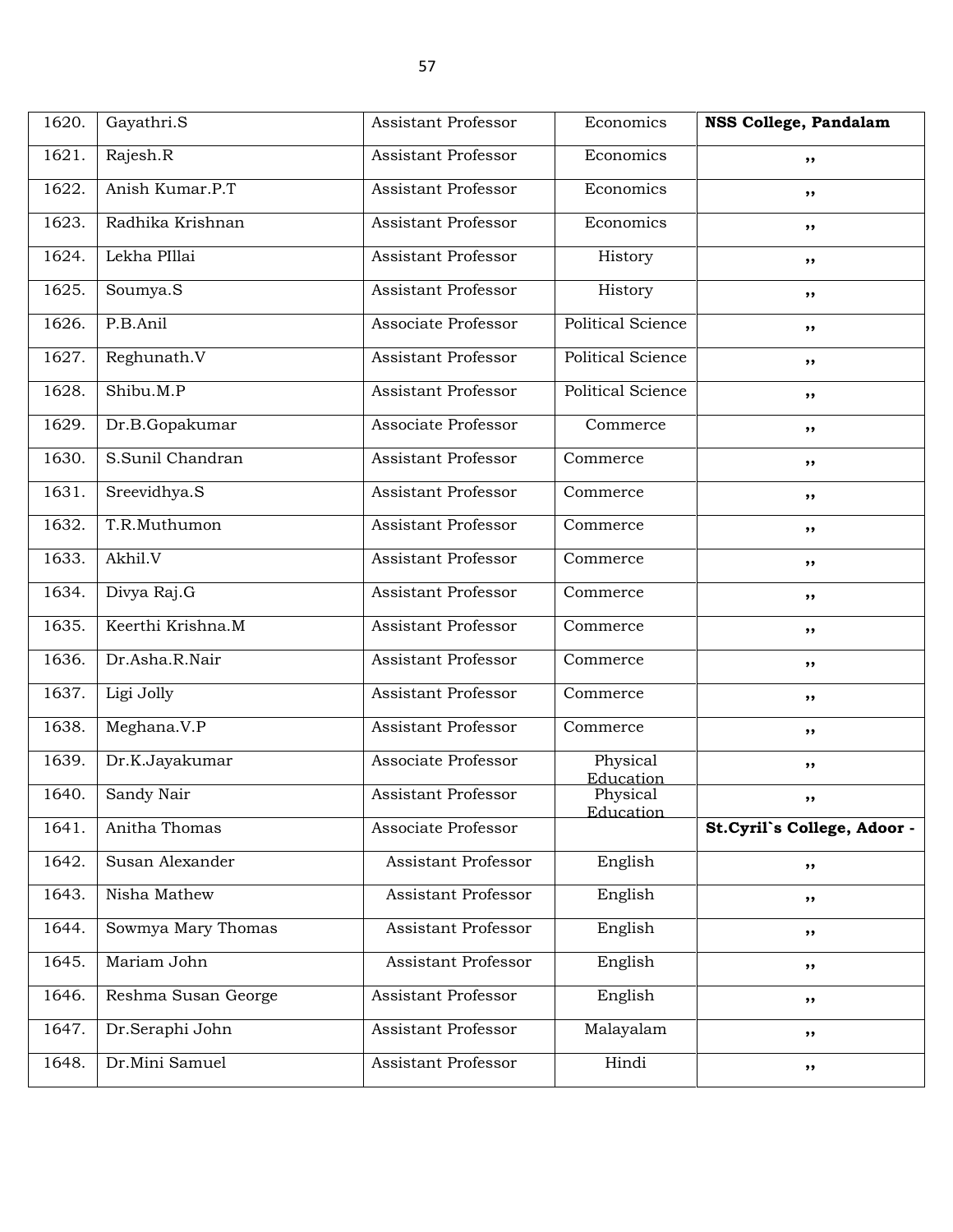| | | | | |
|---|---|---|---|---|
| 1620. | Gayathri.S | Assistant Professor | Economics | **NSS College, Pandalam** |
| 1621. | Rajesh.R | Assistant Professor | Economics | ,, |
| 1622. | Anish Kumar.P.T | Assistant Professor | Economics | ,, |
| 1623. | Radhika Krishnan | Assistant Professor | Economics | ,, |
| 1624. | Lekha PIllai | Assistant Professor | History | ,, |
| 1625. | Soumya.S | Assistant Professor | History | ,, |
| 1626. | P.B.Anil | Associate Professor | Political Science | ,, |
| 1627. | Reghunath.V | Assistant Professor | Political Science | ,, |
| 1628. | Shibu.M.P | Assistant Professor | Political Science | ,, |
| 1629. | Dr.B.Gopakumar | Associate Professor | Commerce | ,, |
| 1630. | S.Sunil Chandran | Assistant Professor | Commerce | ,, |
| 1631. | Sreevidhya.S | Assistant Professor | Commerce | ,, |
| 1632. | T.R.Muthumon | Assistant Professor | Commerce | ,, |
| 1633. | Akhil.V | Assistant Professor | Commerce | ,, |
| 1634. | Divya Raj.G | Assistant Professor | Commerce | ,, |
| 1635. | Keerthi Krishna.M | Assistant Professor | Commerce | ,, |
| 1636. | Dr.Asha.R.Nair | Assistant Professor | Commerce | ,, |
| 1637. | Ligi Jolly | Assistant Professor | Commerce | ,, |
| 1638. | Meghana.V.P | Assistant Professor | Commerce | ,, |
| 1639. | Dr.K.Jayakumar | Associate Professor | Physical Education | ,, |
| 1640. | Sandy Nair | Assistant Professor | Physical Education | ,, |
| 1641. | Anitha Thomas | Associate Professor | | **St.Cyril`s College, Adoor -** |
| 1642. | Susan Alexander | Assistant Professor | English | ,, |
| 1643. | Nisha Mathew | Assistant Professor | English | ,, |
| 1644. | Sowmya Mary Thomas | Assistant Professor | English | ,, |
| 1645. | Mariam John | Assistant Professor | English | ,, |
| 1646. | Reshma Susan George | Assistant Professor | English | ,, |
| 1647. | Dr.Seraphi John | Assistant Professor | Malayalam | ,, |
| 1648. | Dr.Mini Samuel | Assistant Professor | Hindi | ,, |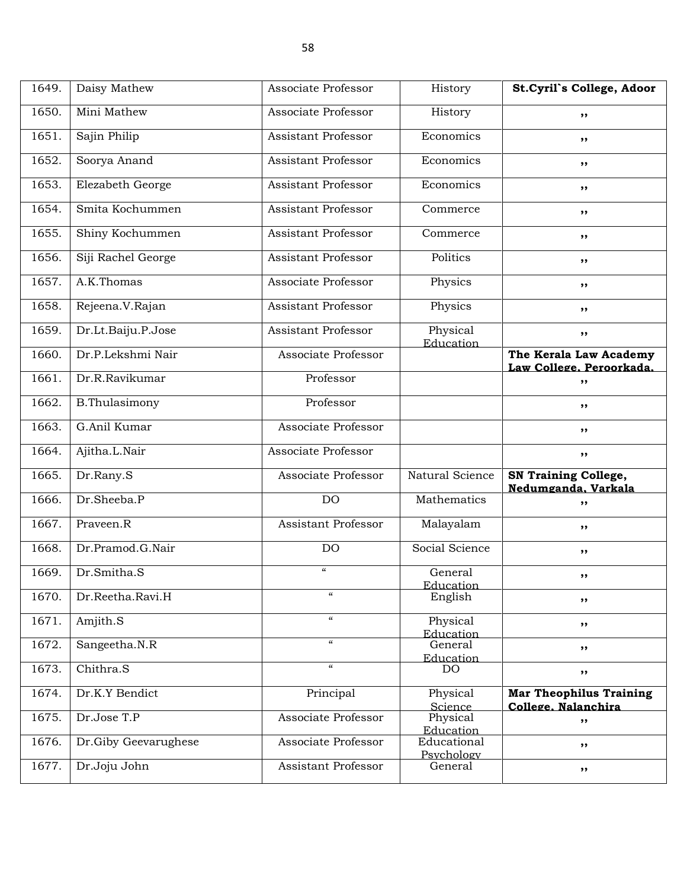| 1649. | Daisy Mathew | Associate Professor | History | **St.Cyril`s College, Adoor** |
|---|---|---|---|---|
| 1650. | Mini Mathew | Associate Professor | History | ,, |
| 1651. | Sajin Philip | Assistant Professor | Economics | ,, |
| 1652. | Soorya Anand | Assistant Professor | Economics | ,, |
| 1653. | Elezabeth George | Assistant Professor | Economics | ,, |
| 1654. | Smita Kochummen | Assistant Professor | Commerce | ,, |
| 1655. | Shiny Kochummen | Assistant Professor | Commerce | ,, |
| 1656. | Siji Rachel George | Assistant Professor | Politics | ,, |
| 1657. | A.K.Thomas | Associate Professor | Physics | ,, |
| 1658. | Rejeena.V.Rajan | Assistant Professor | Physics | ,, |
| 1659. | Dr.Lt.Baiju.P.Jose | Assistant Professor | Physical Education | ,, |
| 1660. | Dr.P.Lekshmi Nair | Associate Professor | | **The Kerala Law Academy Law College, Peroorkada.** |
| 1661. | Dr.R.Ravikumar | Professor | | ,, |
| 1662. | B.Thulasimony | Professor | | ,, |
| 1663. | G.Anil Kumar | Associate Professor | | ,, |
| 1664. | Ajitha.L.Nair | Associate Professor | | ,, |
| 1665. | Dr.Rany.S | Associate Professor | Natural Science | **SN Training College, Nedumganda, Varkala** |
| 1666. | Dr.Sheeba.P | DO | Mathematics | ,, |
| 1667. | Praveen.R | Assistant Professor | Malayalam | ,, |
| 1668. | Dr.Pramod.G.Nair | DO | Social Science | ,, |
| 1669. | Dr.Smitha.S | " | General Education | ,, |
| 1670. | Dr.Reetha.Ravi.H | " | English | ,, |
| 1671. | Amjith.S | " | Physical Education | ,, |
| 1672. | Sangeetha.N.R | " | General Education | ,, |
| 1673. | Chithra.S | " | DO | ,, |
| 1674. | Dr.K.Y Bendict | Principal | Physical Science | **Mar Theophilus Training College, Nalanchira** |
| 1675. | Dr.Jose T.P | Associate Professor | Physical Education | ,, |
| 1676. | Dr.Giby Geevarughese | Associate Professor | Educational Psychology | ,, |
| 1677. | Dr.Joju John | Assistant Professor | General | ,, |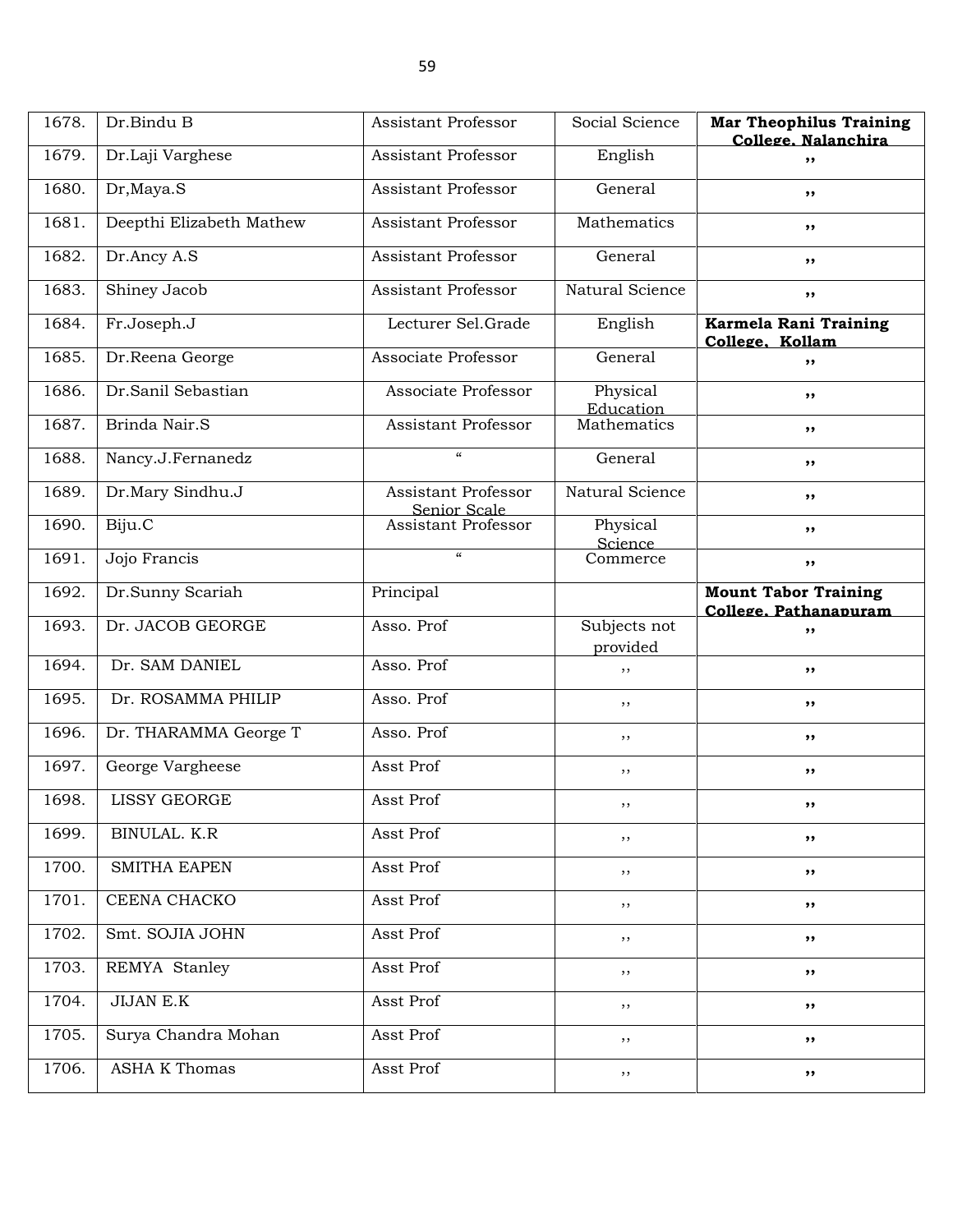| 1678. | Dr.Bindu B | Assistant Professor | Social Science | **Mar Theophilus Training College, Nalanchira** |
|---|---|---|---|---|
| 1679. | Dr.Laji Varghese | Assistant Professor | English | ,, |
| 1680. | Dr,Maya.S | Assistant Professor | General | ,, |
| 1681. | Deepthi Elizabeth Mathew | Assistant Professor | Mathematics | ,, |
| 1682. | Dr.Ancy A.S | Assistant Professor | General | ,, |
| 1683. | Shiney Jacob | Assistant Professor | Natural Science | ,, |
| 1684. | Fr.Joseph.J | Lecturer Sel.Grade | English | **Karmela Rani Training College, Kollam** |
| 1685. | Dr.Reena George | Associate Professor | General | ,, |
| 1686. | Dr.Sanil Sebastian | Associate Professor | Physical Education | ,, |
| 1687. | Brinda Nair.S | Assistant Professor | Mathematics | ,, |
| 1688. | Nancy.J.Fernanedz | " | General | ,, |
| 1689. | Dr.Mary Sindhu.J | Assistant Professor Senior Scale | Natural Science | ,, |
| 1690. | Biju.C | Assistant Professor | Physical Science | ,, |
| 1691. | Jojo Francis | " | Commerce | ,, |
| 1692. | Dr.Sunny Scariah | Principal | | **Mount Tabor Training College, Pathanapuram** |
| 1693. | Dr. JACOB GEORGE | Asso. Prof | Subjects not provided | ,, |
| 1694. | Dr. SAM DANIEL | Asso. Prof | ,, | ,, |
| 1695. | Dr. ROSAMMA PHILIP | Asso. Prof | ,, | ,, |
| 1696. | Dr. THARAMMA George T | Asso. Prof | ,, | ,, |
| 1697. | George Varghese | Asst Prof | ,, | ,, |
| 1698. | LISSY GEORGE | Asst Prof | ,, | ,, |
| 1699. | BINULAL. K.R | Asst Prof | ,, | ,, |
| 1700. | SMITHA EAPEN | Asst Prof | ,, | ,, |
| 1701. | CEENA CHACKO | Asst Prof | ,, | ,, |
| 1702. | Smt. SOJIA JOHN | Asst Prof | ,, | ,, |
| 1703. | REMYA Stanley | Asst Prof | ,, | ,, |
| 1704. | JIJAN E.K | Asst Prof | ,, | ,, |
| 1705. | Surya Chandra Mohan | Asst Prof | ,, | ,, |
| 1706. | ASHA K Thomas | Asst Prof | ,, | ,, |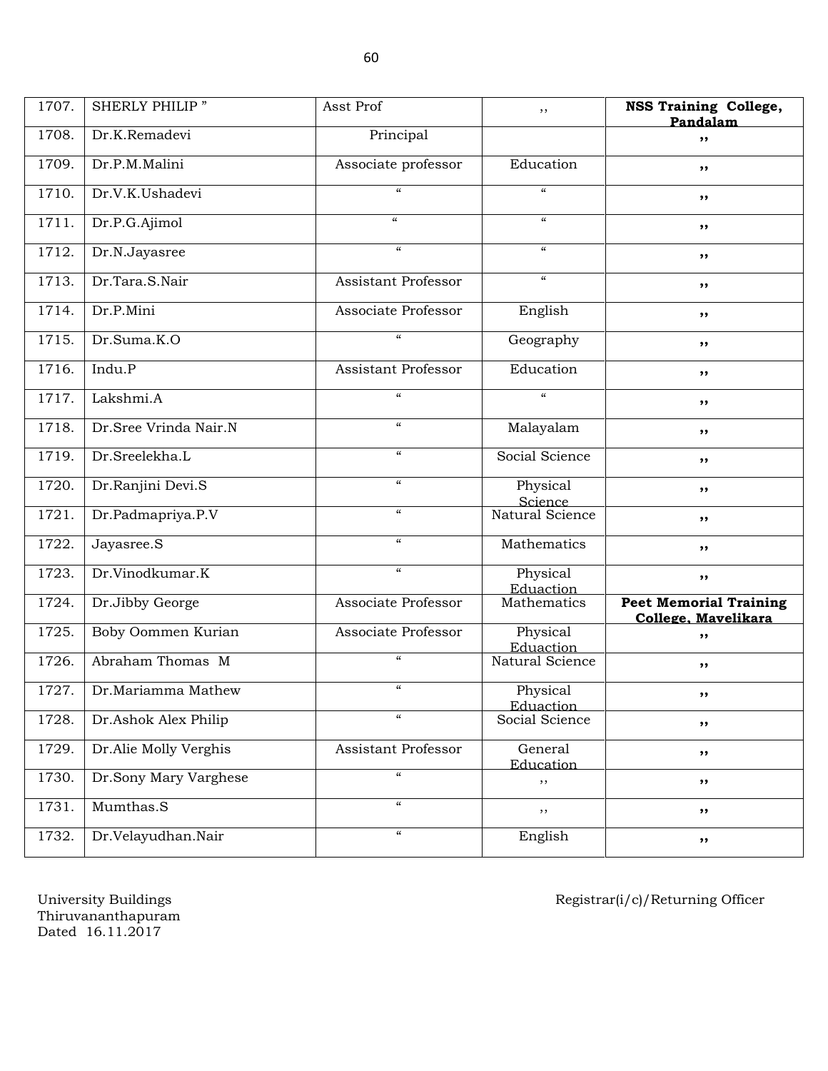| | | | | |
|---|---|---|---|---|
| 1707. | SHERLY PHILIP ” | Asst Prof | ,, | **NSS Training College, Pandalam** |
| 1708. | Dr.K.Remadevi | Principal | | ,, |
| 1709. | Dr.P.M.Malini | Associate professor | Education | ,, |
| 1710. | Dr.V.K.Ushadevi | “ | “ | ,, |
| 1711. | Dr.P.G.Ajimol | “ | “ | ,, |
| 1712. | Dr.N.Jayasree | “ | “ | ,, |
| 1713. | Dr.Tara.S.Nair | Assistant Professor | “ | ,, |
| 1714. | Dr.P.Mini | Associate Professor | English | ,, |
| 1715. | Dr.Suma.K.O | “ | Geography | ,, |
| 1716. | Indu.P | Assistant Professor | Education | ,, |
| 1717. | Lakshmi.A | “ | “ | ,, |
| 1718. | Dr.Sree Vrinda Nair.N | “ | Malayalam | ,, |
| 1719. | Dr.Sreelekha.L | “ | Social Science | ,, |
| 1720. | Dr.Ranjini Devi.S | “ | Physical Science | ,, |
| 1721. | Dr.Padmapriya.P.V | “ | Natural Science | ,, |
| 1722. | Jayasree.S | “ | Mathematics | ,, |
| 1723. | Dr.Vinodkumar.K | “ | Physical Eduaction | ,, |
| 1724. | Dr.Jibby George | Associate Professor | Mathematics | **Peet Memorial Training College, Mavelikara** |
| 1725. | Boby Oommen Kurian | Associate Professor | Physical Eduaction | ,, |
| 1726. | Abraham Thomas M | “ | Natural Science | ,, |
| 1727. | Dr.Mariamma Mathew | “ | Physical Eduaction | ,, |
| 1728. | Dr.Ashok Alex Philip | “ | Social Science | ,, |
| 1729. | Dr.Alie Molly Verghis | Assistant Professor | General Education | ,, |
| 1730. | Dr.Sony Mary Varghese | “ | ,, | ,, |
| 1731. | Mumthas.S | “ | ,, | ,, |
| 1732. | Dr.Velayudhan.Nair | “ | English | ,, |

University Buildings
Thiruvananthapuram
Dated 16.11.2017

Registrar(i/c)/Returning Officer